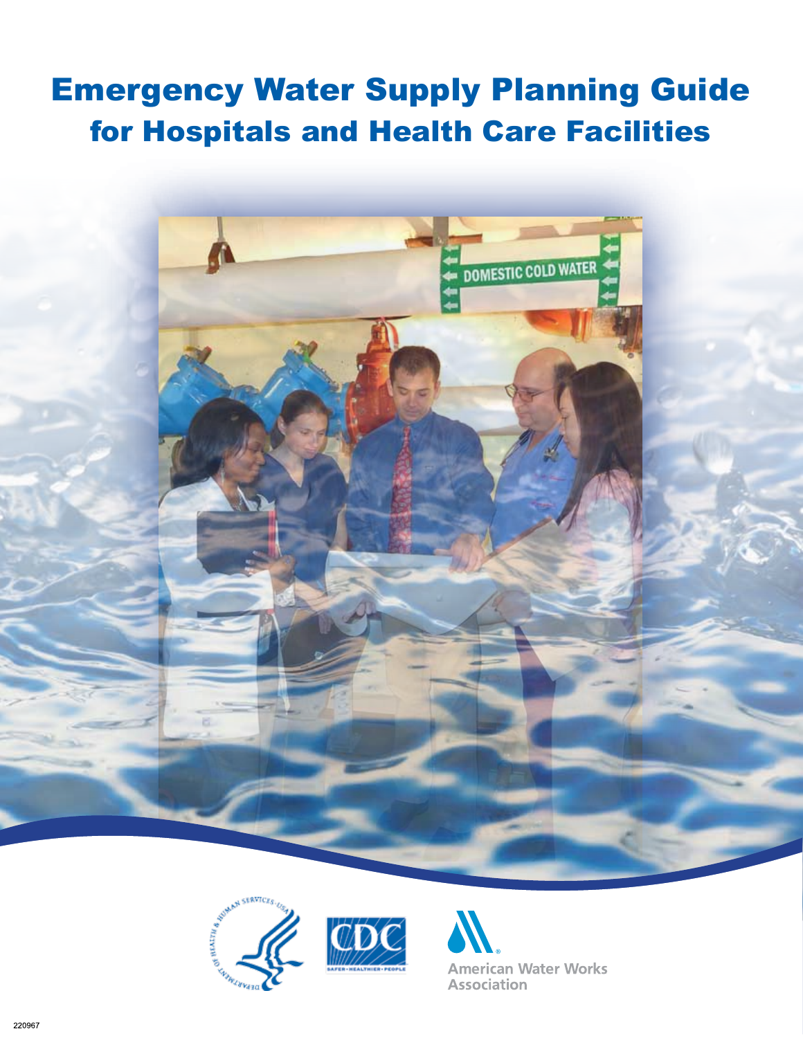# Emergency Water Supply Planning Guide for Hospitals and Health Care Facilities

American Water Works Association

220967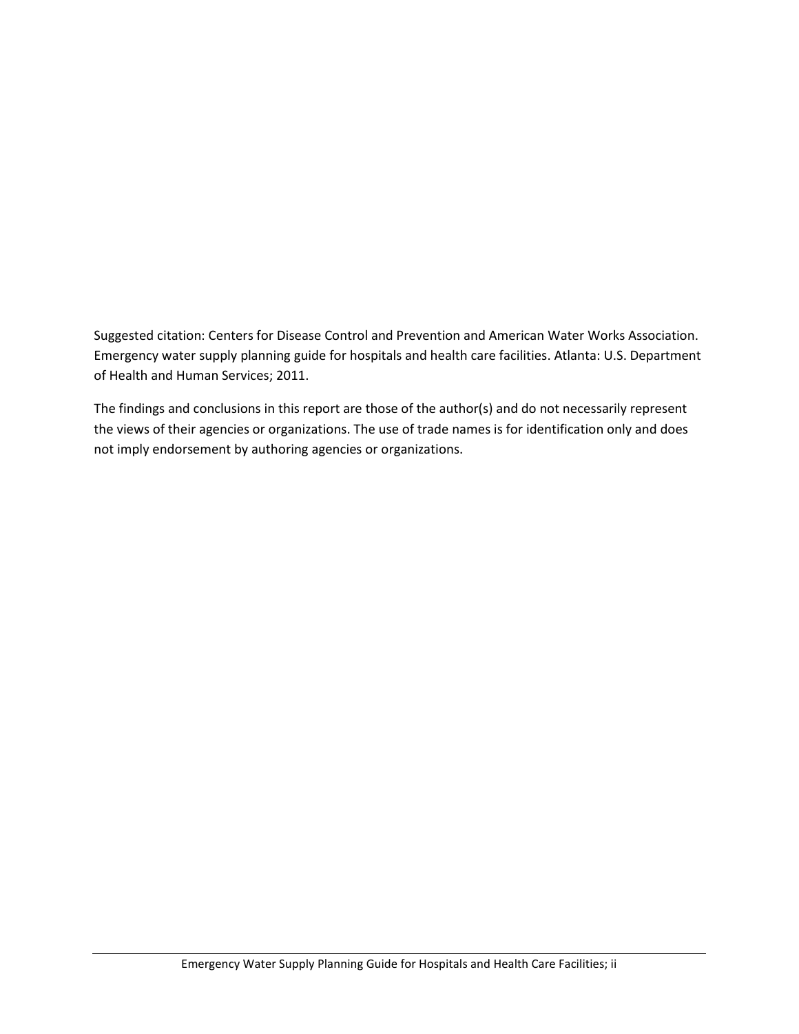Suggested citation: Centers for Disease Control and Prevention and American Water Works Association. Emergency water supply planning guide for hospitals and health care facilities. Atlanta: U.S. Department of Health and Human Services; 2011.

The findings and conclusions in this report are those of the author(s) and do not necessarily represent the views of their agencies or organizations. The use of trade names is for identification only and does not imply endorsement by authoring agencies or organizations.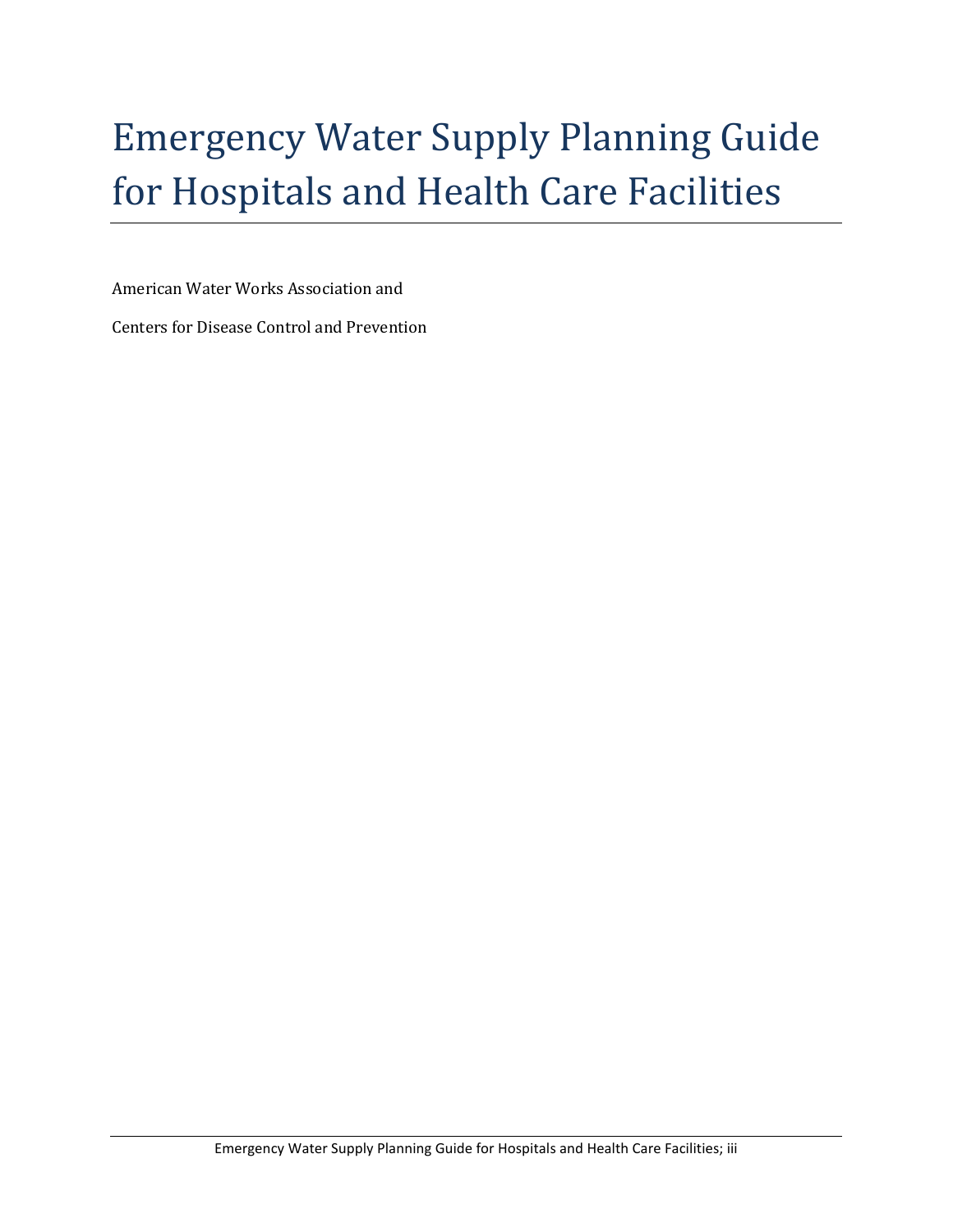# Emergency Water Supply Planning Guide for Hospitals and Health Care Facilities

American Water Works Association and

Centers for Disease Control and Prevention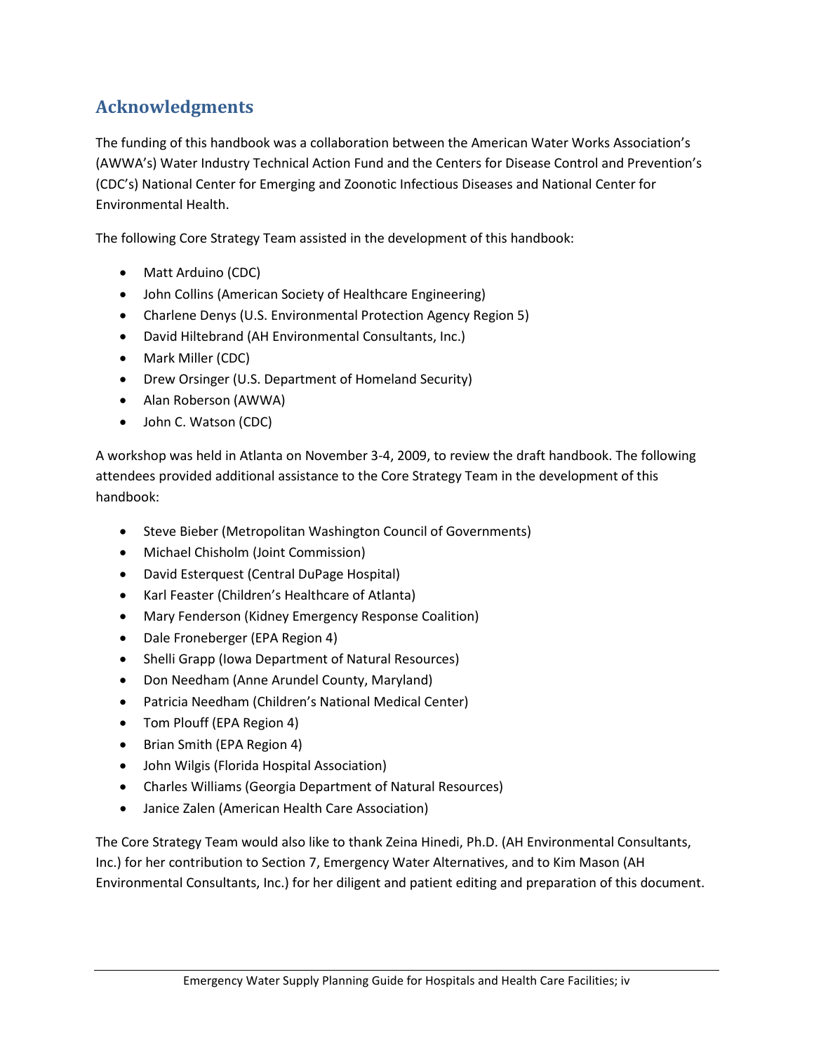## Acknowledgments

The funding of this handbook was a collaboration between the American Water Works Association's (AWWA's) Water Industry Technical Action Fund and the Centers for Disease Control and Prevention's (CDC's) National Center for Emerging and Zoonotic Infectious Diseases and National Center for Environmental Health.

The following Core Strategy Team assisted in the development of this handbook:

- Matt Arduino (CDC)
- John Collins (American Society of Healthcare Engineering)
- Charlene Denys (U.S. Environmental Protection Agency Region 5)
- David Hiltebrand (AH Environmental Consultants, Inc.)
- Mark Miller (CDC)
- Drew Orsinger (U.S. Department of Homeland Security)
- Alan Roberson (AWWA)
- John C. Watson (CDC)

A workshop was held in Atlanta on November 3-4, 2009, to review the draft handbook. The following attendees provided additional assistance to the Core Strategy Team in the development of this handbook:

- Steve Bieber (Metropolitan Washington Council of Governments)
- Michael Chisholm (Joint Commission)
- David Esterquest (Central DuPage Hospital)
- Karl Feaster (Children's Healthcare of Atlanta)
- Mary Fenderson (Kidney Emergency Response Coalition)
- Dale Froneberger (EPA Region 4)
- Shelli Grapp (Iowa Department of Natural Resources)
- Don Needham (Anne Arundel County, Maryland)
- Patricia Needham (Children's National Medical Center)
- Tom Plouff (EPA Region 4)
- Brian Smith (EPA Region 4)
- John Wilgis (Florida Hospital Association)
- Charles Williams (Georgia Department of Natural Resources)
- Janice Zalen (American Health Care Association)

The Core Strategy Team would also like to thank Zeina Hinedi, Ph.D. (AH Environmental Consultants, Inc.) for her contribution to Section 7, Emergency Water Alternatives, and to Kim Mason (AH Environmental Consultants, Inc.) for her diligent and patient editing and preparation of this document.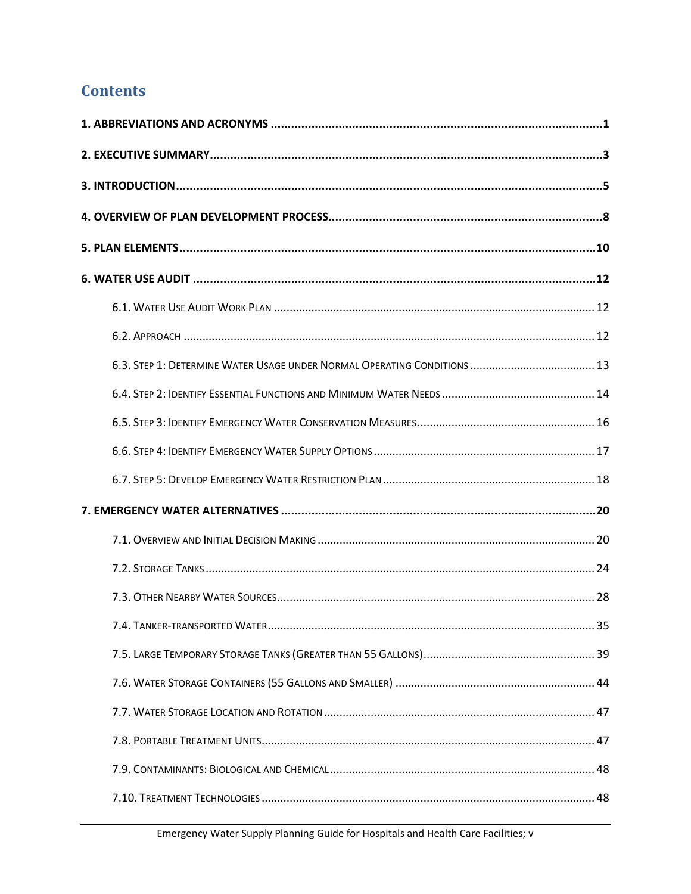## Contents

**1. ABBREVIATIONS AND ACRONYMS** .......... **1**

**2. EXECUTIVE SUMMARY** .......... **3**

**3. INTRODUCTION** .......... **5**

**4. OVERVIEW OF PLAN DEVELOPMENT PROCESS** .......... **8**

**5. PLAN ELEMENTS** .......... **10**

**6. WATER USE AUDIT** .......... **12**

- 6.1. Water Use Audit Work Plan .......... 12
- 6.2. Approach .......... 12
- 6.3. Step 1: Determine Water Usage under Normal Operating Conditions .......... 13
- 6.4. Step 2: Identify Essential Functions and Minimum Water Needs .......... 14
- 6.5. Step 3: Identify Emergency Water Conservation Measures .......... 16
- 6.6. Step 4: Identify Emergency Water Supply Options .......... 17
- 6.7. Step 5: Develop Emergency Water Restriction Plan .......... 18

**7. EMERGENCY WATER ALTERNATIVES** .......... **20**

- 7.1. Overview and Initial Decision Making .......... 20
- 7.2. Storage Tanks .......... 24
- 7.3. Other Nearby Water Sources .......... 28
- 7.4. Tanker-transported Water .......... 35
- 7.5. Large Temporary Storage Tanks (Greater than 55 Gallons) .......... 39
- 7.6. Water Storage Containers (55 Gallons and Smaller) .......... 44
- 7.7. Water Storage Location and Rotation .......... 47
- 7.8. Portable Treatment Units .......... 47
- 7.9. Contaminants: Biological and Chemical .......... 48
- 7.10. Treatment Technologies .......... 48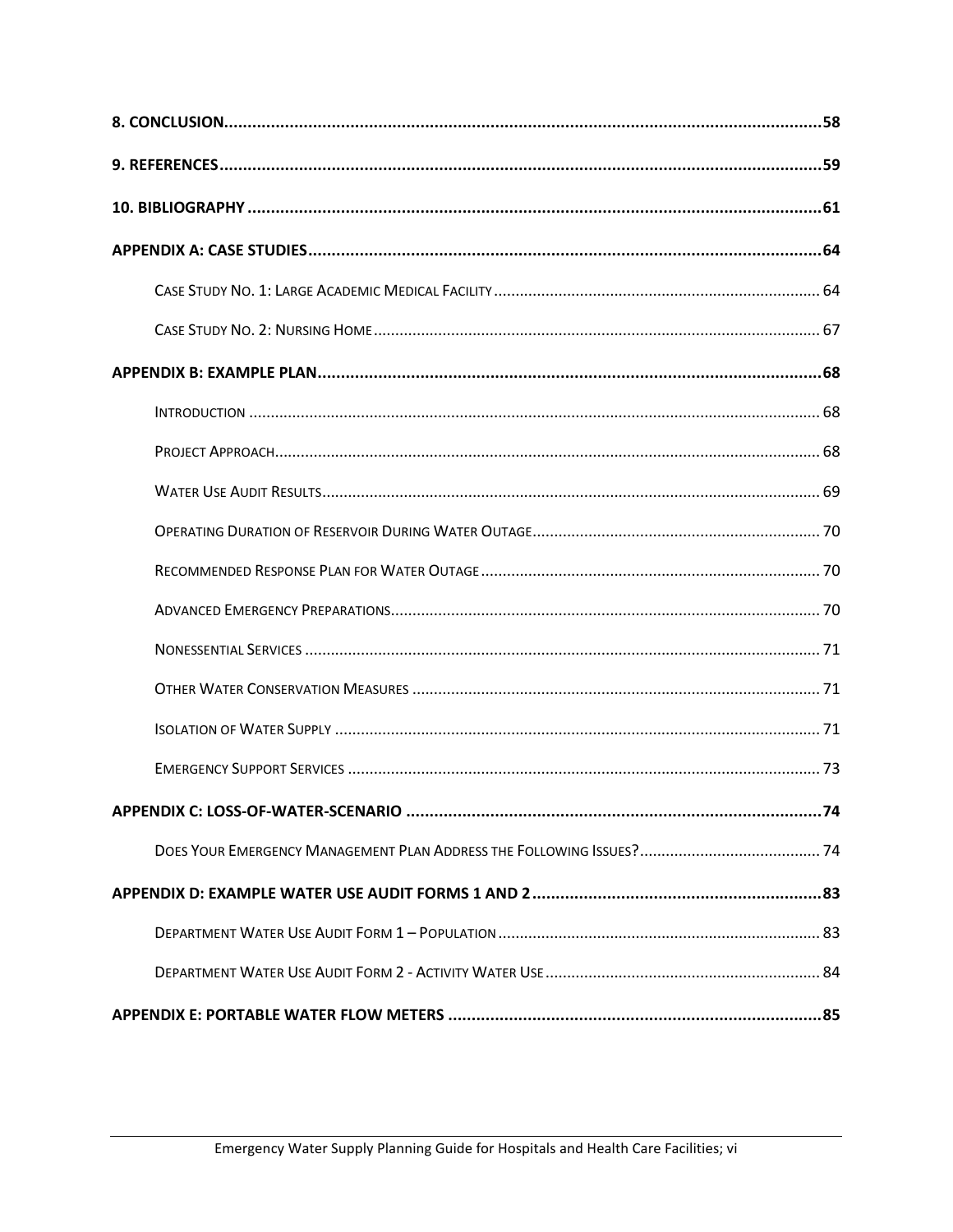8. CONCLUSION .......... 58

9. REFERENCES .......... 59

10. BIBLIOGRAPHY .......... 61

APPENDIX A: CASE STUDIES .......... 64

- Case Study No. 1: Large Academic Medical Facility .......... 64
- Case Study No. 2: Nursing Home .......... 67

APPENDIX B: EXAMPLE PLAN .......... 68

- Introduction .......... 68
- Project Approach .......... 68
- Water Use Audit Results .......... 69
- Operating Duration of Reservoir During Water Outage .......... 70
- Recommended Response Plan for Water Outage .......... 70
- Advanced Emergency Preparations .......... 70
- Nonessential Services .......... 71
- Other Water Conservation Measures .......... 71
- Isolation of Water Supply .......... 71
- Emergency Support Services .......... 73

APPENDIX C: LOSS-OF-WATER-SCENARIO .......... 74

- Does Your Emergency Management Plan Address the Following Issues? .......... 74

APPENDIX D: EXAMPLE WATER USE AUDIT FORMS 1 AND 2 .......... 83

- Department Water Use Audit Form 1 – Population .......... 83
- Department Water Use Audit Form 2 - Activity Water Use .......... 84

APPENDIX E: PORTABLE WATER FLOW METERS .......... 85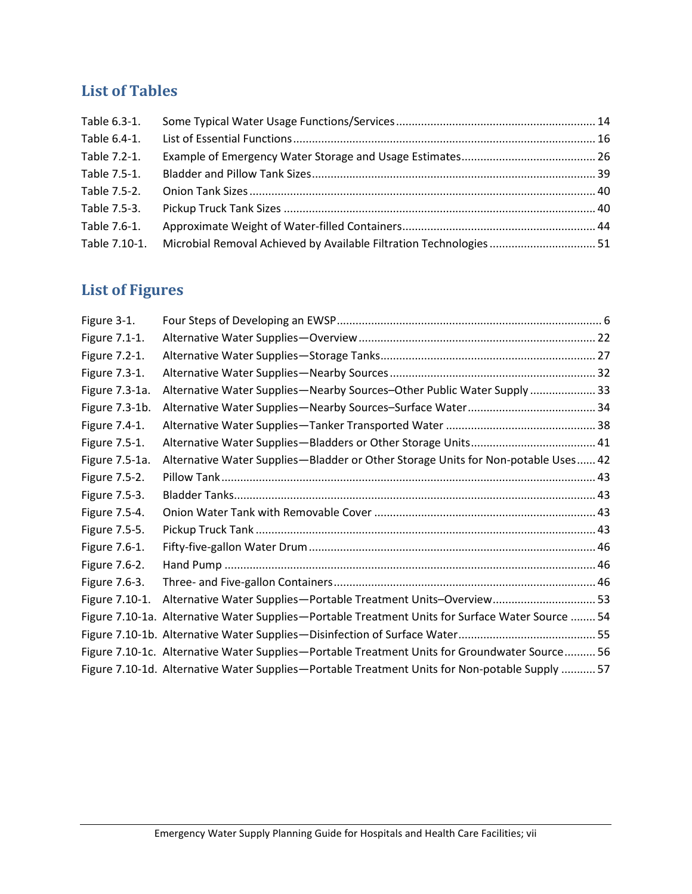## List of Tables

| | | |
|---|---|---|
| Table 6.3-1. | Some Typical Water Usage Functions/Services | 14 |
| Table 6.4-1. | List of Essential Functions | 16 |
| Table 7.2-1. | Example of Emergency Water Storage and Usage Estimates | 26 |
| Table 7.5-1. | Bladder and Pillow Tank Sizes | 39 |
| Table 7.5-2. | Onion Tank Sizes | 40 |
| Table 7.5-3. | Pickup Truck Tank Sizes | 40 |
| Table 7.6-1. | Approximate Weight of Water-filled Containers | 44 |
| Table 7.10-1. | Microbial Removal Achieved by Available Filtration Technologies | 51 |

## List of Figures

| | | |
|---|---|---|
| Figure 3-1. | Four Steps of Developing an EWSP | 6 |
| Figure 7.1-1. | Alternative Water Supplies—Overview | 22 |
| Figure 7.2-1. | Alternative Water Supplies—Storage Tanks | 27 |
| Figure 7.3-1. | Alternative Water Supplies—Nearby Sources | 32 |
| Figure 7.3-1a. | Alternative Water Supplies—Nearby Sources–Other Public Water Supply | 33 |
| Figure 7.3-1b. | Alternative Water Supplies—Nearby Sources–Surface Water | 34 |
| Figure 7.4-1. | Alternative Water Supplies—Tanker Transported Water | 38 |
| Figure 7.5-1. | Alternative Water Supplies—Bladders or Other Storage Units | 41 |
| Figure 7.5-1a. | Alternative Water Supplies—Bladder or Other Storage Units for Non-potable Uses | 42 |
| Figure 7.5-2. | Pillow Tank | 43 |
| Figure 7.5-3. | Bladder Tanks | 43 |
| Figure 7.5-4. | Onion Water Tank with Removable Cover | 43 |
| Figure 7.5-5. | Pickup Truck Tank | 43 |
| Figure 7.6-1. | Fifty-five-gallon Water Drum | 46 |
| Figure 7.6-2. | Hand Pump | 46 |
| Figure 7.6-3. | Three- and Five-gallon Containers | 46 |
| Figure 7.10-1. | Alternative Water Supplies—Portable Treatment Units–Overview | 53 |
| Figure 7.10-1a. | Alternative Water Supplies—Portable Treatment Units for Surface Water Source | 54 |
| Figure 7.10-1b. | Alternative Water Supplies—Disinfection of Surface Water | 55 |
| Figure 7.10-1c. | Alternative Water Supplies—Portable Treatment Units for Groundwater Source | 56 |
| Figure 7.10-1d. | Alternative Water Supplies—Portable Treatment Units for Non-potable Supply | 57 |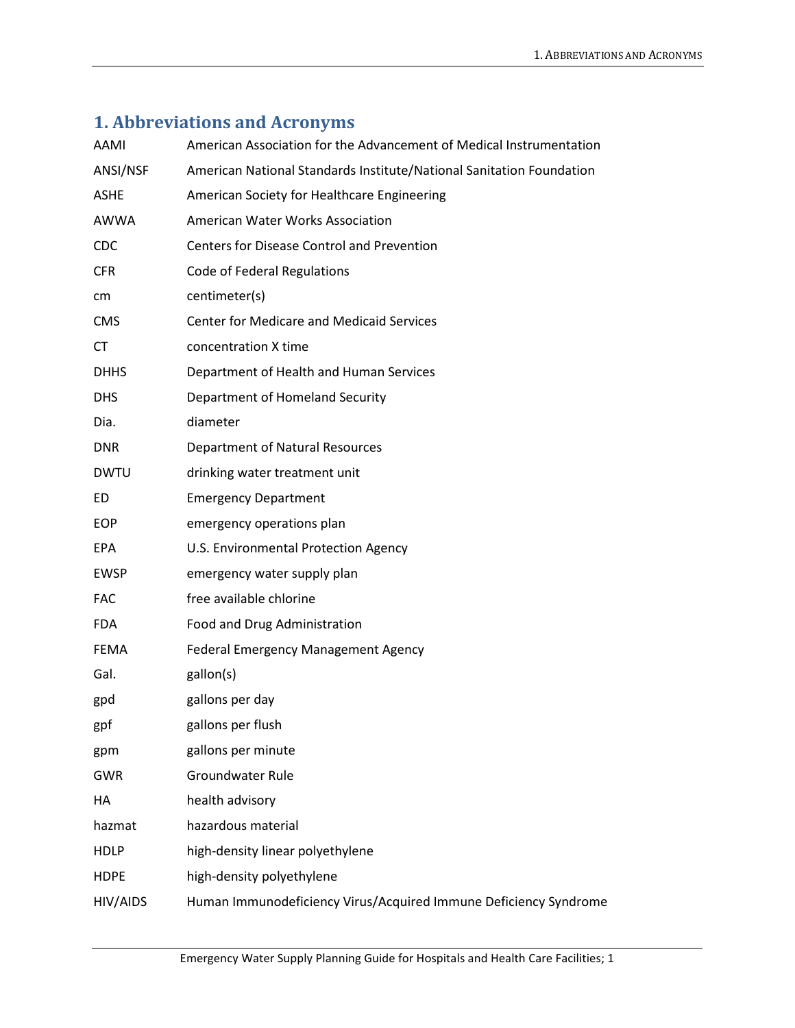# 1. Abbreviations and Acronyms

| | |
|---|---|
| AAMI | American Association for the Advancement of Medical Instrumentation |
| ANSI/NSF | American National Standards Institute/National Sanitation Foundation |
| ASHE | American Society for Healthcare Engineering |
| AWWA | American Water Works Association |
| CDC | Centers for Disease Control and Prevention |
| CFR | Code of Federal Regulations |
| cm | centimeter(s) |
| CMS | Center for Medicare and Medicaid Services |
| CT | concentration X time |
| DHHS | Department of Health and Human Services |
| DHS | Department of Homeland Security |
| Dia. | diameter |
| DNR | Department of Natural Resources |
| DWTU | drinking water treatment unit |
| ED | Emergency Department |
| EOP | emergency operations plan |
| EPA | U.S. Environmental Protection Agency |
| EWSP | emergency water supply plan |
| FAC | free available chlorine |
| FDA | Food and Drug Administration |
| FEMA | Federal Emergency Management Agency |
| Gal. | gallon(s) |
| gpd | gallons per day |
| gpf | gallons per flush |
| gpm | gallons per minute |
| GWR | Groundwater Rule |
| HA | health advisory |
| hazmat | hazardous material |
| HDLP | high-density linear polyethylene |
| HDPE | high-density polyethylene |
| HIV/AIDS | Human Immunodeficiency Virus/Acquired Immune Deficiency Syndrome |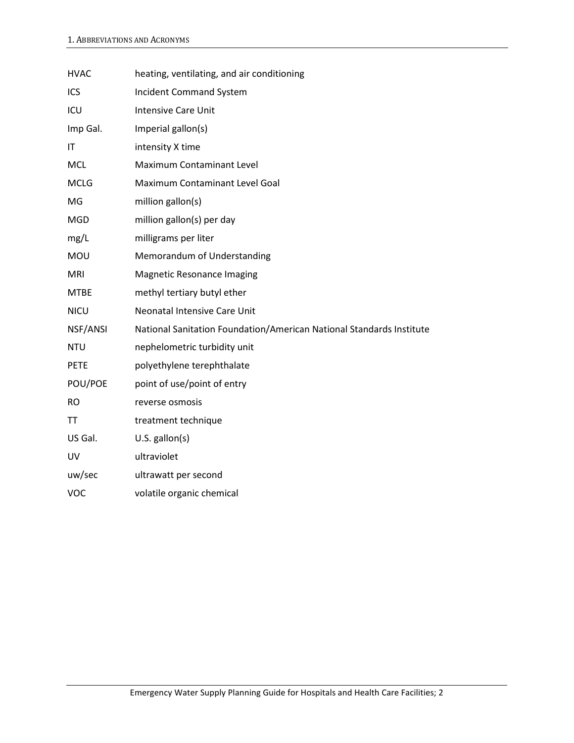| | |
|---|---|
| HVAC | heating, ventilating, and air conditioning |
| ICS | Incident Command System |
| ICU | Intensive Care Unit |
| Imp Gal. | Imperial gallon(s) |
| IT | intensity X time |
| MCL | Maximum Contaminant Level |
| MCLG | Maximum Contaminant Level Goal |
| MG | million gallon(s) |
| MGD | million gallon(s) per day |
| mg/L | milligrams per liter |
| MOU | Memorandum of Understanding |
| MRI | Magnetic Resonance Imaging |
| MTBE | methyl tertiary butyl ether |
| NICU | Neonatal Intensive Care Unit |
| NSF/ANSI | National Sanitation Foundation/American National Standards Institute |
| NTU | nephelometric turbidity unit |
| PETE | polyethylene terephthalate |
| POU/POE | point of use/point of entry |
| RO | reverse osmosis |
| TT | treatment technique |
| US Gal. | U.S. gallon(s) |
| UV | ultraviolet |
| uw/sec | ultrawatt per second |
| VOC | volatile organic chemical |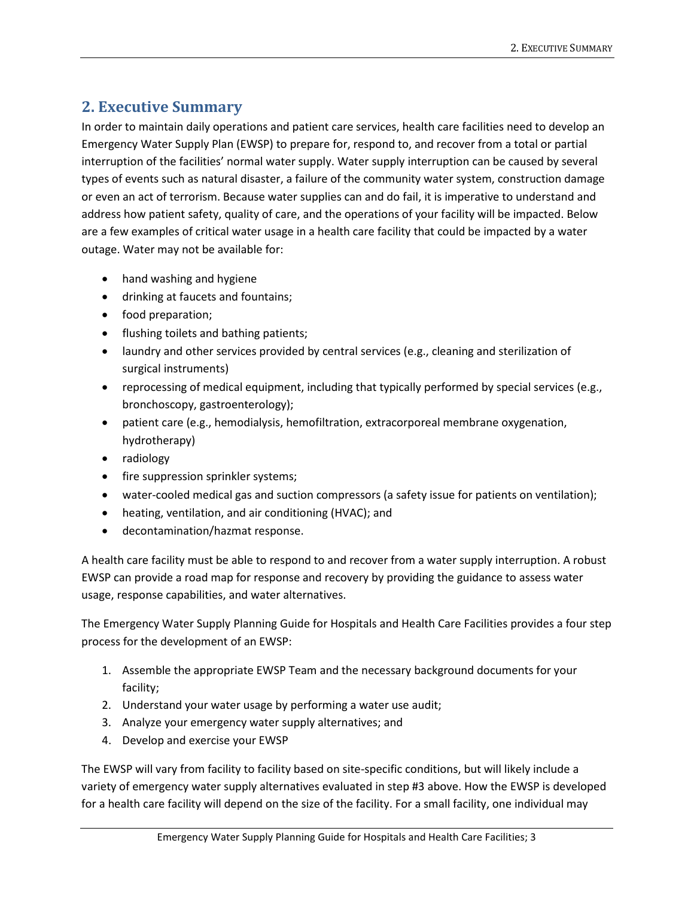## 2. Executive Summary

In order to maintain daily operations and patient care services, health care facilities need to develop an Emergency Water Supply Plan (EWSP) to prepare for, respond to, and recover from a total or partial interruption of the facilities' normal water supply. Water supply interruption can be caused by several types of events such as natural disaster, a failure of the community water system, construction damage or even an act of terrorism. Because water supplies can and do fail, it is imperative to understand and address how patient safety, quality of care, and the operations of your facility will be impacted. Below are a few examples of critical water usage in a health care facility that could be impacted by a water outage. Water may not be available for:

- hand washing and hygiene
- drinking at faucets and fountains;
- food preparation;
- flushing toilets and bathing patients;
- laundry and other services provided by central services (e.g., cleaning and sterilization of surgical instruments)
- reprocessing of medical equipment, including that typically performed by special services (e.g., bronchoscopy, gastroenterology);
- patient care (e.g., hemodialysis, hemofiltration, extracorporeal membrane oxygenation, hydrotherapy)
- radiology
- fire suppression sprinkler systems;
- water-cooled medical gas and suction compressors (a safety issue for patients on ventilation);
- heating, ventilation, and air conditioning (HVAC); and
- decontamination/hazmat response.

A health care facility must be able to respond to and recover from a water supply interruption. A robust EWSP can provide a road map for response and recovery by providing the guidance to assess water usage, response capabilities, and water alternatives.

The Emergency Water Supply Planning Guide for Hospitals and Health Care Facilities provides a four step process for the development of an EWSP:

1. Assemble the appropriate EWSP Team and the necessary background documents for your facility;
2. Understand your water usage by performing a water use audit;
3. Analyze your emergency water supply alternatives; and
4. Develop and exercise your EWSP

The EWSP will vary from facility to facility based on site-specific conditions, but will likely include a variety of emergency water supply alternatives evaluated in step #3 above. How the EWSP is developed for a health care facility will depend on the size of the facility. For a small facility, one individual may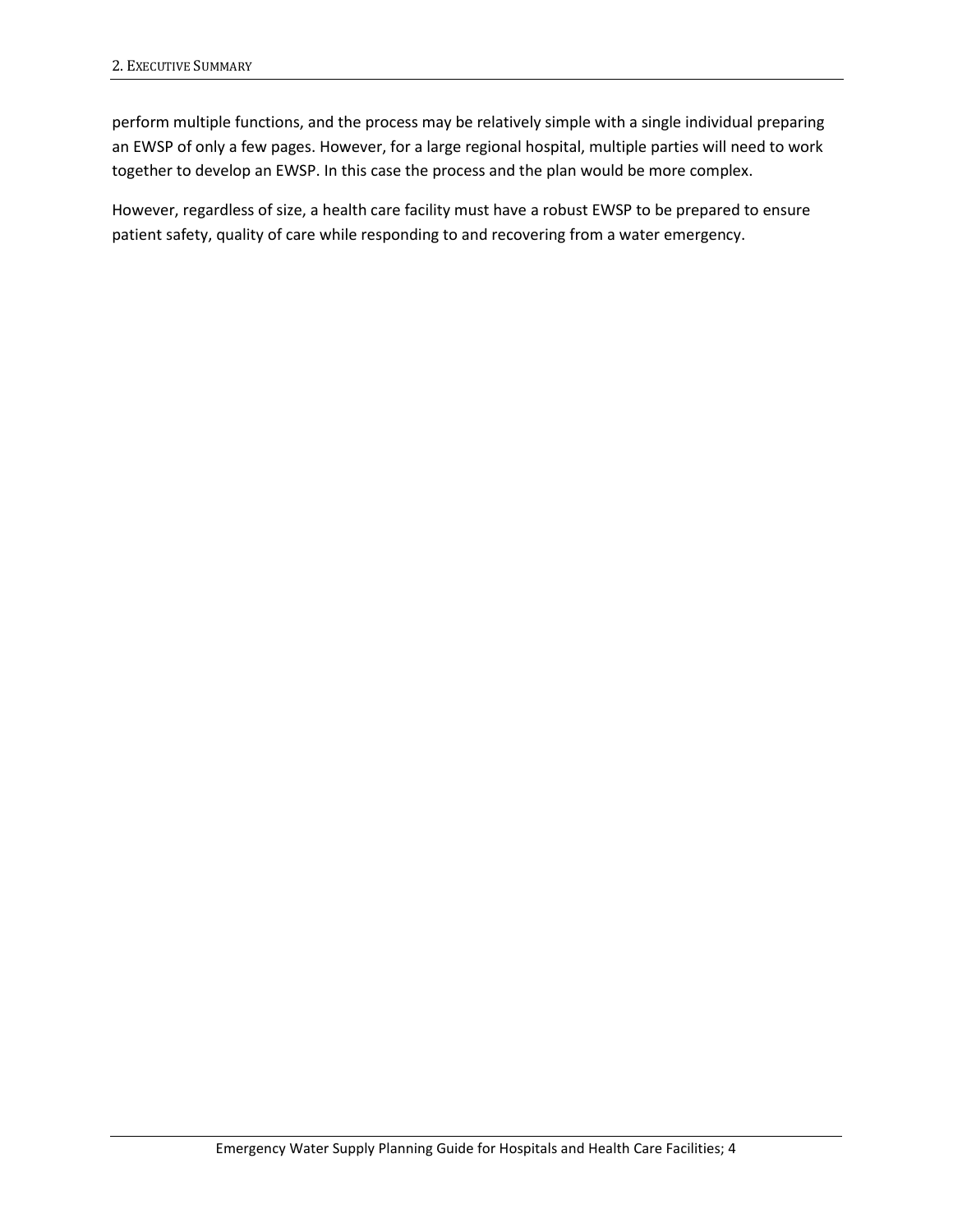perform multiple functions, and the process may be relatively simple with a single individual preparing an EWSP of only a few pages. However, for a large regional hospital, multiple parties will need to work together to develop an EWSP. In this case the process and the plan would be more complex.

However, regardless of size, a health care facility must have a robust EWSP to be prepared to ensure patient safety, quality of care while responding to and recovering from a water emergency.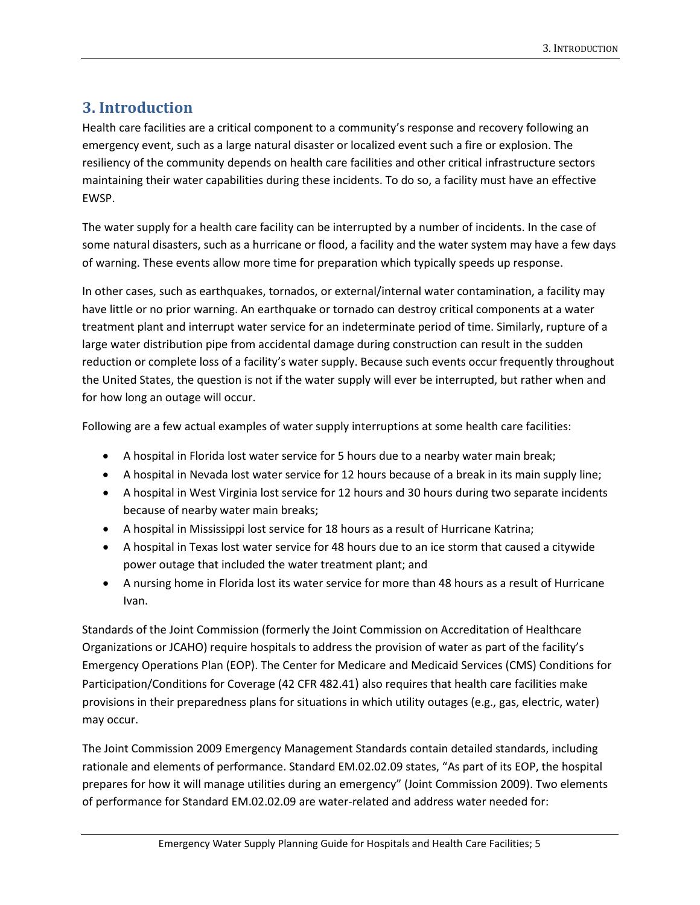# 3. Introduction

Health care facilities are a critical component to a community's response and recovery following an emergency event, such as a large natural disaster or localized event such a fire or explosion. The resiliency of the community depends on health care facilities and other critical infrastructure sectors maintaining their water capabilities during these incidents. To do so, a facility must have an effective EWSP.

The water supply for a health care facility can be interrupted by a number of incidents. In the case of some natural disasters, such as a hurricane or flood, a facility and the water system may have a few days of warning. These events allow more time for preparation which typically speeds up response.

In other cases, such as earthquakes, tornados, or external/internal water contamination, a facility may have little or no prior warning. An earthquake or tornado can destroy critical components at a water treatment plant and interrupt water service for an indeterminate period of time. Similarly, rupture of a large water distribution pipe from accidental damage during construction can result in the sudden reduction or complete loss of a facility's water supply. Because such events occur frequently throughout the United States, the question is not if the water supply will ever be interrupted, but rather when and for how long an outage will occur.

Following are a few actual examples of water supply interruptions at some health care facilities:

- A hospital in Florida lost water service for 5 hours due to a nearby water main break;
- A hospital in Nevada lost water service for 12 hours because of a break in its main supply line;
- A hospital in West Virginia lost service for 12 hours and 30 hours during two separate incidents because of nearby water main breaks;
- A hospital in Mississippi lost service for 18 hours as a result of Hurricane Katrina;
- A hospital in Texas lost water service for 48 hours due to an ice storm that caused a citywide power outage that included the water treatment plant; and
- A nursing home in Florida lost its water service for more than 48 hours as a result of Hurricane Ivan.

Standards of the Joint Commission (formerly the Joint Commission on Accreditation of Healthcare Organizations or JCAHO) require hospitals to address the provision of water as part of the facility's Emergency Operations Plan (EOP). The Center for Medicare and Medicaid Services (CMS) Conditions for Participation/Conditions for Coverage (42 CFR 482.41) also requires that health care facilities make provisions in their preparedness plans for situations in which utility outages (e.g., gas, electric, water) may occur.

The Joint Commission 2009 Emergency Management Standards contain detailed standards, including rationale and elements of performance. Standard EM.02.02.09 states, "As part of its EOP, the hospital prepares for how it will manage utilities during an emergency" (Joint Commission 2009). Two elements of performance for Standard EM.02.02.09 are water-related and address water needed for: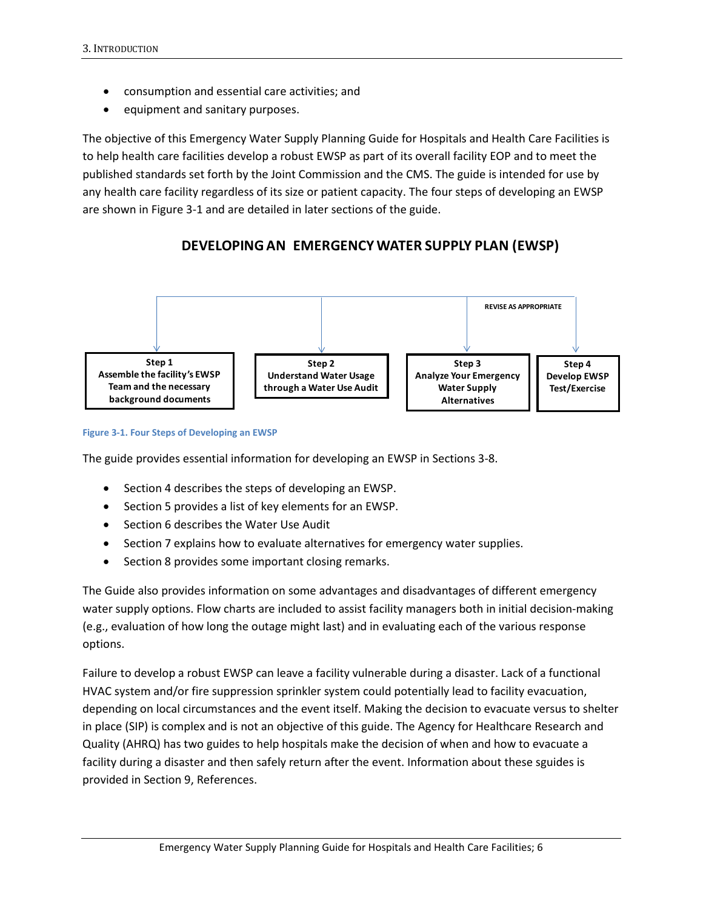- consumption and essential care activities; and
- equipment and sanitary purposes.

The objective of this Emergency Water Supply Planning Guide for Hospitals and Health Care Facilities is to help health care facilities develop a robust EWSP as part of its overall facility EOP and to meet the published standards set forth by the Joint Commission and the CMS. The guide is intended for use by any health care facility regardless of its size or patient capacity. The four steps of developing an EWSP are shown in Figure 3-1 and are detailed in later sections of the guide.

**DEVELOPING AN EMERGENCY WATER SUPPLY PLAN (EWSP)**

REVISE AS APPROPRIATE

**Step 1**
**Assemble the facility's EWSP Team and the necessary background documents**

**Step 2**
**Understand Water Usage through a Water Use Audit**

**Step 3**
**Analyze Your Emergency Water Supply Alternatives**

**Step 4**
**Develop EWSP Test/Exercise**

Figure 3-1. Four Steps of Developing an EWSP

The guide provides essential information for developing an EWSP in Sections 3-8.

- Section 4 describes the steps of developing an EWSP.
- Section 5 provides a list of key elements for an EWSP.
- Section 6 describes the Water Use Audit
- Section 7 explains how to evaluate alternatives for emergency water supplies.
- Section 8 provides some important closing remarks.

The Guide also provides information on some advantages and disadvantages of different emergency water supply options. Flow charts are included to assist facility managers both in initial decision-making (e.g., evaluation of how long the outage might last) and in evaluating each of the various response options.

Failure to develop a robust EWSP can leave a facility vulnerable during a disaster. Lack of a functional HVAC system and/or fire suppression sprinkler system could potentially lead to facility evacuation, depending on local circumstances and the event itself. Making the decision to evacuate versus to shelter in place (SIP) is complex and is not an objective of this guide. The Agency for Healthcare Research and Quality (AHRQ) has two guides to help hospitals make the decision of when and how to evacuate a facility during a disaster and then safely return after the event. Information about these sguides is provided in Section 9, References.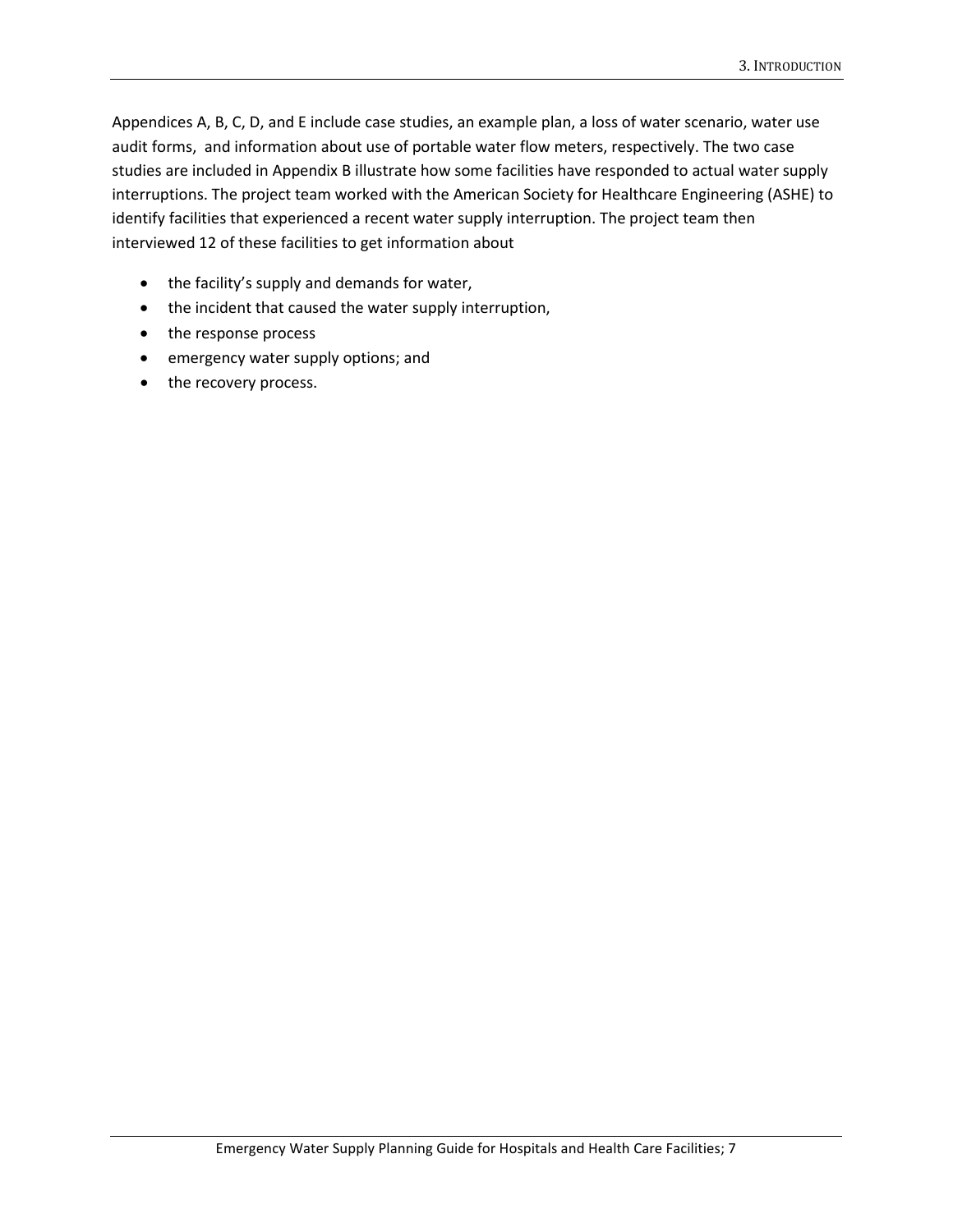Appendices A, B, C, D, and E include case studies, an example plan, a loss of water scenario, water use audit forms, and information about use of portable water flow meters, respectively. The two case studies are included in Appendix B illustrate how some facilities have responded to actual water supply interruptions. The project team worked with the American Society for Healthcare Engineering (ASHE) to identify facilities that experienced a recent water supply interruption. The project team then interviewed 12 of these facilities to get information about

- the facility's supply and demands for water,
- the incident that caused the water supply interruption,
- the response process
- emergency water supply options; and
- the recovery process.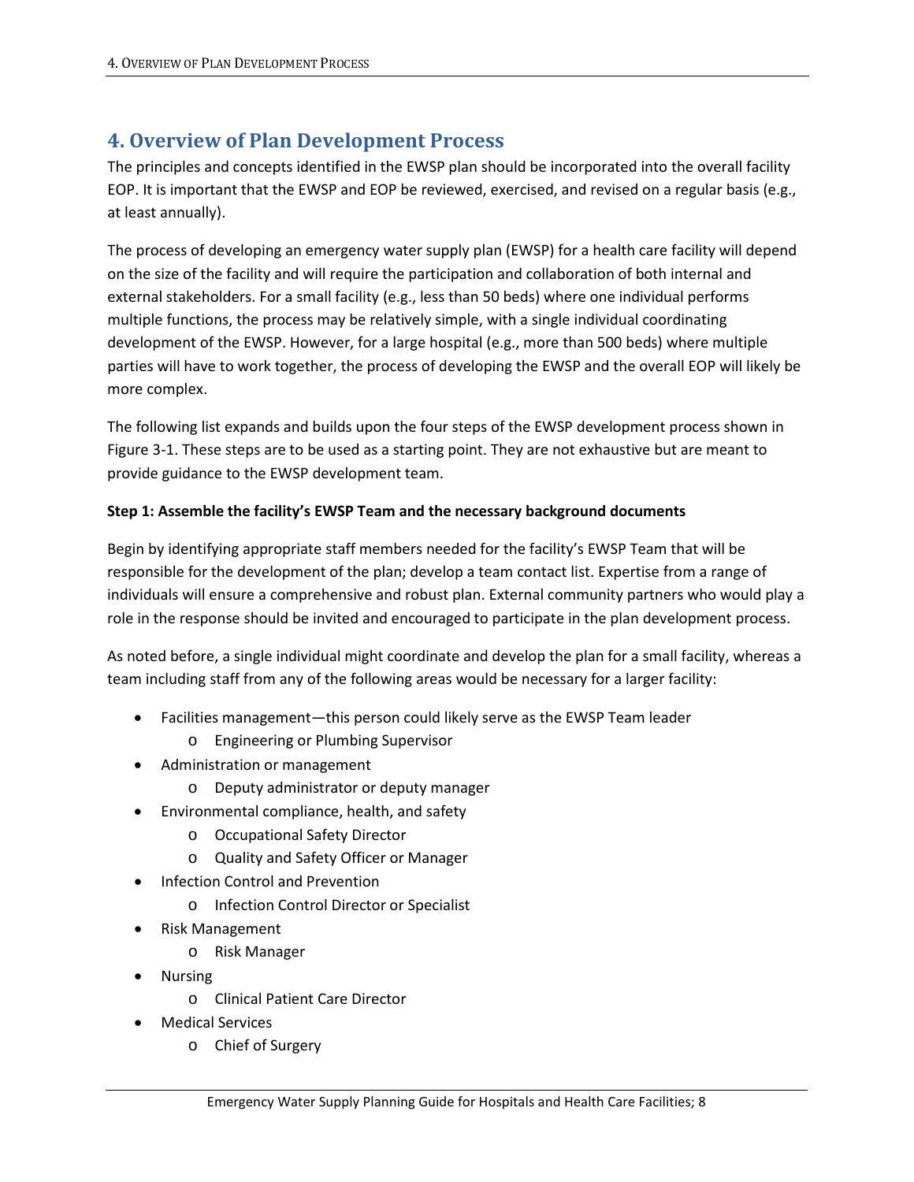# 4. Overview of Plan Development Process

The principles and concepts identified in the EWSP plan should be incorporated into the overall facility EOP. It is important that the EWSP and EOP be reviewed, exercised, and revised on a regular basis (e.g., at least annually).

The process of developing an emergency water supply plan (EWSP) for a health care facility will depend on the size of the facility and will require the participation and collaboration of both internal and external stakeholders. For a small facility (e.g., less than 50 beds) where one individual performs multiple functions, the process may be relatively simple, with a single individual coordinating development of the EWSP. However, for a large hospital (e.g., more than 500 beds) where multiple parties will have to work together, the process of developing the EWSP and the overall EOP will likely be more complex.

The following list expands and builds upon the four steps of the EWSP development process shown in Figure 3-1. These steps are to be used as a starting point. They are not exhaustive but are meant to provide guidance to the EWSP development team.

**Step 1: Assemble the facility's EWSP Team and the necessary background documents**

Begin by identifying appropriate staff members needed for the facility's EWSP Team that will be responsible for the development of the plan; develop a team contact list. Expertise from a range of individuals will ensure a comprehensive and robust plan. External community partners who would play a role in the response should be invited and encouraged to participate in the plan development process.

As noted before, a single individual might coordinate and develop the plan for a small facility, whereas a team including staff from any of the following areas would be necessary for a larger facility:

- Facilities management—this person could likely serve as the EWSP Team leader
    - Engineering or Plumbing Supervisor
- Administration or management
    - Deputy administrator or deputy manager
- Environmental compliance, health, and safety
    - Occupational Safety Director
    - Quality and Safety Officer or Manager
- Infection Control and Prevention
    - Infection Control Director or Specialist
- Risk Management
    - Risk Manager
- Nursing
    - Clinical Patient Care Director
- Medical Services
    - Chief of Surgery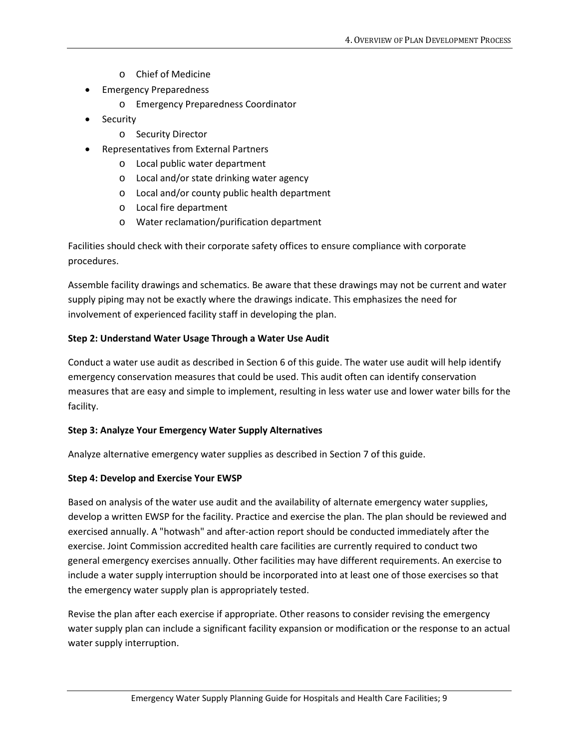- Chief of Medicine
- Emergency Preparedness
  - Emergency Preparedness Coordinator
- Security
  - Security Director
- Representatives from External Partners
  - Local public water department
  - Local and/or state drinking water agency
  - Local and/or county public health department
  - Local fire department
  - Water reclamation/purification department

Facilities should check with their corporate safety offices to ensure compliance with corporate procedures.

Assemble facility drawings and schematics. Be aware that these drawings may not be current and water supply piping may not be exactly where the drawings indicate. This emphasizes the need for involvement of experienced facility staff in developing the plan.

**Step 2: Understand Water Usage Through a Water Use Audit**

Conduct a water use audit as described in Section 6 of this guide. The water use audit will help identify emergency conservation measures that could be used. This audit often can identify conservation measures that are easy and simple to implement, resulting in less water use and lower water bills for the facility.

**Step 3: Analyze Your Emergency Water Supply Alternatives**

Analyze alternative emergency water supplies as described in Section 7 of this guide.

**Step 4: Develop and Exercise Your EWSP**

Based on analysis of the water use audit and the availability of alternate emergency water supplies, develop a written EWSP for the facility. Practice and exercise the plan. The plan should be reviewed and exercised annually. A "hotwash" and after-action report should be conducted immediately after the exercise. Joint Commission accredited health care facilities are currently required to conduct two general emergency exercises annually. Other facilities may have different requirements. An exercise to include a water supply interruption should be incorporated into at least one of those exercises so that the emergency water supply plan is appropriately tested.

Revise the plan after each exercise if appropriate. Other reasons to consider revising the emergency water supply plan can include a significant facility expansion or modification or the response to an actual water supply interruption.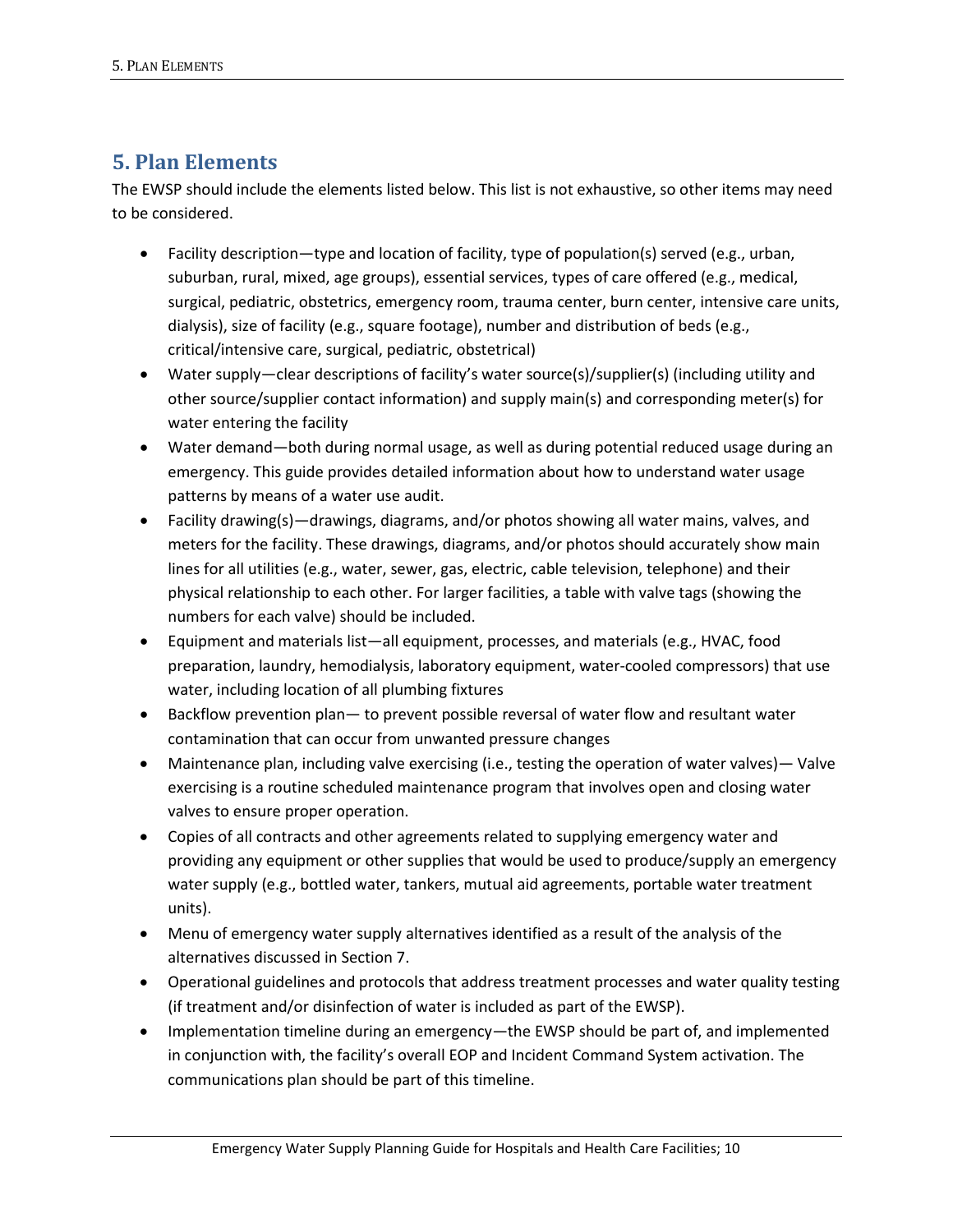## 5. Plan Elements

The EWSP should include the elements listed below. This list is not exhaustive, so other items may need to be considered.

- Facility description—type and location of facility, type of population(s) served (e.g., urban, suburban, rural, mixed, age groups), essential services, types of care offered (e.g., medical, surgical, pediatric, obstetrics, emergency room, trauma center, burn center, intensive care units, dialysis), size of facility (e.g., square footage), number and distribution of beds (e.g., critical/intensive care, surgical, pediatric, obstetrical)
- Water supply—clear descriptions of facility's water source(s)/supplier(s) (including utility and other source/supplier contact information) and supply main(s) and corresponding meter(s) for water entering the facility
- Water demand—both during normal usage, as well as during potential reduced usage during an emergency. This guide provides detailed information about how to understand water usage patterns by means of a water use audit.
- Facility drawing(s)—drawings, diagrams, and/or photos showing all water mains, valves, and meters for the facility. These drawings, diagrams, and/or photos should accurately show main lines for all utilities (e.g., water, sewer, gas, electric, cable television, telephone) and their physical relationship to each other. For larger facilities, a table with valve tags (showing the numbers for each valve) should be included.
- Equipment and materials list—all equipment, processes, and materials (e.g., HVAC, food preparation, laundry, hemodialysis, laboratory equipment, water-cooled compressors) that use water, including location of all plumbing fixtures
- Backflow prevention plan— to prevent possible reversal of water flow and resultant water contamination that can occur from unwanted pressure changes
- Maintenance plan, including valve exercising (i.e., testing the operation of water valves)— Valve exercising is a routine scheduled maintenance program that involves open and closing water valves to ensure proper operation.
- Copies of all contracts and other agreements related to supplying emergency water and providing any equipment or other supplies that would be used to produce/supply an emergency water supply (e.g., bottled water, tankers, mutual aid agreements, portable water treatment units).
- Menu of emergency water supply alternatives identified as a result of the analysis of the alternatives discussed in Section 7.
- Operational guidelines and protocols that address treatment processes and water quality testing (if treatment and/or disinfection of water is included as part of the EWSP).
- Implementation timeline during an emergency—the EWSP should be part of, and implemented in conjunction with, the facility's overall EOP and Incident Command System activation. The communications plan should be part of this timeline.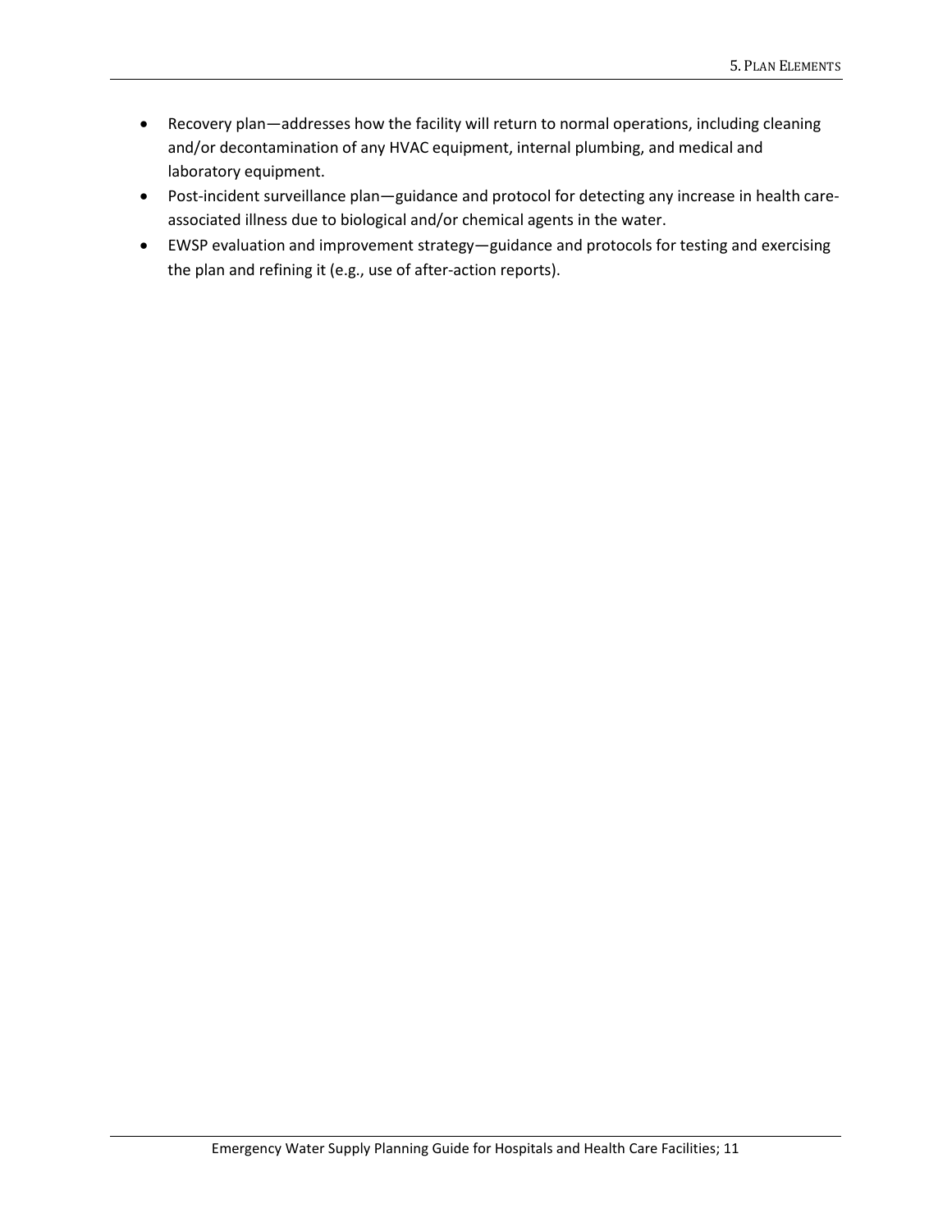- Recovery plan—addresses how the facility will return to normal operations, including cleaning and/or decontamination of any HVAC equipment, internal plumbing, and medical and laboratory equipment.
- Post-incident surveillance plan—guidance and protocol for detecting any increase in health care-associated illness due to biological and/or chemical agents in the water.
- EWSP evaluation and improvement strategy—guidance and protocols for testing and exercising the plan and refining it (e.g., use of after-action reports).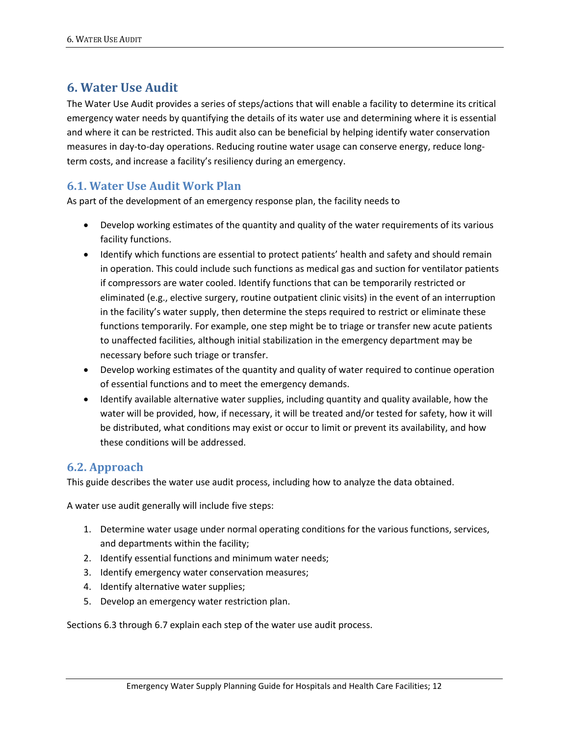# 6. Water Use Audit

The Water Use Audit provides a series of steps/actions that will enable a facility to determine its critical emergency water needs by quantifying the details of its water use and determining where it is essential and where it can be restricted. This audit also can be beneficial by helping identify water conservation measures in day-to-day operations. Reducing routine water usage can conserve energy, reduce long-term costs, and increase a facility's resiliency during an emergency.

## 6.1. Water Use Audit Work Plan

As part of the development of an emergency response plan, the facility needs to

- Develop working estimates of the quantity and quality of the water requirements of its various facility functions.
- Identify which functions are essential to protect patients' health and safety and should remain in operation. This could include such functions as medical gas and suction for ventilator patients if compressors are water cooled. Identify functions that can be temporarily restricted or eliminated (e.g., elective surgery, routine outpatient clinic visits) in the event of an interruption in the facility's water supply, then determine the steps required to restrict or eliminate these functions temporarily. For example, one step might be to triage or transfer new acute patients to unaffected facilities, although initial stabilization in the emergency department may be necessary before such triage or transfer.
- Develop working estimates of the quantity and quality of water required to continue operation of essential functions and to meet the emergency demands.
- Identify available alternative water supplies, including quantity and quality available, how the water will be provided, how, if necessary, it will be treated and/or tested for safety, how it will be distributed, what conditions may exist or occur to limit or prevent its availability, and how these conditions will be addressed.

## 6.2. Approach

This guide describes the water use audit process, including how to analyze the data obtained.

A water use audit generally will include five steps:

1. Determine water usage under normal operating conditions for the various functions, services, and departments within the facility;
2. Identify essential functions and minimum water needs;
3. Identify emergency water conservation measures;
4. Identify alternative water supplies;
5. Develop an emergency water restriction plan.

Sections 6.3 through 6.7 explain each step of the water use audit process.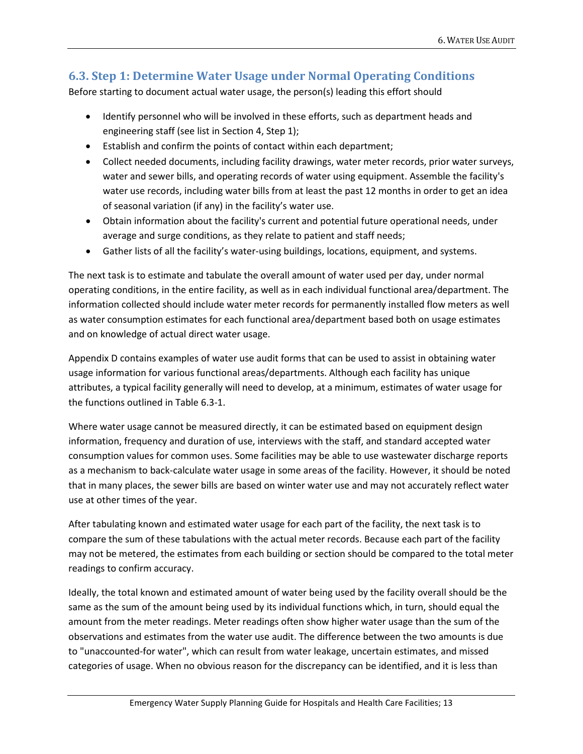## 6.3. Step 1: Determine Water Usage under Normal Operating Conditions

Before starting to document actual water usage, the person(s) leading this effort should

- Identify personnel who will be involved in these efforts, such as department heads and engineering staff (see list in Section 4, Step 1);
- Establish and confirm the points of contact within each department;
- Collect needed documents, including facility drawings, water meter records, prior water surveys, water and sewer bills, and operating records of water using equipment. Assemble the facility's water use records, including water bills from at least the past 12 months in order to get an idea of seasonal variation (if any) in the facility's water use.
- Obtain information about the facility's current and potential future operational needs, under average and surge conditions, as they relate to patient and staff needs;
- Gather lists of all the facility's water-using buildings, locations, equipment, and systems.

The next task is to estimate and tabulate the overall amount of water used per day, under normal operating conditions, in the entire facility, as well as in each individual functional area/department. The information collected should include water meter records for permanently installed flow meters as well as water consumption estimates for each functional area/department based both on usage estimates and on knowledge of actual direct water usage.

Appendix D contains examples of water use audit forms that can be used to assist in obtaining water usage information for various functional areas/departments. Although each facility has unique attributes, a typical facility generally will need to develop, at a minimum, estimates of water usage for the functions outlined in Table 6.3-1.

Where water usage cannot be measured directly, it can be estimated based on equipment design information, frequency and duration of use, interviews with the staff, and standard accepted water consumption values for common uses. Some facilities may be able to use wastewater discharge reports as a mechanism to back-calculate water usage in some areas of the facility. However, it should be noted that in many places, the sewer bills are based on winter water use and may not accurately reflect water use at other times of the year.

After tabulating known and estimated water usage for each part of the facility, the next task is to compare the sum of these tabulations with the actual meter records. Because each part of the facility may not be metered, the estimates from each building or section should be compared to the total meter readings to confirm accuracy.

Ideally, the total known and estimated amount of water being used by the facility overall should be the same as the sum of the amount being used by its individual functions which, in turn, should equal the amount from the meter readings. Meter readings often show higher water usage than the sum of the observations and estimates from the water use audit. The difference between the two amounts is due to "unaccounted-for water", which can result from water leakage, uncertain estimates, and missed categories of usage. When no obvious reason for the discrepancy can be identified, and it is less than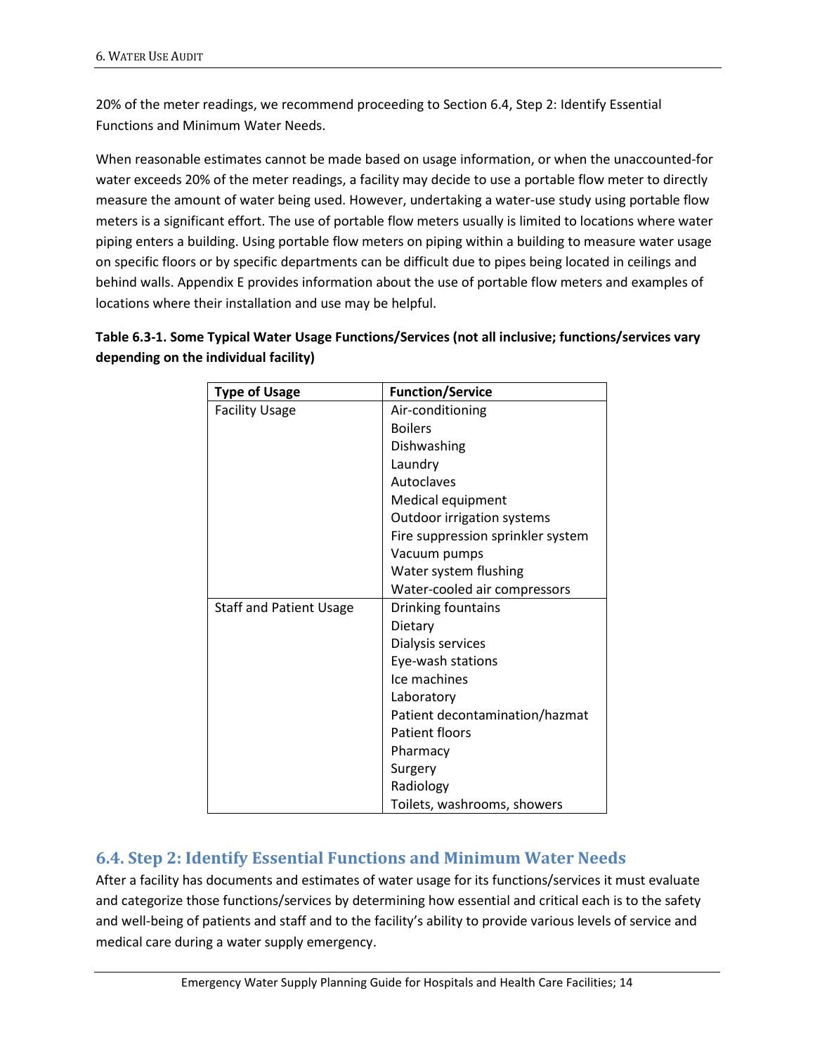20% of the meter readings, we recommend proceeding to Section 6.4, Step 2: Identify Essential Functions and Minimum Water Needs.

When reasonable estimates cannot be made based on usage information, or when the unaccounted-for water exceeds 20% of the meter readings, a facility may decide to use a portable flow meter to directly measure the amount of water being used. However, undertaking a water-use study using portable flow meters is a significant effort. The use of portable flow meters usually is limited to locations where water piping enters a building. Using portable flow meters on piping within a building to measure water usage on specific floors or by specific departments can be difficult due to pipes being located in ceilings and behind walls. Appendix E provides information about the use of portable flow meters and examples of locations where their installation and use may be helpful.

**Table 6.3-1. Some Typical Water Usage Functions/Services (not all inclusive; functions/services vary depending on the individual facility)**

| Type of Usage | Function/Service |
|---|---|
| Facility Usage | Air-conditioning |
| | Boilers |
| | Dishwashing |
| | Laundry |
| | Autoclaves |
| | Medical equipment |
| | Outdoor irrigation systems |
| | Fire suppression sprinkler system |
| | Vacuum pumps |
| | Water system flushing |
| | Water-cooled air compressors |
| Staff and Patient Usage | Drinking fountains |
| | Dietary |
| | Dialysis services |
| | Eye-wash stations |
| | Ice machines |
| | Laboratory |
| | Patient decontamination/hazmat |
| | Patient floors |
| | Pharmacy |
| | Surgery |
| | Radiology |
| | Toilets, washrooms, showers |

## 6.4. Step 2: Identify Essential Functions and Minimum Water Needs

After a facility has documents and estimates of water usage for its functions/services it must evaluate and categorize those functions/services by determining how essential and critical each is to the safety and well-being of patients and staff and to the facility's ability to provide various levels of service and medical care during a water supply emergency.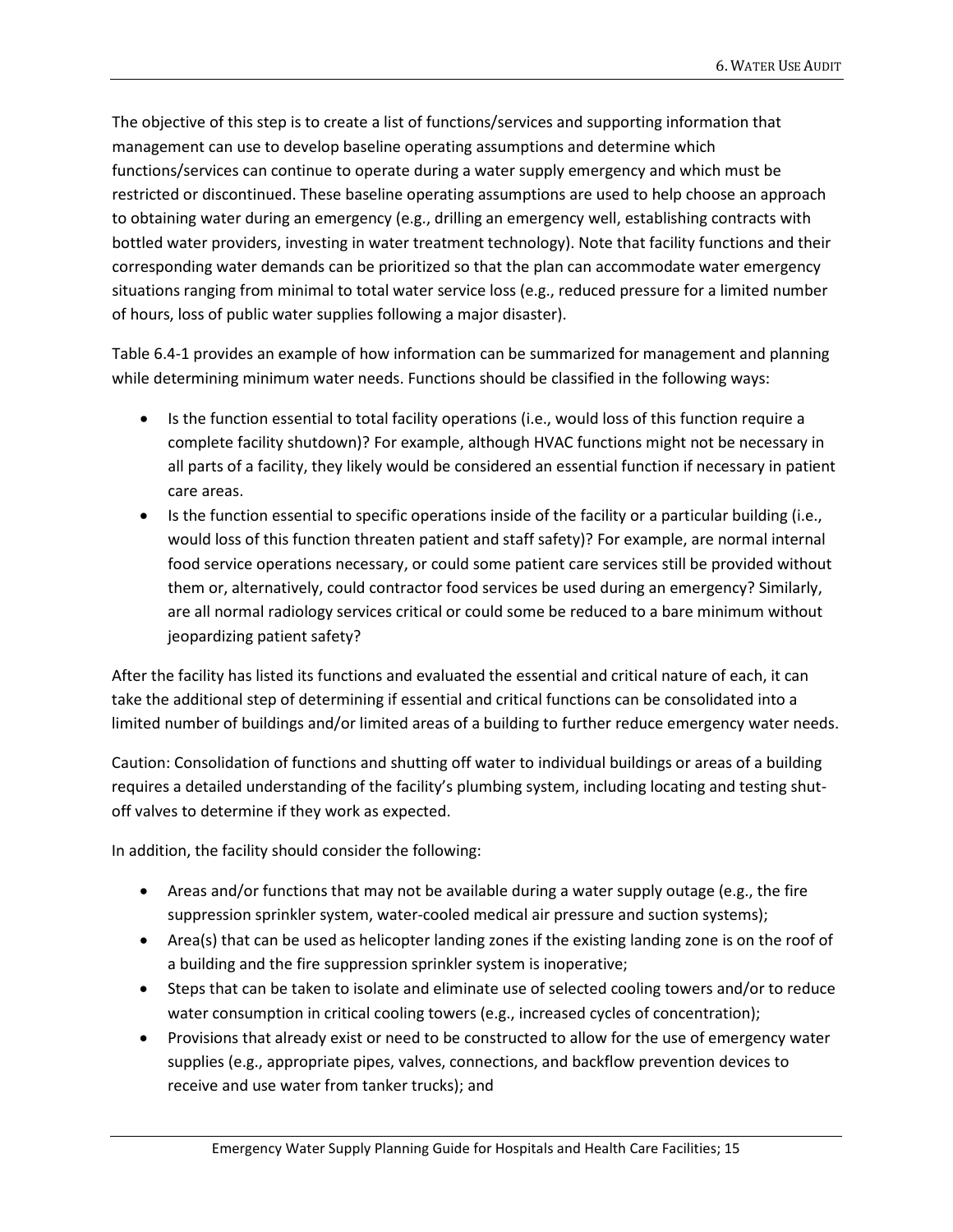The objective of this step is to create a list of functions/services and supporting information that management can use to develop baseline operating assumptions and determine which functions/services can continue to operate during a water supply emergency and which must be restricted or discontinued. These baseline operating assumptions are used to help choose an approach to obtaining water during an emergency (e.g., drilling an emergency well, establishing contracts with bottled water providers, investing in water treatment technology). Note that facility functions and their corresponding water demands can be prioritized so that the plan can accommodate water emergency situations ranging from minimal to total water service loss (e.g., reduced pressure for a limited number of hours, loss of public water supplies following a major disaster).

Table 6.4-1 provides an example of how information can be summarized for management and planning while determining minimum water needs. Functions should be classified in the following ways:

- Is the function essential to total facility operations (i.e., would loss of this function require a complete facility shutdown)? For example, although HVAC functions might not be necessary in all parts of a facility, they likely would be considered an essential function if necessary in patient care areas.
- Is the function essential to specific operations inside of the facility or a particular building (i.e., would loss of this function threaten patient and staff safety)? For example, are normal internal food service operations necessary, or could some patient care services still be provided without them or, alternatively, could contractor food services be used during an emergency? Similarly, are all normal radiology services critical or could some be reduced to a bare minimum without jeopardizing patient safety?

After the facility has listed its functions and evaluated the essential and critical nature of each, it can take the additional step of determining if essential and critical functions can be consolidated into a limited number of buildings and/or limited areas of a building to further reduce emergency water needs.

Caution: Consolidation of functions and shutting off water to individual buildings or areas of a building requires a detailed understanding of the facility's plumbing system, including locating and testing shut-off valves to determine if they work as expected.

In addition, the facility should consider the following:

- Areas and/or functions that may not be available during a water supply outage (e.g., the fire suppression sprinkler system, water-cooled medical air pressure and suction systems);
- Area(s) that can be used as helicopter landing zones if the existing landing zone is on the roof of a building and the fire suppression sprinkler system is inoperative;
- Steps that can be taken to isolate and eliminate use of selected cooling towers and/or to reduce water consumption in critical cooling towers (e.g., increased cycles of concentration);
- Provisions that already exist or need to be constructed to allow for the use of emergency water supplies (e.g., appropriate pipes, valves, connections, and backflow prevention devices to receive and use water from tanker trucks); and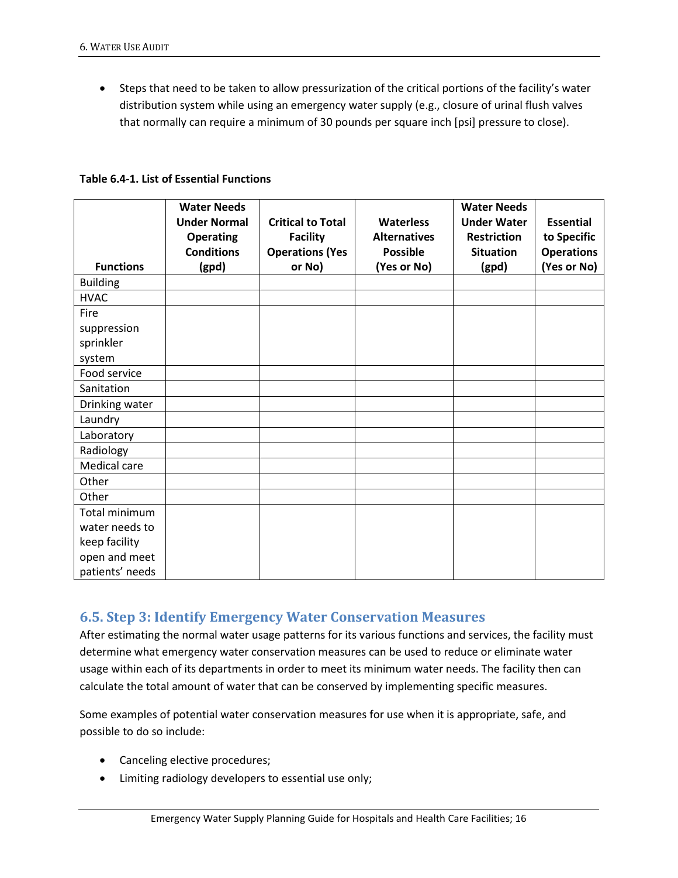- Steps that need to be taken to allow pressurization of the critical portions of the facility's water distribution system while using an emergency water supply (e.g., closure of urinal flush valves that normally can require a minimum of 30 pounds per square inch [psi] pressure to close).

**Table 6.4-1. List of Essential Functions**

| Functions | Water Needs Under Normal Operating Conditions (gpd) | Critical to Total Facility Operations (Yes or No) | Waterless Alternatives Possible (Yes or No) | Water Needs Under Water Restriction Situation (gpd) | Essential to Specific Operations (Yes or No) |
|---|---|---|---|---|---|
| Building | | | | | |
| HVAC | | | | | |
| Fire suppression sprinkler system | | | | | |
| Food service | | | | | |
| Sanitation | | | | | |
| Drinking water | | | | | |
| Laundry | | | | | |
| Laboratory | | | | | |
| Radiology | | | | | |
| Medical care | | | | | |
| Other | | | | | |
| Other | | | | | |
| Total minimum water needs to keep facility open and meet patients' needs | | | | | |

## 6.5. Step 3: Identify Emergency Water Conservation Measures

After estimating the normal water usage patterns for its various functions and services, the facility must determine what emergency water conservation measures can be used to reduce or eliminate water usage within each of its departments in order to meet its minimum water needs. The facility then can calculate the total amount of water that can be conserved by implementing specific measures.

Some examples of potential water conservation measures for use when it is appropriate, safe, and possible to do so include:

- Canceling elective procedures;
- Limiting radiology developers to essential use only;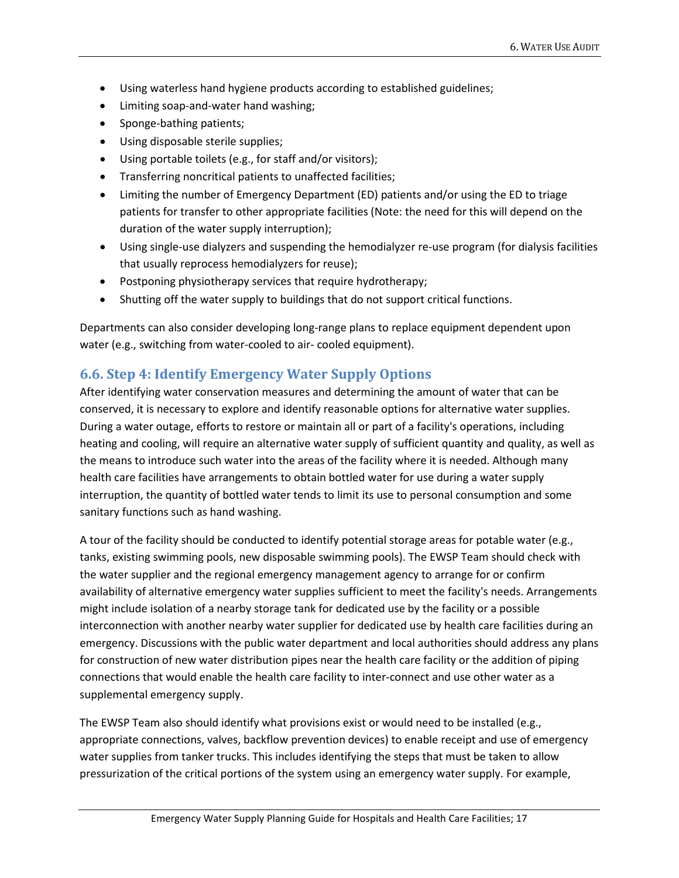- Using waterless hand hygiene products according to established guidelines;
- Limiting soap-and-water hand washing;
- Sponge-bathing patients;
- Using disposable sterile supplies;
- Using portable toilets (e.g., for staff and/or visitors);
- Transferring noncritical patients to unaffected facilities;
- Limiting the number of Emergency Department (ED) patients and/or using the ED to triage patients for transfer to other appropriate facilities (Note: the need for this will depend on the duration of the water supply interruption);
- Using single-use dialyzers and suspending the hemodialyzer re-use program (for dialysis facilities that usually reprocess hemodialyzers for reuse);
- Postponing physiotherapy services that require hydrotherapy;
- Shutting off the water supply to buildings that do not support critical functions.

Departments can also consider developing long-range plans to replace equipment dependent upon water (e.g., switching from water-cooled to air- cooled equipment).

## 6.6. Step 4: Identify Emergency Water Supply Options

After identifying water conservation measures and determining the amount of water that can be conserved, it is necessary to explore and identify reasonable options for alternative water supplies. During a water outage, efforts to restore or maintain all or part of a facility's operations, including heating and cooling, will require an alternative water supply of sufficient quantity and quality, as well as the means to introduce such water into the areas of the facility where it is needed. Although many health care facilities have arrangements to obtain bottled water for use during a water supply interruption, the quantity of bottled water tends to limit its use to personal consumption and some sanitary functions such as hand washing.

A tour of the facility should be conducted to identify potential storage areas for potable water (e.g., tanks, existing swimming pools, new disposable swimming pools). The EWSP Team should check with the water supplier and the regional emergency management agency to arrange for or confirm availability of alternative emergency water supplies sufficient to meet the facility's needs. Arrangements might include isolation of a nearby storage tank for dedicated use by the facility or a possible interconnection with another nearby water supplier for dedicated use by health care facilities during an emergency. Discussions with the public water department and local authorities should address any plans for construction of new water distribution pipes near the health care facility or the addition of piping connections that would enable the health care facility to inter-connect and use other water as a supplemental emergency supply.

The EWSP Team also should identify what provisions exist or would need to be installed (e.g., appropriate connections, valves, backflow prevention devices) to enable receipt and use of emergency water supplies from tanker trucks. This includes identifying the steps that must be taken to allow pressurization of the critical portions of the system using an emergency water supply. For example,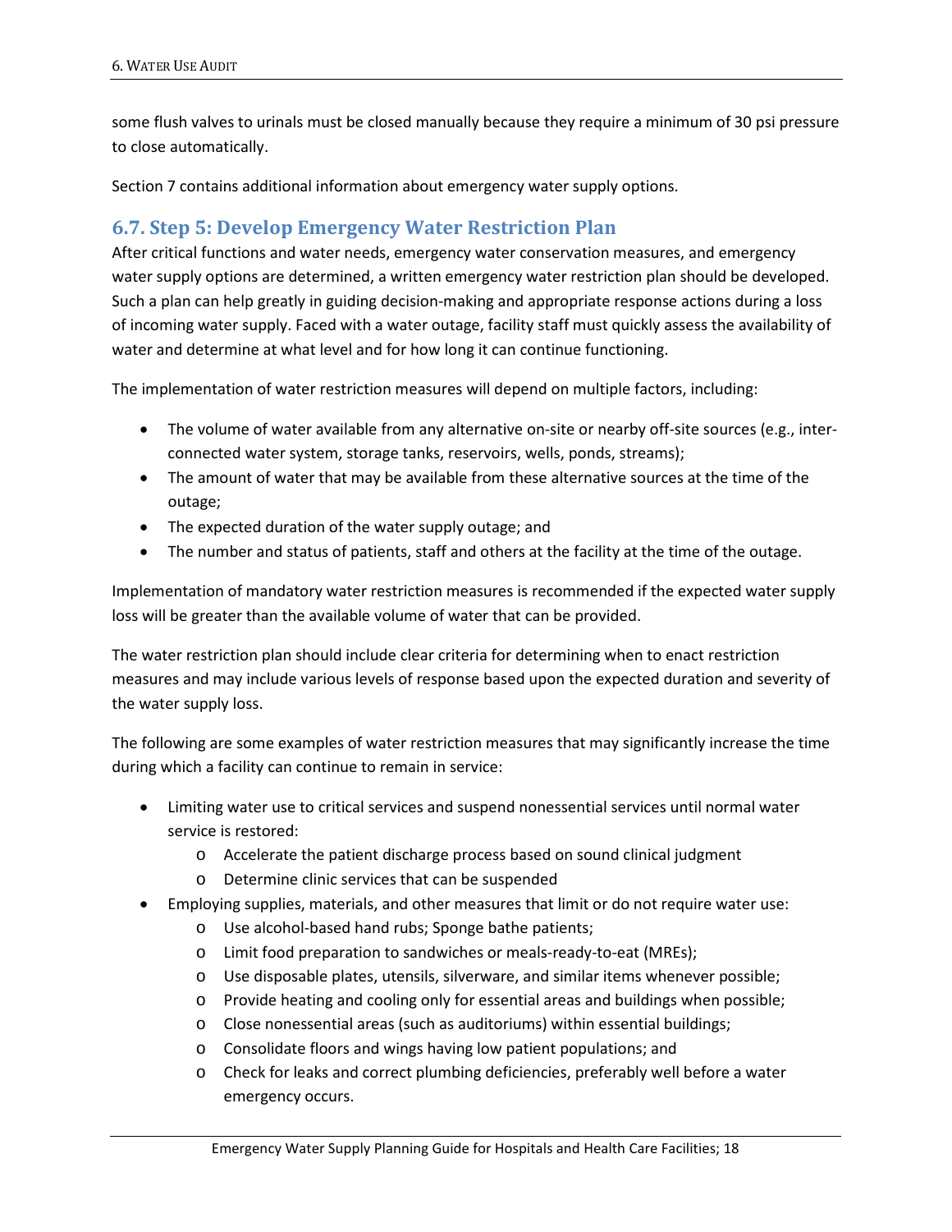some flush valves to urinals must be closed manually because they require a minimum of 30 psi pressure to close automatically.

Section 7 contains additional information about emergency water supply options.

## 6.7. Step 5: Develop Emergency Water Restriction Plan

After critical functions and water needs, emergency water conservation measures, and emergency water supply options are determined, a written emergency water restriction plan should be developed. Such a plan can help greatly in guiding decision-making and appropriate response actions during a loss of incoming water supply. Faced with a water outage, facility staff must quickly assess the availability of water and determine at what level and for how long it can continue functioning.

The implementation of water restriction measures will depend on multiple factors, including:

- The volume of water available from any alternative on-site or nearby off-site sources (e.g., inter-connected water system, storage tanks, reservoirs, wells, ponds, streams);
- The amount of water that may be available from these alternative sources at the time of the outage;
- The expected duration of the water supply outage; and
- The number and status of patients, staff and others at the facility at the time of the outage.

Implementation of mandatory water restriction measures is recommended if the expected water supply loss will be greater than the available volume of water that can be provided.

The water restriction plan should include clear criteria for determining when to enact restriction measures and may include various levels of response based upon the expected duration and severity of the water supply loss.

The following are some examples of water restriction measures that may significantly increase the time during which a facility can continue to remain in service:

- Limiting water use to critical services and suspend nonessential services until normal water service is restored:
  - Accelerate the patient discharge process based on sound clinical judgment
  - Determine clinic services that can be suspended
- Employing supplies, materials, and other measures that limit or do not require water use:
  - Use alcohol-based hand rubs; Sponge bathe patients;
  - Limit food preparation to sandwiches or meals-ready-to-eat (MREs);
  - Use disposable plates, utensils, silverware, and similar items whenever possible;
  - Provide heating and cooling only for essential areas and buildings when possible;
  - Close nonessential areas (such as auditoriums) within essential buildings;
  - Consolidate floors and wings having low patient populations; and
  - Check for leaks and correct plumbing deficiencies, preferably well before a water emergency occurs.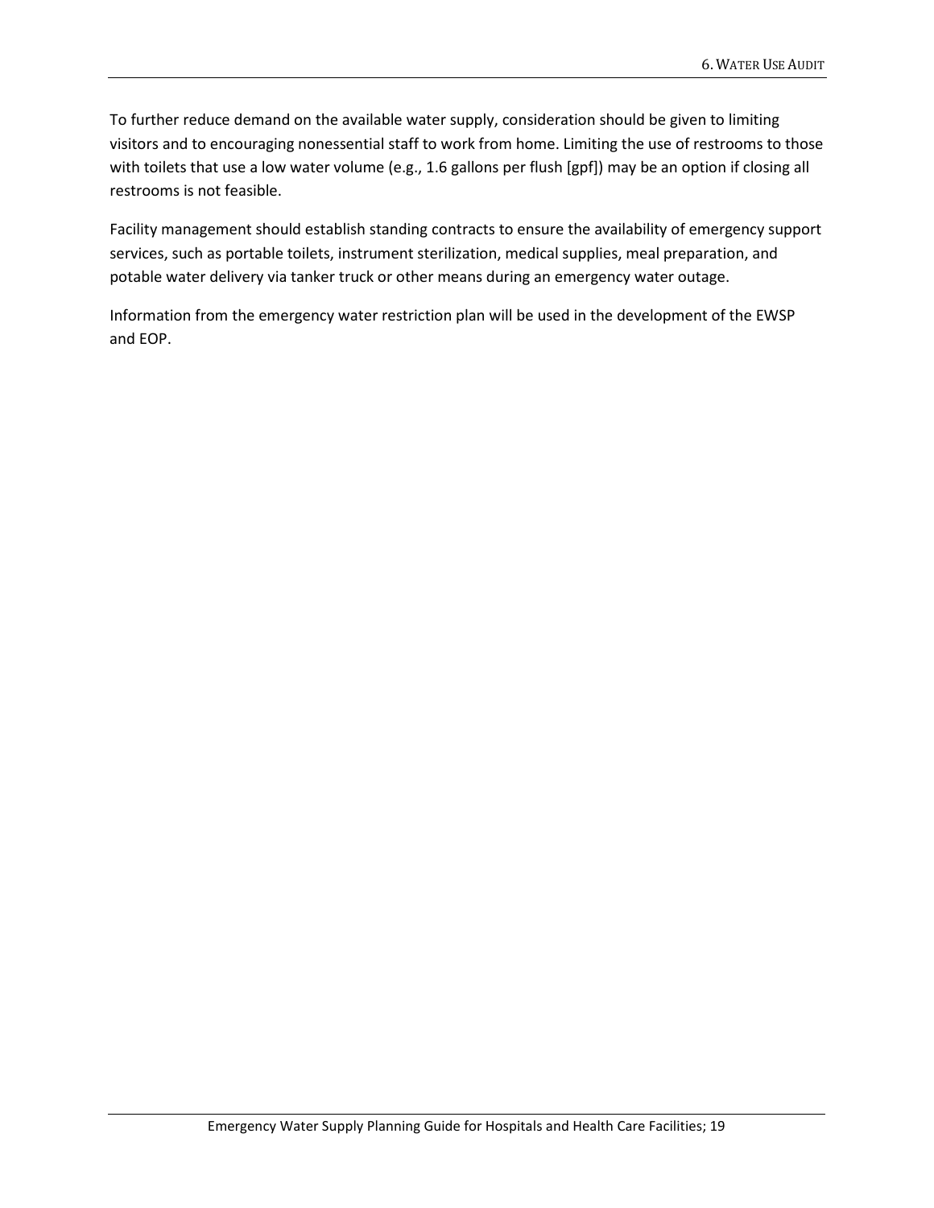To further reduce demand on the available water supply, consideration should be given to limiting visitors and to encouraging nonessential staff to work from home. Limiting the use of restrooms to those with toilets that use a low water volume (e.g., 1.6 gallons per flush [gpf]) may be an option if closing all restrooms is not feasible.

Facility management should establish standing contracts to ensure the availability of emergency support services, such as portable toilets, instrument sterilization, medical supplies, meal preparation, and potable water delivery via tanker truck or other means during an emergency water outage.

Information from the emergency water restriction plan will be used in the development of the EWSP and EOP.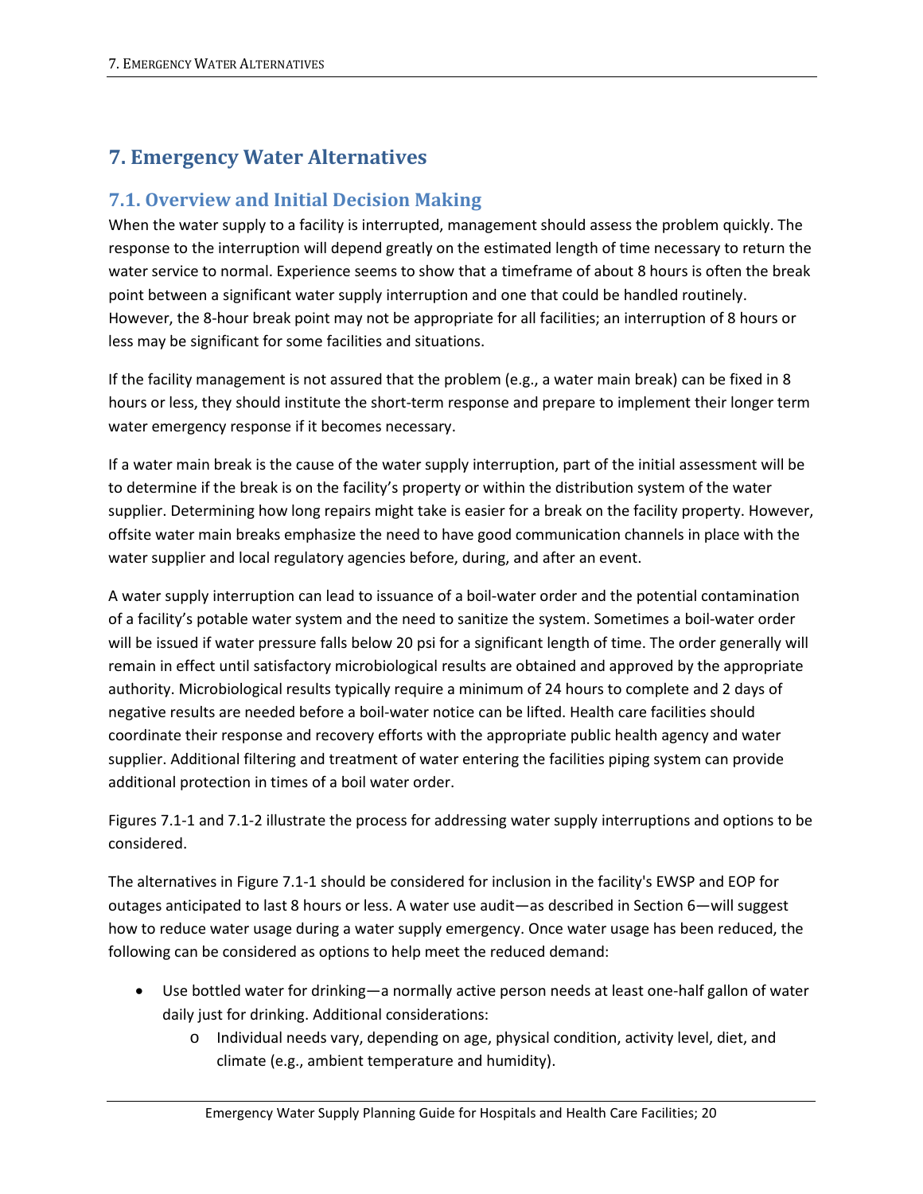# 7. Emergency Water Alternatives

## 7.1. Overview and Initial Decision Making

When the water supply to a facility is interrupted, management should assess the problem quickly. The response to the interruption will depend greatly on the estimated length of time necessary to return the water service to normal. Experience seems to show that a timeframe of about 8 hours is often the break point between a significant water supply interruption and one that could be handled routinely. However, the 8-hour break point may not be appropriate for all facilities; an interruption of 8 hours or less may be significant for some facilities and situations.

If the facility management is not assured that the problem (e.g., a water main break) can be fixed in 8 hours or less, they should institute the short-term response and prepare to implement their longer term water emergency response if it becomes necessary.

If a water main break is the cause of the water supply interruption, part of the initial assessment will be to determine if the break is on the facility's property or within the distribution system of the water supplier. Determining how long repairs might take is easier for a break on the facility property. However, offsite water main breaks emphasize the need to have good communication channels in place with the water supplier and local regulatory agencies before, during, and after an event.

A water supply interruption can lead to issuance of a boil-water order and the potential contamination of a facility's potable water system and the need to sanitize the system. Sometimes a boil-water order will be issued if water pressure falls below 20 psi for a significant length of time. The order generally will remain in effect until satisfactory microbiological results are obtained and approved by the appropriate authority. Microbiological results typically require a minimum of 24 hours to complete and 2 days of negative results are needed before a boil-water notice can be lifted. Health care facilities should coordinate their response and recovery efforts with the appropriate public health agency and water supplier. Additional filtering and treatment of water entering the facilities piping system can provide additional protection in times of a boil water order.

Figures 7.1-1 and 7.1-2 illustrate the process for addressing water supply interruptions and options to be considered.

The alternatives in Figure 7.1-1 should be considered for inclusion in the facility's EWSP and EOP for outages anticipated to last 8 hours or less. A water use audit—as described in Section 6—will suggest how to reduce water usage during a water supply emergency. Once water usage has been reduced, the following can be considered as options to help meet the reduced demand:

- Use bottled water for drinking—a normally active person needs at least one-half gallon of water daily just for drinking. Additional considerations:
  - Individual needs vary, depending on age, physical condition, activity level, diet, and climate (e.g., ambient temperature and humidity).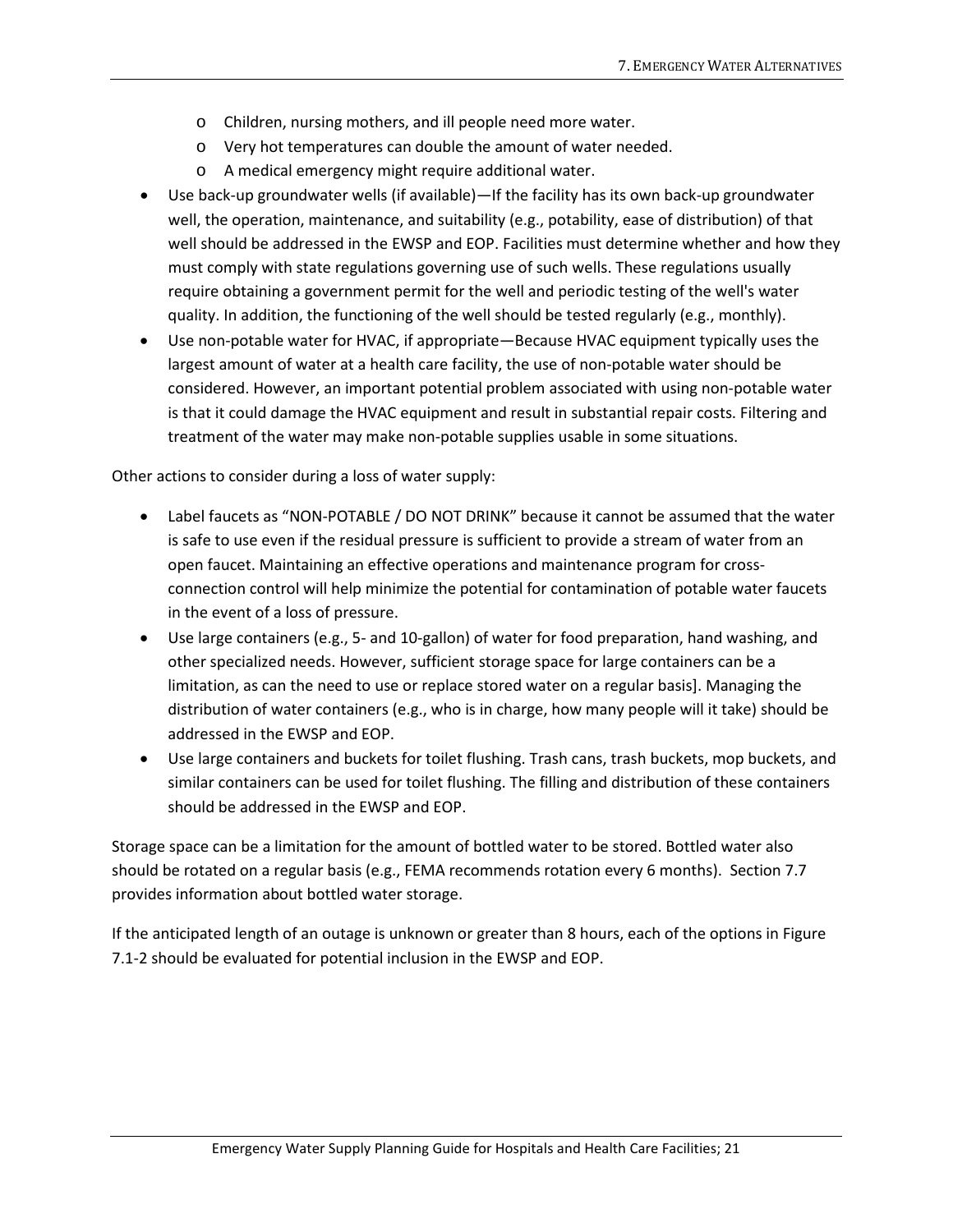- Children, nursing mothers, and ill people need more water.
  - Very hot temperatures can double the amount of water needed.
  - A medical emergency might require additional water.
- Use back-up groundwater wells (if available)—If the facility has its own back-up groundwater well, the operation, maintenance, and suitability (e.g., potability, ease of distribution) of that well should be addressed in the EWSP and EOP. Facilities must determine whether and how they must comply with state regulations governing use of such wells. These regulations usually require obtaining a government permit for the well and periodic testing of the well's water quality. In addition, the functioning of the well should be tested regularly (e.g., monthly).
- Use non-potable water for HVAC, if appropriate—Because HVAC equipment typically uses the largest amount of water at a health care facility, the use of non-potable water should be considered. However, an important potential problem associated with using non-potable water is that it could damage the HVAC equipment and result in substantial repair costs. Filtering and treatment of the water may make non-potable supplies usable in some situations.

Other actions to consider during a loss of water supply:

- Label faucets as "NON-POTABLE / DO NOT DRINK" because it cannot be assumed that the water is safe to use even if the residual pressure is sufficient to provide a stream of water from an open faucet. Maintaining an effective operations and maintenance program for cross-connection control will help minimize the potential for contamination of potable water faucets in the event of a loss of pressure.
- Use large containers (e.g., 5- and 10-gallon) of water for food preparation, hand washing, and other specialized needs. However, sufficient storage space for large containers can be a limitation, as can the need to use or replace stored water on a regular basis]. Managing the distribution of water containers (e.g., who is in charge, how many people will it take) should be addressed in the EWSP and EOP.
- Use large containers and buckets for toilet flushing. Trash cans, trash buckets, mop buckets, and similar containers can be used for toilet flushing. The filling and distribution of these containers should be addressed in the EWSP and EOP.

Storage space can be a limitation for the amount of bottled water to be stored. Bottled water also should be rotated on a regular basis (e.g., FEMA recommends rotation every 6 months). Section 7.7 provides information about bottled water storage.

If the anticipated length of an outage is unknown or greater than 8 hours, each of the options in Figure 7.1-2 should be evaluated for potential inclusion in the EWSP and EOP.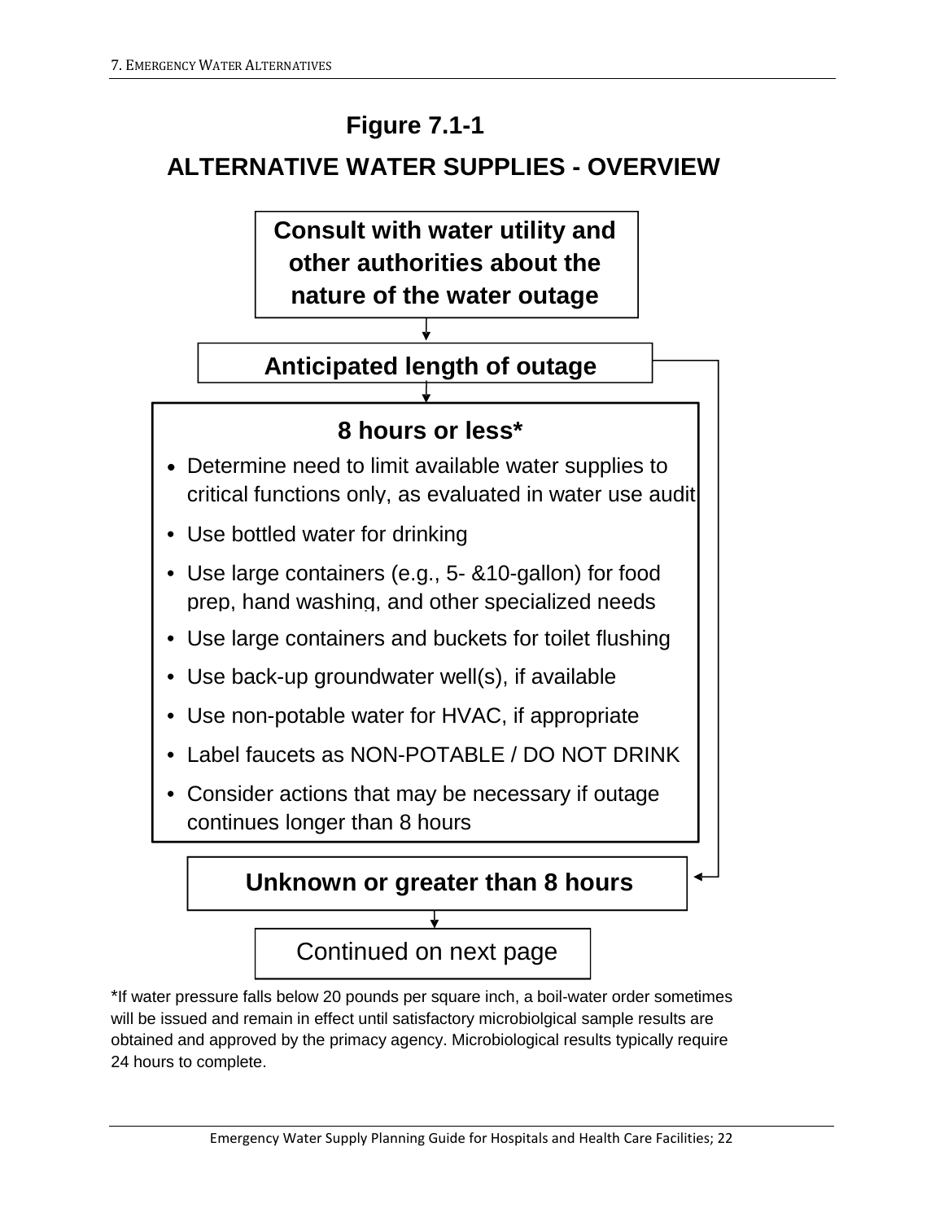# Figure 7.1-1

## ALTERNATIVE WATER SUPPLIES - OVERVIEW

**Consult with water utility and other authorities about the nature of the water outage**

↓

**Anticipated length of outage**

↓

**8 hours or less***

- Determine need to limit available water supplies to critical functions only, as evaluated in water use audit
- Use bottled water for drinking
- Use large containers (e.g., 5- &10-gallon) for food prep, hand washing, and other specialized needs
- Use large containers and buckets for toilet flushing
- Use back-up groundwater well(s), if available
- Use non-potable water for HVAC, if appropriate
- Label faucets as NON-POTABLE / DO NOT DRINK
- Consider actions that may be necessary if outage continues longer than 8 hours

**Unknown or greater than 8 hours**

↓

Continued on next page

*If water pressure falls below 20 pounds per square inch, a boil-water order sometimes will be issued and remain in effect until satisfactory microbiolgical sample results are obtained and approved by the primacy agency. Microbiological results typically require 24 hours to complete.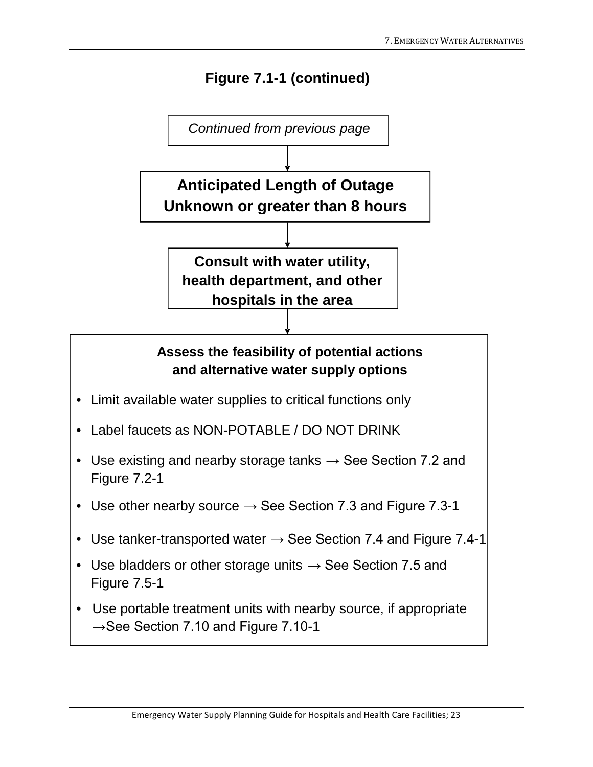**Figure 7.1-1 (continued)**

*Continued from previous page*

↓

**Anticipated Length of Outage**
**Unknown or greater than 8 hours**

↓

**Consult with water utility, health department, and other hospitals in the area**

↓

**Assess the feasibility of potential actions and alternative water supply options**

- Limit available water supplies to critical functions only
- Label faucets as NON-POTABLE / DO NOT DRINK
- Use existing and nearby storage tanks → See Section 7.2 and Figure 7.2-1
- Use other nearby source → See Section 7.3 and Figure 7.3-1
- Use tanker-transported water → See Section 7.4 and Figure 7.4-1
- Use bladders or other storage units → See Section 7.5 and Figure 7.5-1
- Use portable treatment units with nearby source, if appropriate →See Section 7.10 and Figure 7.10-1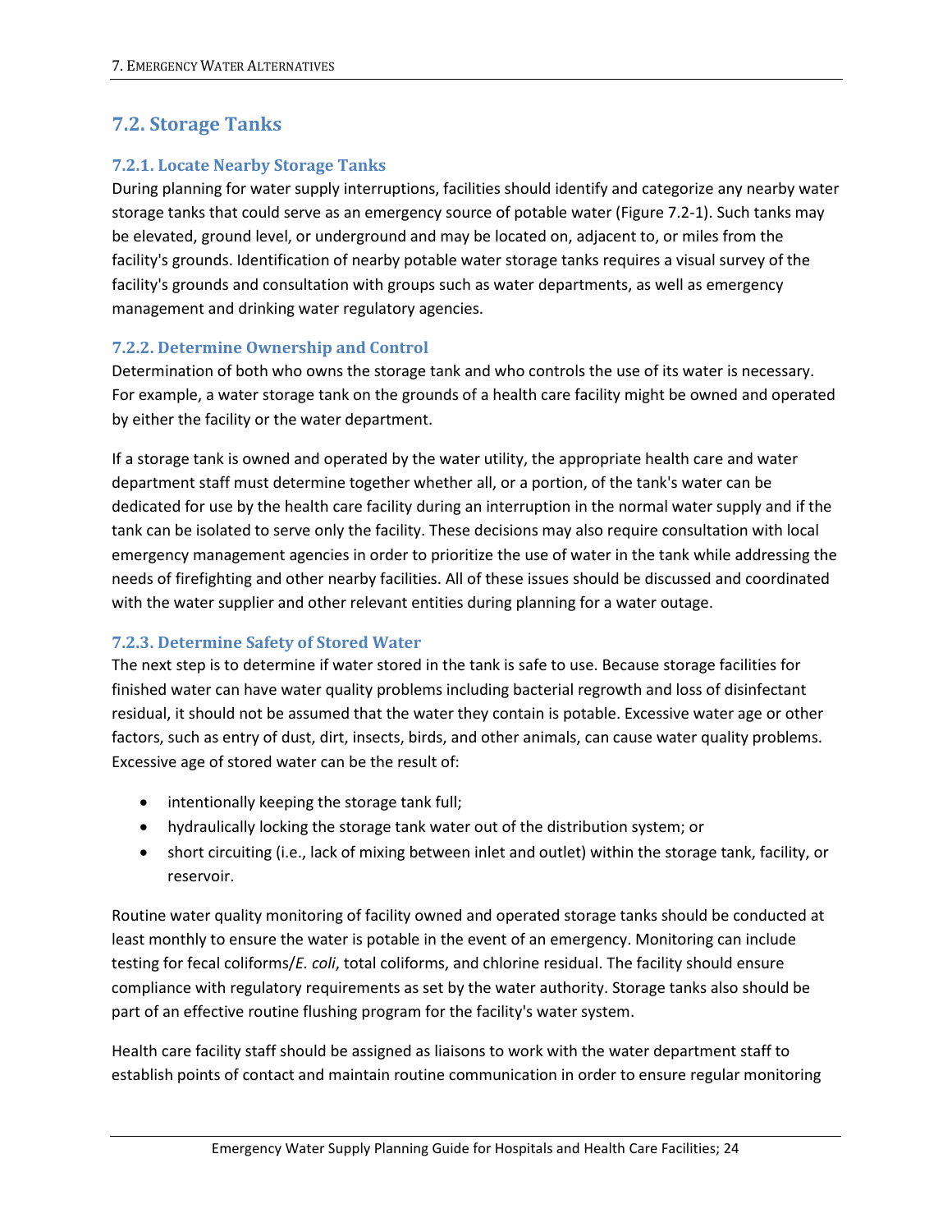## 7.2. Storage Tanks

### 7.2.1. Locate Nearby Storage Tanks

During planning for water supply interruptions, facilities should identify and categorize any nearby water storage tanks that could serve as an emergency source of potable water (Figure 7.2-1). Such tanks may be elevated, ground level, or underground and may be located on, adjacent to, or miles from the facility's grounds. Identification of nearby potable water storage tanks requires a visual survey of the facility's grounds and consultation with groups such as water departments, as well as emergency management and drinking water regulatory agencies.

### 7.2.2. Determine Ownership and Control

Determination of both who owns the storage tank and who controls the use of its water is necessary. For example, a water storage tank on the grounds of a health care facility might be owned and operated by either the facility or the water department.

If a storage tank is owned and operated by the water utility, the appropriate health care and water department staff must determine together whether all, or a portion, of the tank's water can be dedicated for use by the health care facility during an interruption in the normal water supply and if the tank can be isolated to serve only the facility. These decisions may also require consultation with local emergency management agencies in order to prioritize the use of water in the tank while addressing the needs of firefighting and other nearby facilities. All of these issues should be discussed and coordinated with the water supplier and other relevant entities during planning for a water outage.

### 7.2.3. Determine Safety of Stored Water

The next step is to determine if water stored in the tank is safe to use. Because storage facilities for finished water can have water quality problems including bacterial regrowth and loss of disinfectant residual, it should not be assumed that the water they contain is potable. Excessive water age or other factors, such as entry of dust, dirt, insects, birds, and other animals, can cause water quality problems. Excessive age of stored water can be the result of:

- intentionally keeping the storage tank full;
- hydraulically locking the storage tank water out of the distribution system; or
- short circuiting (i.e., lack of mixing between inlet and outlet) within the storage tank, facility, or reservoir.

Routine water quality monitoring of facility owned and operated storage tanks should be conducted at least monthly to ensure the water is potable in the event of an emergency. Monitoring can include testing for fecal coliforms/*E. coli*, total coliforms, and chlorine residual. The facility should ensure compliance with regulatory requirements as set by the water authority. Storage tanks also should be part of an effective routine flushing program for the facility's water system.

Health care facility staff should be assigned as liaisons to work with the water department staff to establish points of contact and maintain routine communication in order to ensure regular monitoring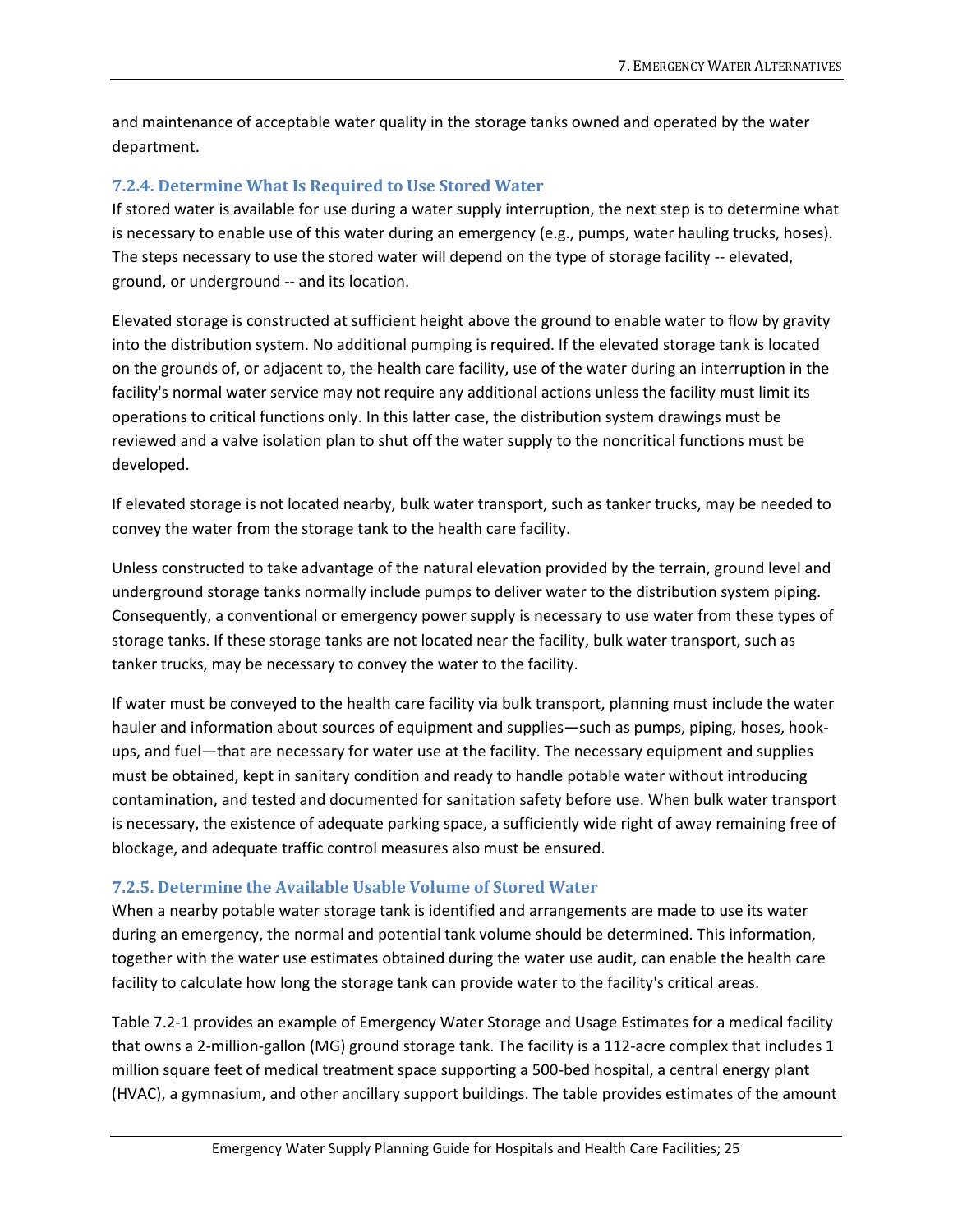and maintenance of acceptable water quality in the storage tanks owned and operated by the water department.

### 7.2.4. Determine What Is Required to Use Stored Water

If stored water is available for use during a water supply interruption, the next step is to determine what is necessary to enable use of this water during an emergency (e.g., pumps, water hauling trucks, hoses). The steps necessary to use the stored water will depend on the type of storage facility -- elevated, ground, or underground -- and its location.

Elevated storage is constructed at sufficient height above the ground to enable water to flow by gravity into the distribution system. No additional pumping is required. If the elevated storage tank is located on the grounds of, or adjacent to, the health care facility, use of the water during an interruption in the facility's normal water service may not require any additional actions unless the facility must limit its operations to critical functions only. In this latter case, the distribution system drawings must be reviewed and a valve isolation plan to shut off the water supply to the noncritical functions must be developed.

If elevated storage is not located nearby, bulk water transport, such as tanker trucks, may be needed to convey the water from the storage tank to the health care facility.

Unless constructed to take advantage of the natural elevation provided by the terrain, ground level and underground storage tanks normally include pumps to deliver water to the distribution system piping. Consequently, a conventional or emergency power supply is necessary to use water from these types of storage tanks. If these storage tanks are not located near the facility, bulk water transport, such as tanker trucks, may be necessary to convey the water to the facility.

If water must be conveyed to the health care facility via bulk transport, planning must include the water hauler and information about sources of equipment and supplies—such as pumps, piping, hoses, hook-ups, and fuel—that are necessary for water use at the facility. The necessary equipment and supplies must be obtained, kept in sanitary condition and ready to handle potable water without introducing contamination, and tested and documented for sanitation safety before use. When bulk water transport is necessary, the existence of adequate parking space, a sufficiently wide right of away remaining free of blockage, and adequate traffic control measures also must be ensured.

### 7.2.5. Determine the Available Usable Volume of Stored Water

When a nearby potable water storage tank is identified and arrangements are made to use its water during an emergency, the normal and potential tank volume should be determined. This information, together with the water use estimates obtained during the water use audit, can enable the health care facility to calculate how long the storage tank can provide water to the facility's critical areas.

Table 7.2-1 provides an example of Emergency Water Storage and Usage Estimates for a medical facility that owns a 2-million-gallon (MG) ground storage tank. The facility is a 112-acre complex that includes 1 million square feet of medical treatment space supporting a 500-bed hospital, a central energy plant (HVAC), a gymnasium, and other ancillary support buildings. The table provides estimates of the amount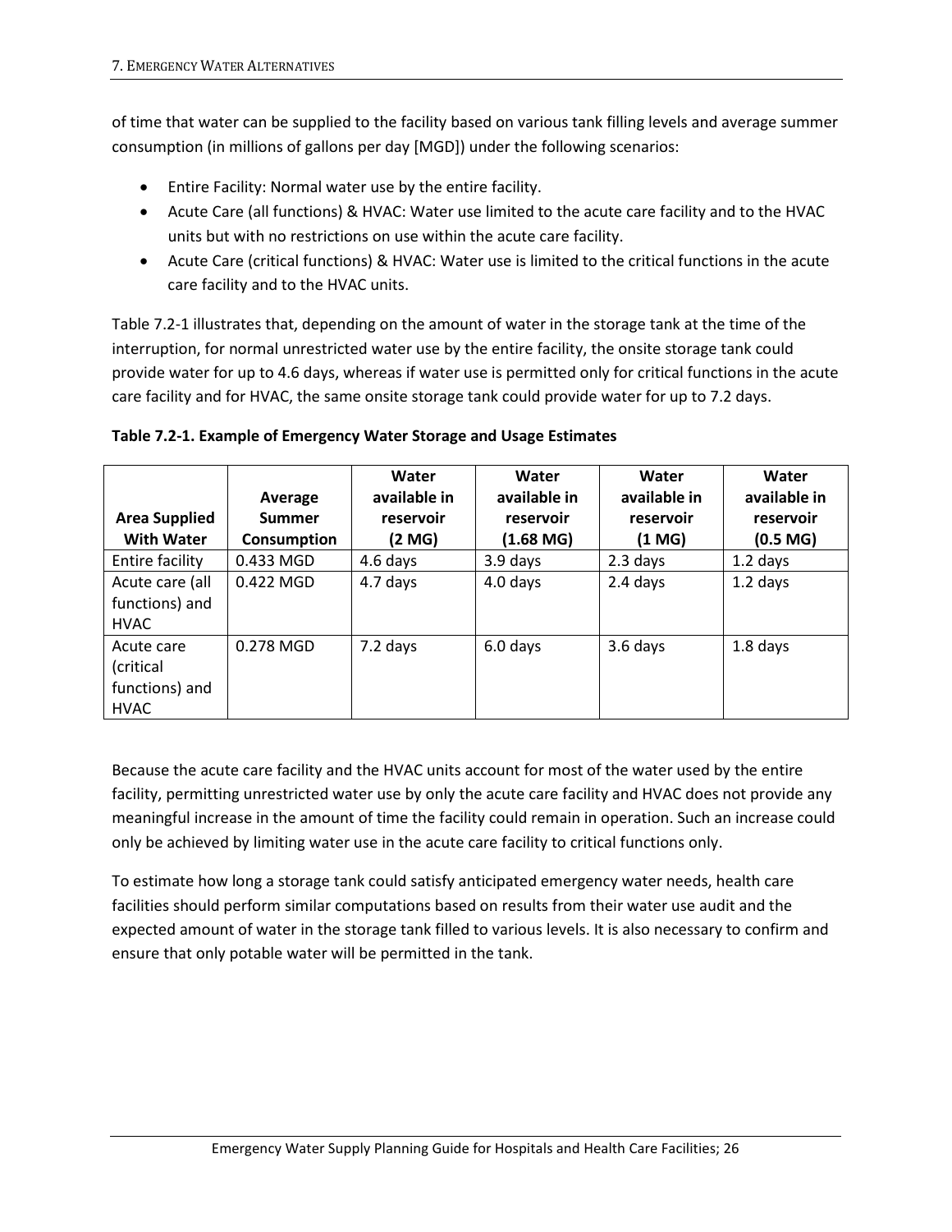of time that water can be supplied to the facility based on various tank filling levels and average summer consumption (in millions of gallons per day [MGD]) under the following scenarios:

- Entire Facility: Normal water use by the entire facility.
- Acute Care (all functions) & HVAC: Water use limited to the acute care facility and to the HVAC units but with no restrictions on use within the acute care facility.
- Acute Care (critical functions) & HVAC: Water use is limited to the critical functions in the acute care facility and to the HVAC units.

Table 7.2-1 illustrates that, depending on the amount of water in the storage tank at the time of the interruption, for normal unrestricted water use by the entire facility, the onsite storage tank could provide water for up to 4.6 days, whereas if water use is permitted only for critical functions in the acute care facility and for HVAC, the same onsite storage tank could provide water for up to 7.2 days.

**Table 7.2-1. Example of Emergency Water Storage and Usage Estimates**

| Area Supplied With Water | Average Summer Consumption | Water available in reservoir (2 MG) | Water available in reservoir (1.68 MG) | Water available in reservoir (1 MG) | Water available in reservoir (0.5 MG) |
|---|---|---|---|---|---|
| Entire facility | 0.433 MGD | 4.6 days | 3.9 days | 2.3 days | 1.2 days |
| Acute care (all functions) and HVAC | 0.422 MGD | 4.7 days | 4.0 days | 2.4 days | 1.2 days |
| Acute care (critical functions) and HVAC | 0.278 MGD | 7.2 days | 6.0 days | 3.6 days | 1.8 days |

Because the acute care facility and the HVAC units account for most of the water used by the entire facility, permitting unrestricted water use by only the acute care facility and HVAC does not provide any meaningful increase in the amount of time the facility could remain in operation. Such an increase could only be achieved by limiting water use in the acute care facility to critical functions only.

To estimate how long a storage tank could satisfy anticipated emergency water needs, health care facilities should perform similar computations based on results from their water use audit and the expected amount of water in the storage tank filled to various levels. It is also necessary to confirm and ensure that only potable water will be permitted in the tank.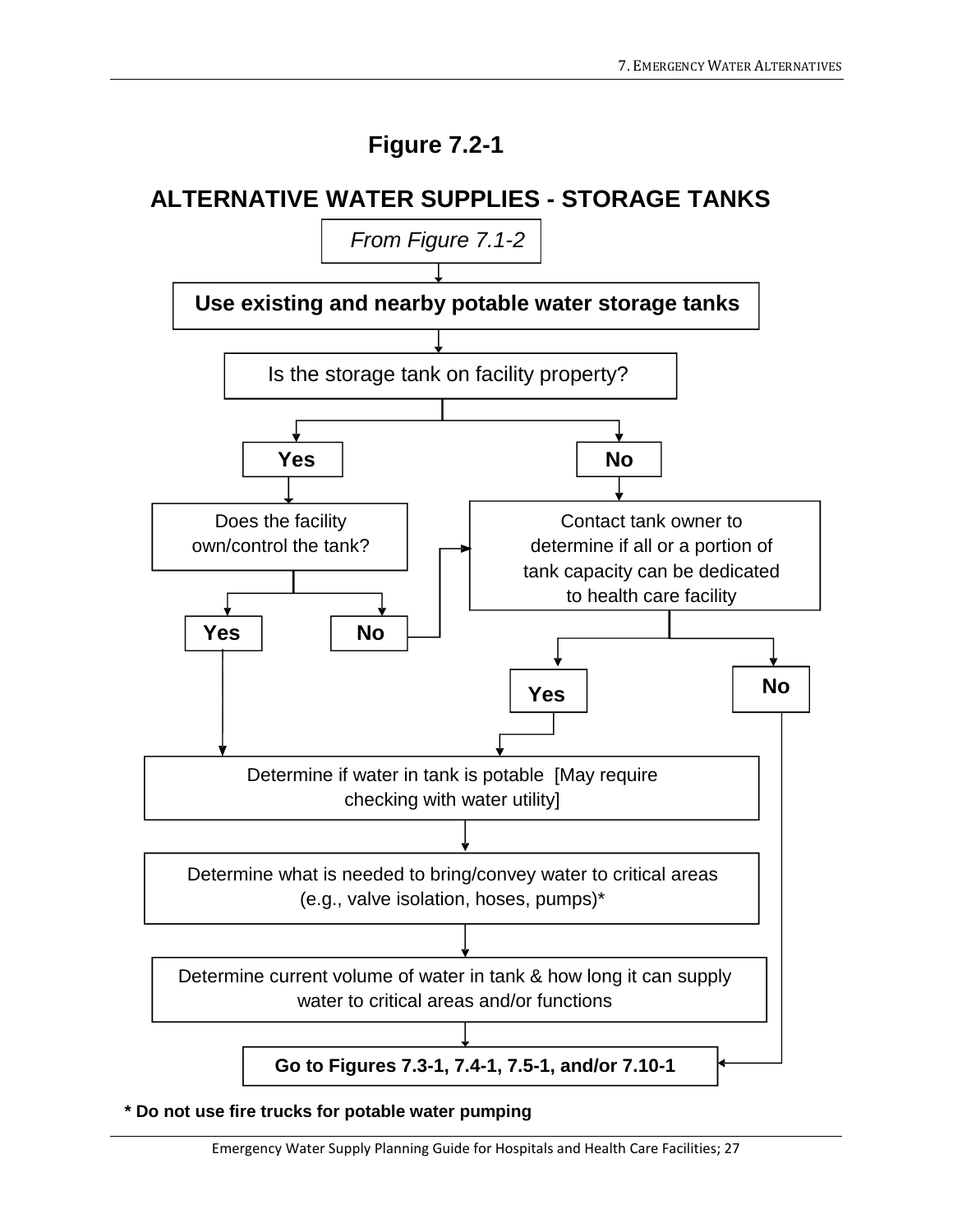## Figure 7.2-1

## ALTERNATIVE WATER SUPPLIES - STORAGE TANKS

*From Figure 7.1-2*

**Use existing and nearby potable water storage tanks**

Is the storage tank on facility property?

- **Yes** → Does the facility own/control the tank?
  - **Yes** → Determine if water in tank is potable [May require checking with water utility]
  - **No** → Contact tank owner to determine if all or a portion of tank capacity can be dedicated to health care facility
- **No** → Contact tank owner to determine if all or a portion of tank capacity can be dedicated to health care facility
  - **Yes** → Determine if water in tank is potable [May require checking with water utility]
  - **No** → Go to Figures 7.3-1, 7.4-1, 7.5-1, and/or 7.10-1

Determine if water in tank is potable [May require checking with water utility]

↓

Determine what is needed to bring/convey water to critical areas (e.g., valve isolation, hoses, pumps)*

↓

Determine current volume of water in tank & how long it can supply water to critical areas and/or functions

↓

**Go to Figures 7.3-1, 7.4-1, 7.5-1, and/or 7.10-1**

**\* Do not use fire trucks for potable water pumping**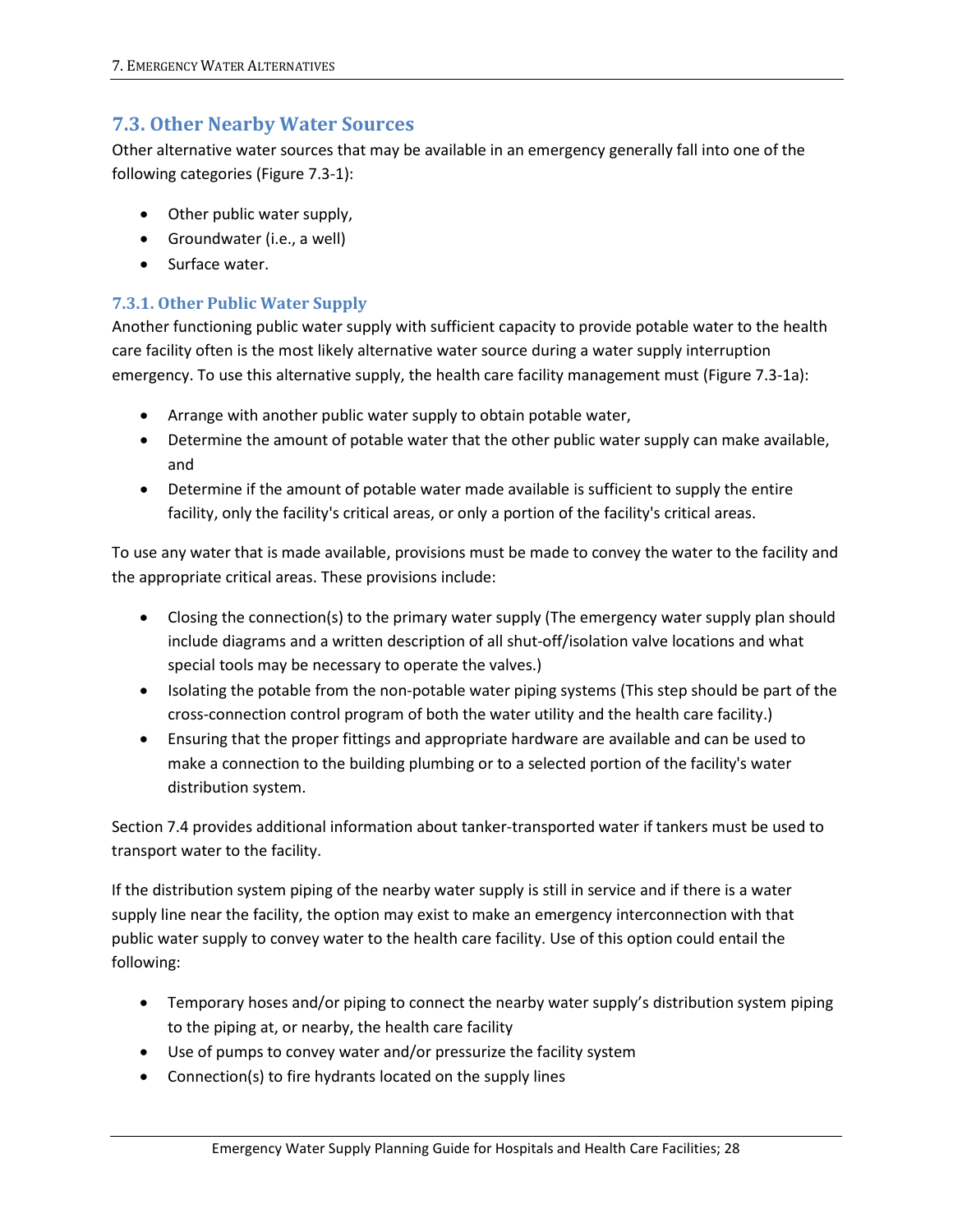## 7.3. Other Nearby Water Sources

Other alternative water sources that may be available in an emergency generally fall into one of the following categories (Figure 7.3-1):

- Other public water supply,
- Groundwater (i.e., a well)
- Surface water.

### 7.3.1. Other Public Water Supply

Another functioning public water supply with sufficient capacity to provide potable water to the health care facility often is the most likely alternative water source during a water supply interruption emergency. To use this alternative supply, the health care facility management must (Figure 7.3-1a):

- Arrange with another public water supply to obtain potable water,
- Determine the amount of potable water that the other public water supply can make available, and
- Determine if the amount of potable water made available is sufficient to supply the entire facility, only the facility's critical areas, or only a portion of the facility's critical areas.

To use any water that is made available, provisions must be made to convey the water to the facility and the appropriate critical areas. These provisions include:

- Closing the connection(s) to the primary water supply (The emergency water supply plan should include diagrams and a written description of all shut-off/isolation valve locations and what special tools may be necessary to operate the valves.)
- Isolating the potable from the non-potable water piping systems (This step should be part of the cross-connection control program of both the water utility and the health care facility.)
- Ensuring that the proper fittings and appropriate hardware are available and can be used to make a connection to the building plumbing or to a selected portion of the facility's water distribution system.

Section 7.4 provides additional information about tanker-transported water if tankers must be used to transport water to the facility.

If the distribution system piping of the nearby water supply is still in service and if there is a water supply line near the facility, the option may exist to make an emergency interconnection with that public water supply to convey water to the health care facility. Use of this option could entail the following:

- Temporary hoses and/or piping to connect the nearby water supply's distribution system piping to the piping at, or nearby, the health care facility
- Use of pumps to convey water and/or pressurize the facility system
- Connection(s) to fire hydrants located on the supply lines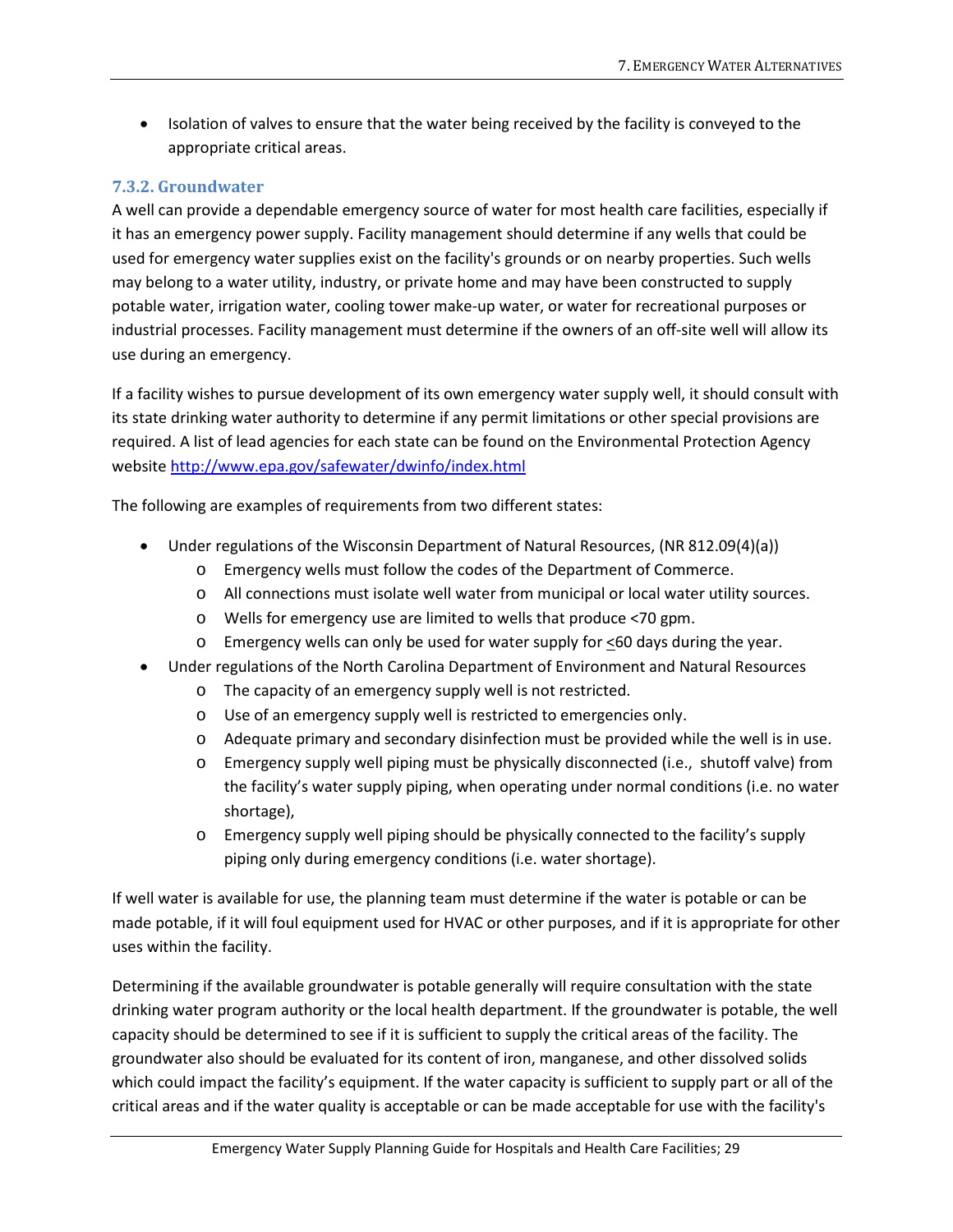- Isolation of valves to ensure that the water being received by the facility is conveyed to the appropriate critical areas.

### 7.3.2. Groundwater

A well can provide a dependable emergency source of water for most health care facilities, especially if it has an emergency power supply. Facility management should determine if any wells that could be used for emergency water supplies exist on the facility's grounds or on nearby properties. Such wells may belong to a water utility, industry, or private home and may have been constructed to supply potable water, irrigation water, cooling tower make-up water, or water for recreational purposes or industrial processes. Facility management must determine if the owners of an off-site well will allow its use during an emergency.

If a facility wishes to pursue development of its own emergency water supply well, it should consult with its state drinking water authority to determine if any permit limitations or other special provisions are required. A list of lead agencies for each state can be found on the Environmental Protection Agency website http://www.epa.gov/safewater/dwinfo/index.html

The following are examples of requirements from two different states:

- Under regulations of the Wisconsin Department of Natural Resources, (NR 812.09(4)(a))
  - Emergency wells must follow the codes of the Department of Commerce.
  - All connections must isolate well water from municipal or local water utility sources.
  - Wells for emergency use are limited to wells that produce <70 gpm.
  - Emergency wells can only be used for water supply for ≤60 days during the year.
- Under regulations of the North Carolina Department of Environment and Natural Resources
  - The capacity of an emergency supply well is not restricted.
  - Use of an emergency supply well is restricted to emergencies only.
  - Adequate primary and secondary disinfection must be provided while the well is in use.
  - Emergency supply well piping must be physically disconnected (i.e., shutoff valve) from the facility's water supply piping, when operating under normal conditions (i.e. no water shortage),
  - Emergency supply well piping should be physically connected to the facility's supply piping only during emergency conditions (i.e. water shortage).

If well water is available for use, the planning team must determine if the water is potable or can be made potable, if it will foul equipment used for HVAC or other purposes, and if it is appropriate for other uses within the facility.

Determining if the available groundwater is potable generally will require consultation with the state drinking water program authority or the local health department. If the groundwater is potable, the well capacity should be determined to see if it is sufficient to supply the critical areas of the facility. The groundwater also should be evaluated for its content of iron, manganese, and other dissolved solids which could impact the facility's equipment. If the water capacity is sufficient to supply part or all of the critical areas and if the water quality is acceptable or can be made acceptable for use with the facility's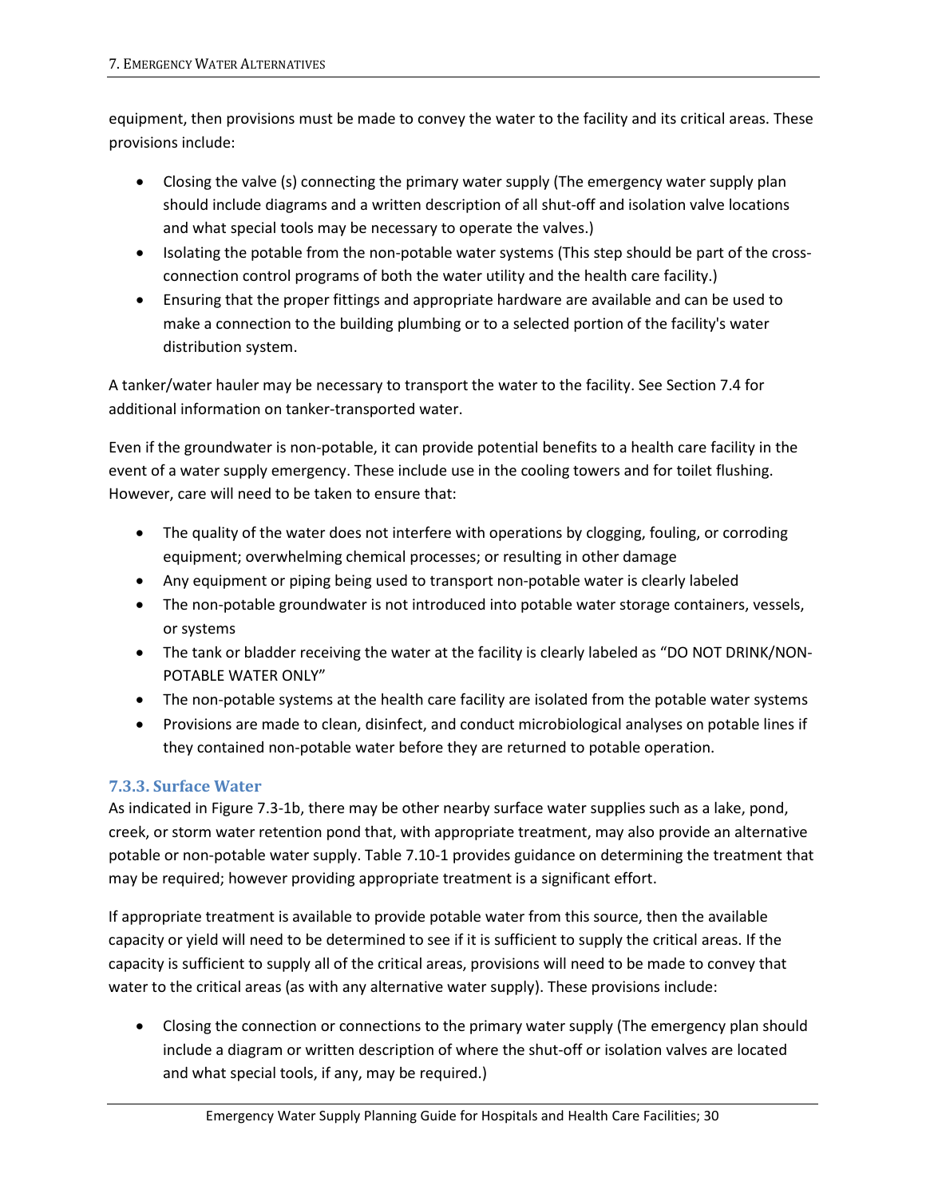equipment, then provisions must be made to convey the water to the facility and its critical areas. These provisions include:

- Closing the valve (s) connecting the primary water supply (The emergency water supply plan should include diagrams and a written description of all shut-off and isolation valve locations and what special tools may be necessary to operate the valves.)
- Isolating the potable from the non-potable water systems (This step should be part of the cross-connection control programs of both the water utility and the health care facility.)
- Ensuring that the proper fittings and appropriate hardware are available and can be used to make a connection to the building plumbing or to a selected portion of the facility's water distribution system.

A tanker/water hauler may be necessary to transport the water to the facility. See Section 7.4 for additional information on tanker-transported water.

Even if the groundwater is non-potable, it can provide potential benefits to a health care facility in the event of a water supply emergency. These include use in the cooling towers and for toilet flushing. However, care will need to be taken to ensure that:

- The quality of the water does not interfere with operations by clogging, fouling, or corroding equipment; overwhelming chemical processes; or resulting in other damage
- Any equipment or piping being used to transport non-potable water is clearly labeled
- The non-potable groundwater is not introduced into potable water storage containers, vessels, or systems
- The tank or bladder receiving the water at the facility is clearly labeled as "DO NOT DRINK/NON-POTABLE WATER ONLY"
- The non-potable systems at the health care facility are isolated from the potable water systems
- Provisions are made to clean, disinfect, and conduct microbiological analyses on potable lines if they contained non-potable water before they are returned to potable operation.

### 7.3.3. Surface Water

As indicated in Figure 7.3-1b, there may be other nearby surface water supplies such as a lake, pond, creek, or storm water retention pond that, with appropriate treatment, may also provide an alternative potable or non-potable water supply. Table 7.10-1 provides guidance on determining the treatment that may be required; however providing appropriate treatment is a significant effort.

If appropriate treatment is available to provide potable water from this source, then the available capacity or yield will need to be determined to see if it is sufficient to supply the critical areas. If the capacity is sufficient to supply all of the critical areas, provisions will need to be made to convey that water to the critical areas (as with any alternative water supply). These provisions include:

- Closing the connection or connections to the primary water supply (The emergency plan should include a diagram or written description of where the shut-off or isolation valves are located and what special tools, if any, may be required.)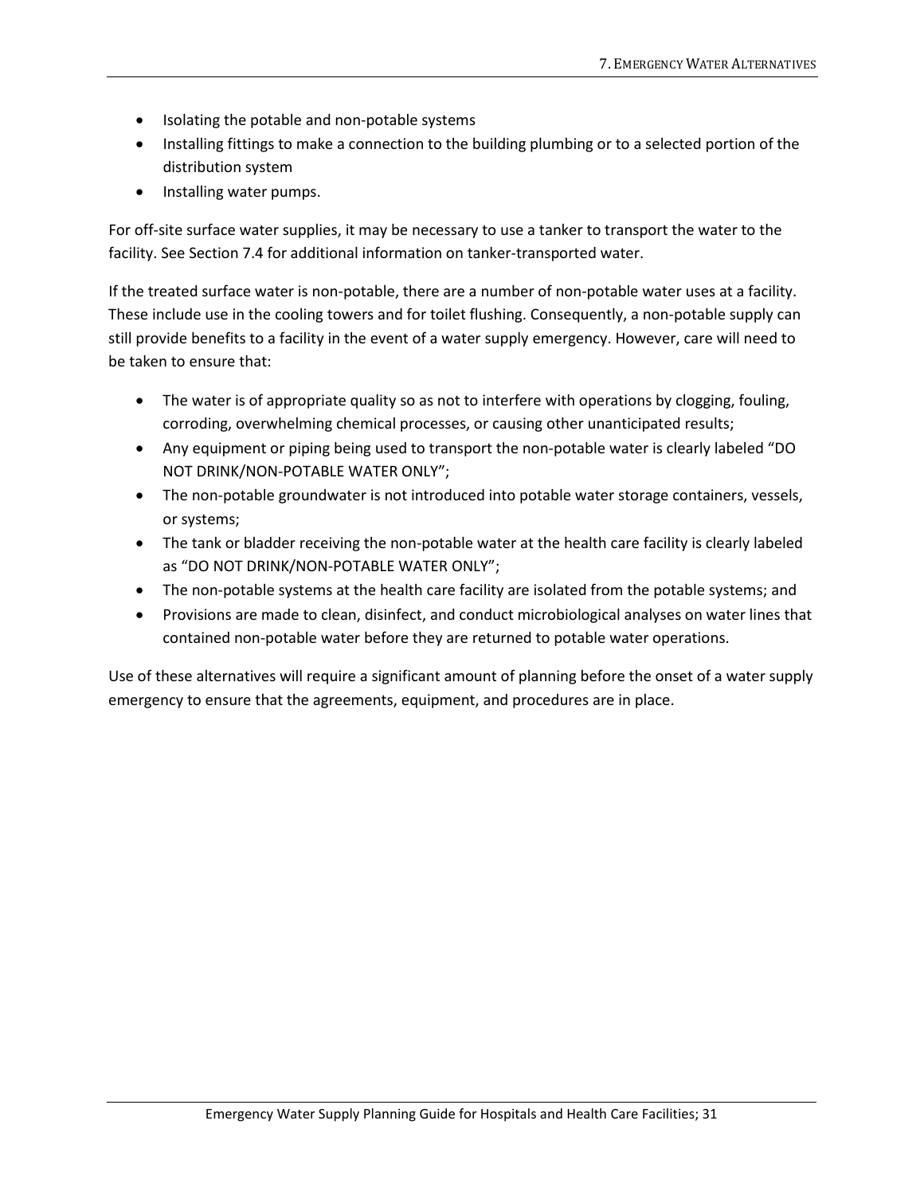- Isolating the potable and non-potable systems
- Installing fittings to make a connection to the building plumbing or to a selected portion of the distribution system
- Installing water pumps.

For off-site surface water supplies, it may be necessary to use a tanker to transport the water to the facility. See Section 7.4 for additional information on tanker-transported water.

If the treated surface water is non-potable, there are a number of non-potable water uses at a facility. These include use in the cooling towers and for toilet flushing. Consequently, a non-potable supply can still provide benefits to a facility in the event of a water supply emergency. However, care will need to be taken to ensure that:

- The water is of appropriate quality so as not to interfere with operations by clogging, fouling, corroding, overwhelming chemical processes, or causing other unanticipated results;
- Any equipment or piping being used to transport the non-potable water is clearly labeled "DO NOT DRINK/NON-POTABLE WATER ONLY";
- The non-potable groundwater is not introduced into potable water storage containers, vessels, or systems;
- The tank or bladder receiving the non-potable water at the health care facility is clearly labeled as "DO NOT DRINK/NON-POTABLE WATER ONLY";
- The non-potable systems at the health care facility are isolated from the potable systems; and
- Provisions are made to clean, disinfect, and conduct microbiological analyses on water lines that contained non-potable water before they are returned to potable water operations.

Use of these alternatives will require a significant amount of planning before the onset of a water supply emergency to ensure that the agreements, equipment, and procedures are in place.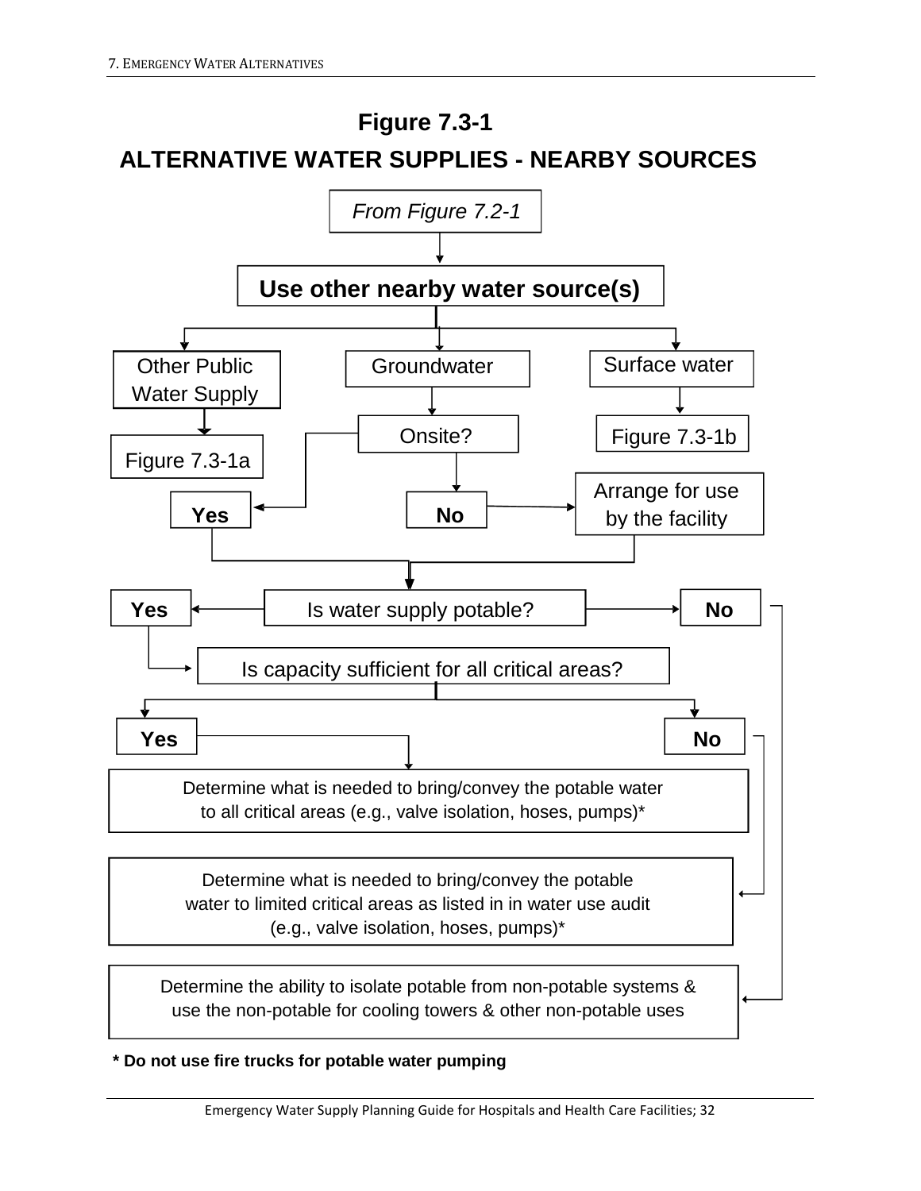## Figure 7.3-1

## ALTERNATIVE WATER SUPPLIES - NEARBY SOURCES

*From Figure 7.2-1*

**Use other nearby water source(s)**

- Other Public Water Supply → Figure 7.3-1a
- Groundwater → Onsite?
  - **Yes**
  - **No** → Arrange for use by the facility
- Surface water → Figure 7.3-1b

Is water supply potable?

- **Yes** → Is capacity sufficient for all critical areas?
  - **Yes** → Determine what is needed to bring/convey the potable water to all critical areas (e.g., valve isolation, hoses, pumps)*
  - **No** → Determine what is needed to bring/convey the potable water to limited critical areas as listed in in water use audit (e.g., valve isolation, hoses, pumps)*
- **No** → Determine the ability to isolate potable from non-potable systems & use the non-potable for cooling towers & other non-potable uses

**\* Do not use fire trucks for potable water pumping**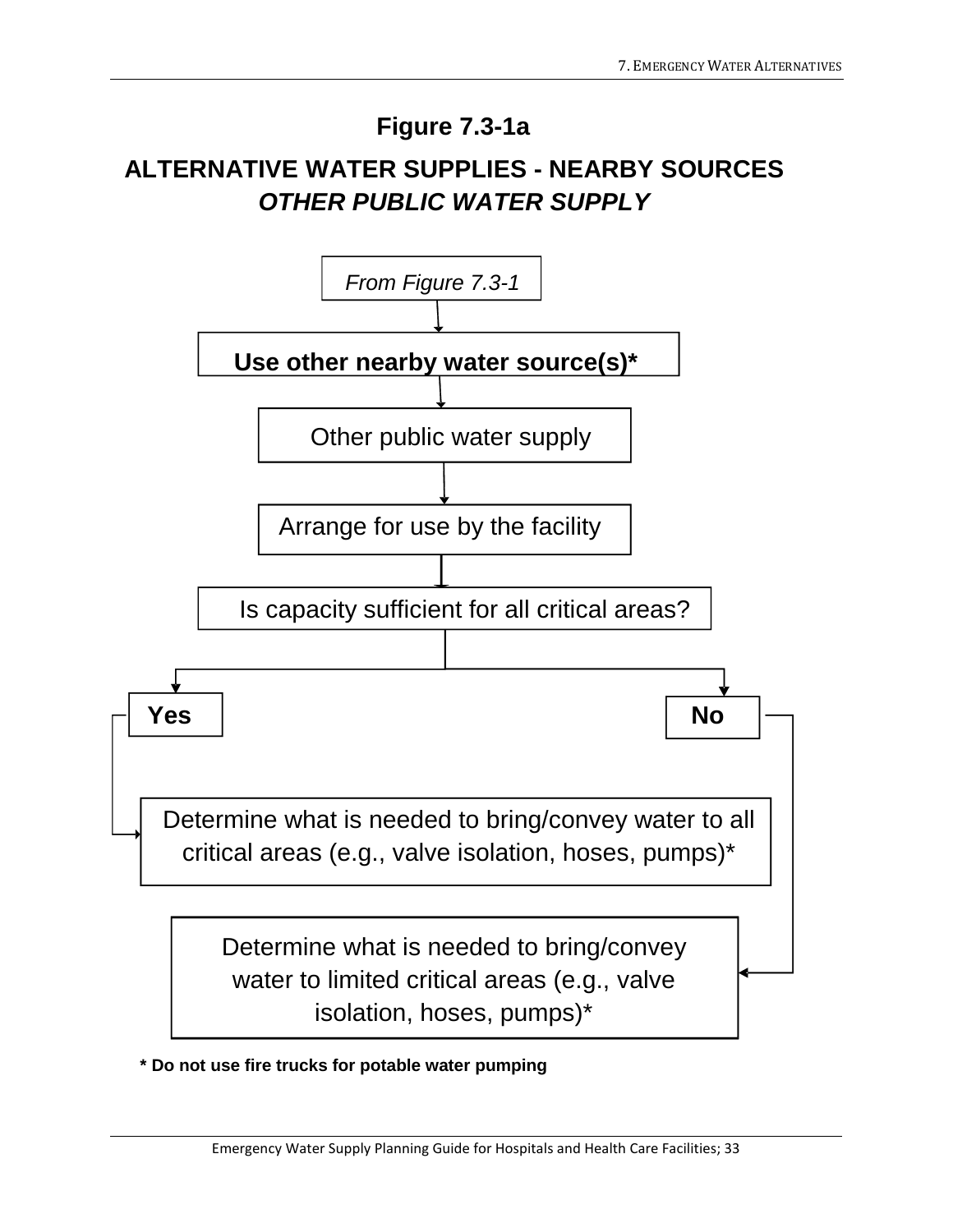# Figure 7.3-1a

## ALTERNATIVE WATER SUPPLIES - NEARBY SOURCES

## *OTHER PUBLIC WATER SUPPLY*

*From Figure 7.3-1*

↓

**Use other nearby water source(s)***

↓

Other public water supply

↓

Arrange for use by the facility

↓

Is capacity sufficient for all critical areas?

- **Yes** → Determine what is needed to bring/convey water to all critical areas (e.g., valve isolation, hoses, pumps)*
- **No** → Determine what is needed to bring/convey water to limited critical areas (e.g., valve isolation, hoses, pumps)*

**\* Do not use fire trucks for potable water pumping**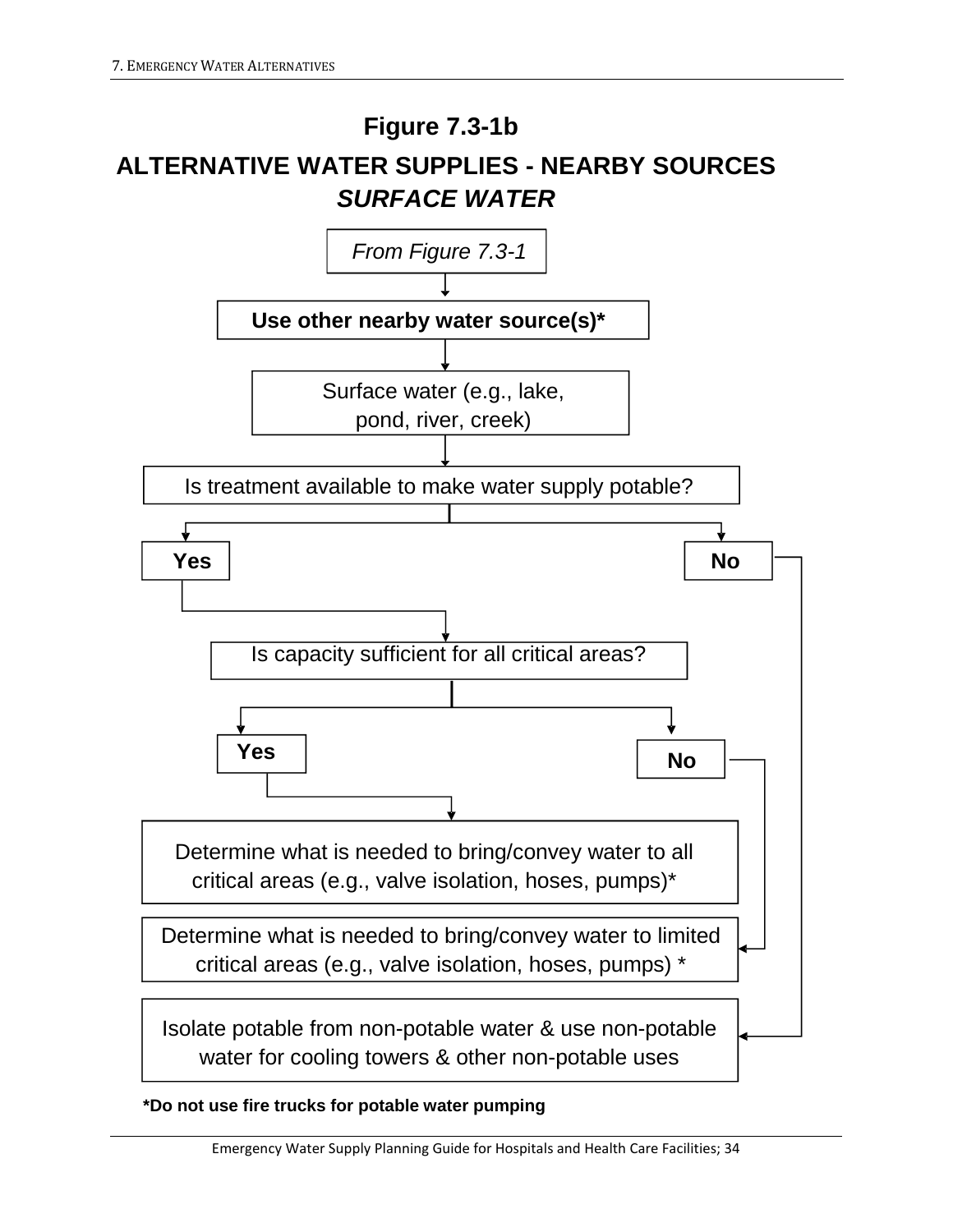# Figure 7.3-1b

## ALTERNATIVE WATER SUPPLIES - NEARBY SOURCES

## *SURFACE WATER*

*From Figure 7.3-1*

**Use other nearby water source(s)***

Surface water (e.g., lake, pond, river, creek)

Is treatment available to make water supply potable?

- **Yes** → Is capacity sufficient for all critical areas?
  - **Yes** → Determine what is needed to bring/convey water to all critical areas (e.g., valve isolation, hoses, pumps)*
  - **No** → Determine what is needed to bring/convey water to limited critical areas (e.g., valve isolation, hoses, pumps) *
- **No** → Isolate potable from non-potable water & use non-potable water for cooling towers & other non-potable uses

***Do not use fire trucks for potable water pumping**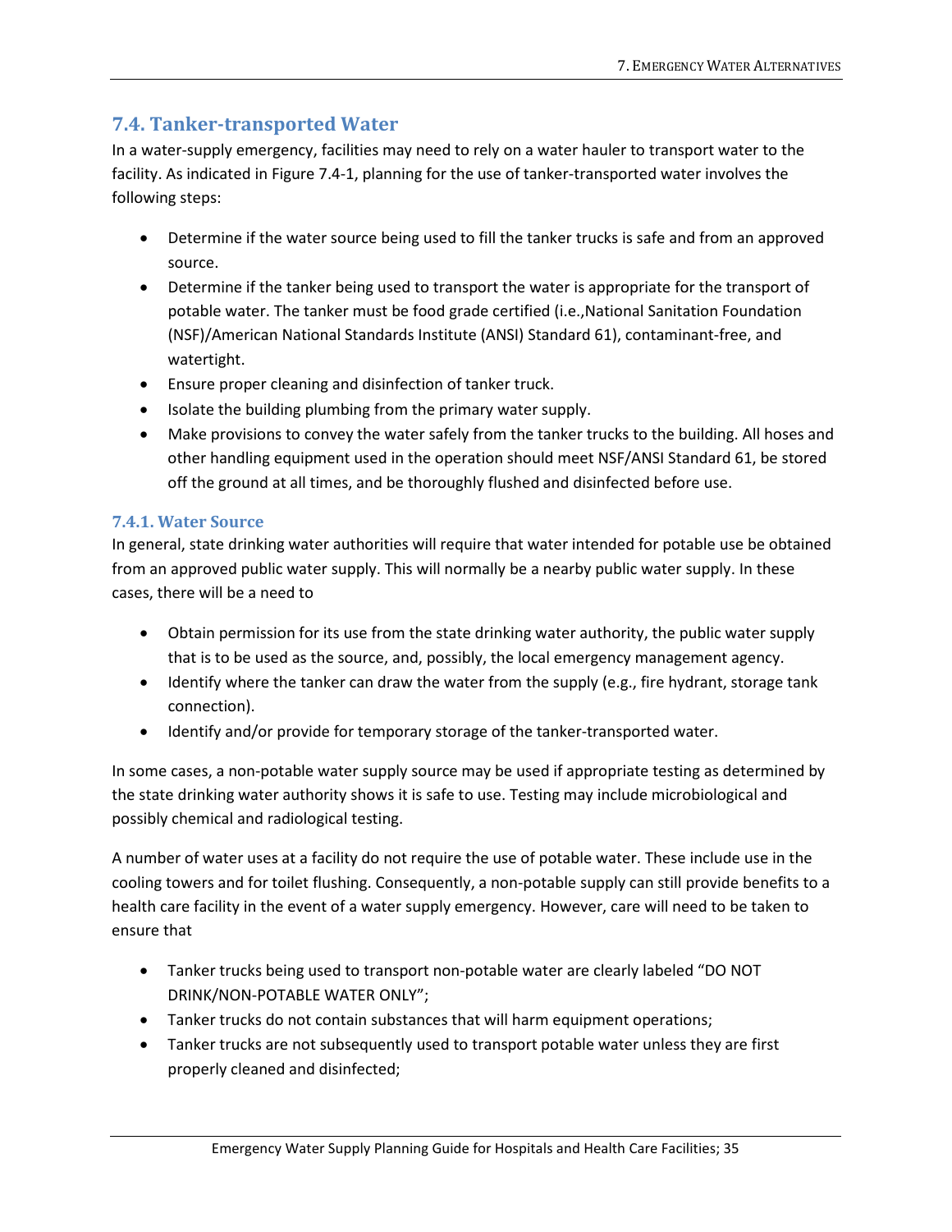## 7.4. Tanker-transported Water

In a water-supply emergency, facilities may need to rely on a water hauler to transport water to the facility. As indicated in Figure 7.4-1, planning for the use of tanker-transported water involves the following steps:

- Determine if the water source being used to fill the tanker trucks is safe and from an approved source.
- Determine if the tanker being used to transport the water is appropriate for the transport of potable water. The tanker must be food grade certified (i.e.,National Sanitation Foundation (NSF)/American National Standards Institute (ANSI) Standard 61), contaminant-free, and watertight.
- Ensure proper cleaning and disinfection of tanker truck.
- Isolate the building plumbing from the primary water supply.
- Make provisions to convey the water safely from the tanker trucks to the building. All hoses and other handling equipment used in the operation should meet NSF/ANSI Standard 61, be stored off the ground at all times, and be thoroughly flushed and disinfected before use.

### 7.4.1. Water Source

In general, state drinking water authorities will require that water intended for potable use be obtained from an approved public water supply. This will normally be a nearby public water supply. In these cases, there will be a need to

- Obtain permission for its use from the state drinking water authority, the public water supply that is to be used as the source, and, possibly, the local emergency management agency.
- Identify where the tanker can draw the water from the supply (e.g., fire hydrant, storage tank connection).
- Identify and/or provide for temporary storage of the tanker-transported water.

In some cases, a non-potable water supply source may be used if appropriate testing as determined by the state drinking water authority shows it is safe to use. Testing may include microbiological and possibly chemical and radiological testing.

A number of water uses at a facility do not require the use of potable water. These include use in the cooling towers and for toilet flushing. Consequently, a non-potable supply can still provide benefits to a health care facility in the event of a water supply emergency. However, care will need to be taken to ensure that

- Tanker trucks being used to transport non-potable water are clearly labeled "DO NOT DRINK/NON-POTABLE WATER ONLY";
- Tanker trucks do not contain substances that will harm equipment operations;
- Tanker trucks are not subsequently used to transport potable water unless they are first properly cleaned and disinfected;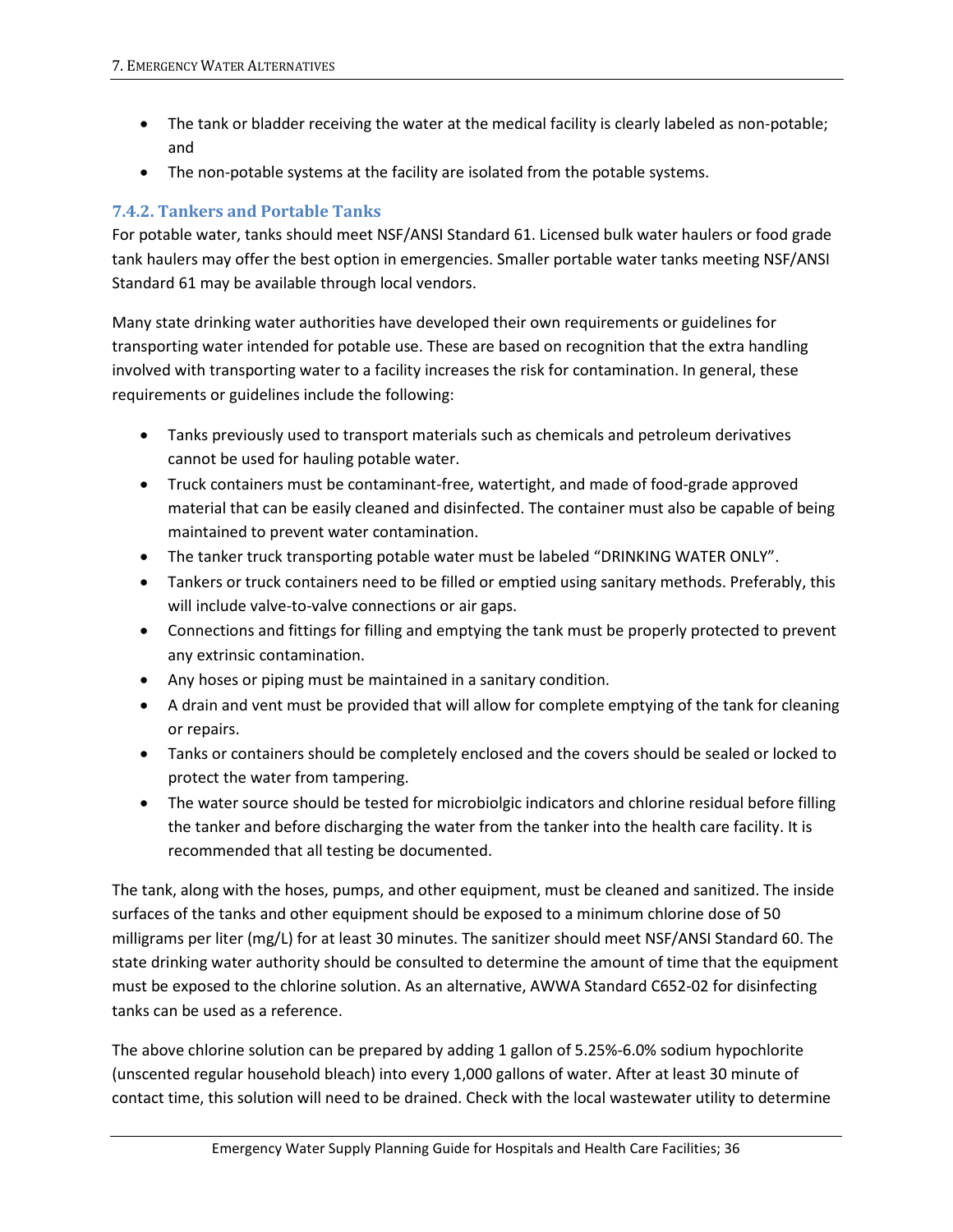- The tank or bladder receiving the water at the medical facility is clearly labeled as non-potable; and
- The non-potable systems at the facility are isolated from the potable systems.

### 7.4.2. Tankers and Portable Tanks

For potable water, tanks should meet NSF/ANSI Standard 61. Licensed bulk water haulers or food grade tank haulers may offer the best option in emergencies. Smaller portable water tanks meeting NSF/ANSI Standard 61 may be available through local vendors.

Many state drinking water authorities have developed their own requirements or guidelines for transporting water intended for potable use. These are based on recognition that the extra handling involved with transporting water to a facility increases the risk for contamination. In general, these requirements or guidelines include the following:

- Tanks previously used to transport materials such as chemicals and petroleum derivatives cannot be used for hauling potable water.
- Truck containers must be contaminant-free, watertight, and made of food-grade approved material that can be easily cleaned and disinfected. The container must also be capable of being maintained to prevent water contamination.
- The tanker truck transporting potable water must be labeled "DRINKING WATER ONLY".
- Tankers or truck containers need to be filled or emptied using sanitary methods. Preferably, this will include valve-to-valve connections or air gaps.
- Connections and fittings for filling and emptying the tank must be properly protected to prevent any extrinsic contamination.
- Any hoses or piping must be maintained in a sanitary condition.
- A drain and vent must be provided that will allow for complete emptying of the tank for cleaning or repairs.
- Tanks or containers should be completely enclosed and the covers should be sealed or locked to protect the water from tampering.
- The water source should be tested for microbiolgic indicators and chlorine residual before filling the tanker and before discharging the water from the tanker into the health care facility. It is recommended that all testing be documented.

The tank, along with the hoses, pumps, and other equipment, must be cleaned and sanitized. The inside surfaces of the tanks and other equipment should be exposed to a minimum chlorine dose of 50 milligrams per liter (mg/L) for at least 30 minutes. The sanitizer should meet NSF/ANSI Standard 60. The state drinking water authority should be consulted to determine the amount of time that the equipment must be exposed to the chlorine solution. As an alternative, AWWA Standard C652-02 for disinfecting tanks can be used as a reference.

The above chlorine solution can be prepared by adding 1 gallon of 5.25%-6.0% sodium hypochlorite (unscented regular household bleach) into every 1,000 gallons of water. After at least 30 minute of contact time, this solution will need to be drained. Check with the local wastewater utility to determine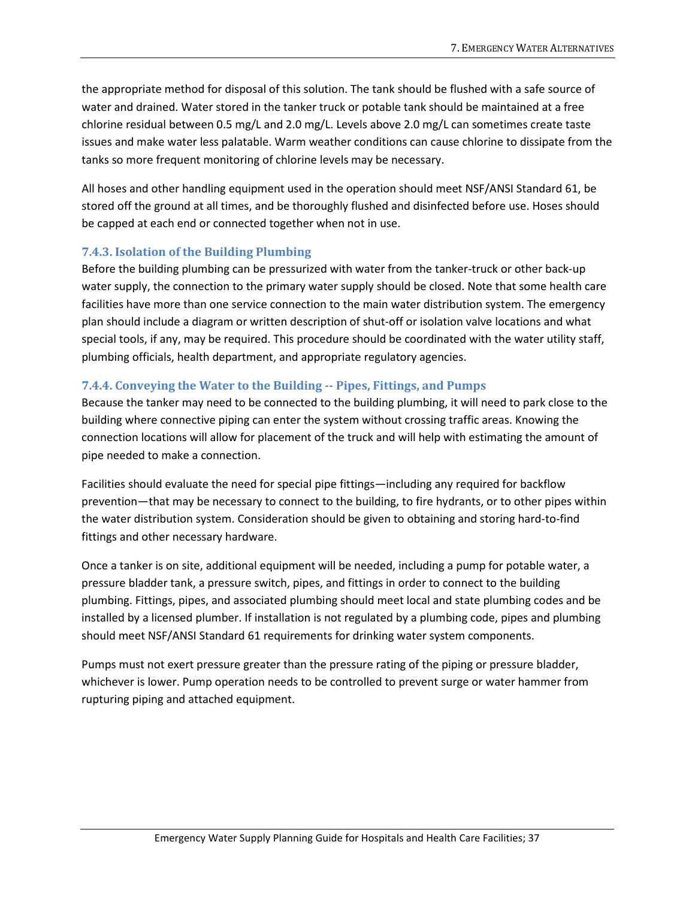the appropriate method for disposal of this solution. The tank should be flushed with a safe source of water and drained. Water stored in the tanker truck or potable tank should be maintained at a free chlorine residual between 0.5 mg/L and 2.0 mg/L. Levels above 2.0 mg/L can sometimes create taste issues and make water less palatable. Warm weather conditions can cause chlorine to dissipate from the tanks so more frequent monitoring of chlorine levels may be necessary.

All hoses and other handling equipment used in the operation should meet NSF/ANSI Standard 61, be stored off the ground at all times, and be thoroughly flushed and disinfected before use. Hoses should be capped at each end or connected together when not in use.

### 7.4.3. Isolation of the Building Plumbing

Before the building plumbing can be pressurized with water from the tanker-truck or other back-up water supply, the connection to the primary water supply should be closed. Note that some health care facilities have more than one service connection to the main water distribution system. The emergency plan should include a diagram or written description of shut-off or isolation valve locations and what special tools, if any, may be required. This procedure should be coordinated with the water utility staff, plumbing officials, health department, and appropriate regulatory agencies.

### 7.4.4. Conveying the Water to the Building -- Pipes, Fittings, and Pumps

Because the tanker may need to be connected to the building plumbing, it will need to park close to the building where connective piping can enter the system without crossing traffic areas. Knowing the connection locations will allow for placement of the truck and will help with estimating the amount of pipe needed to make a connection.

Facilities should evaluate the need for special pipe fittings—including any required for backflow prevention—that may be necessary to connect to the building, to fire hydrants, or to other pipes within the water distribution system. Consideration should be given to obtaining and storing hard-to-find fittings and other necessary hardware.

Once a tanker is on site, additional equipment will be needed, including a pump for potable water, a pressure bladder tank, a pressure switch, pipes, and fittings in order to connect to the building plumbing. Fittings, pipes, and associated plumbing should meet local and state plumbing codes and be installed by a licensed plumber. If installation is not regulated by a plumbing code, pipes and plumbing should meet NSF/ANSI Standard 61 requirements for drinking water system components.

Pumps must not exert pressure greater than the pressure rating of the piping or pressure bladder, whichever is lower. Pump operation needs to be controlled to prevent surge or water hammer from rupturing piping and attached equipment.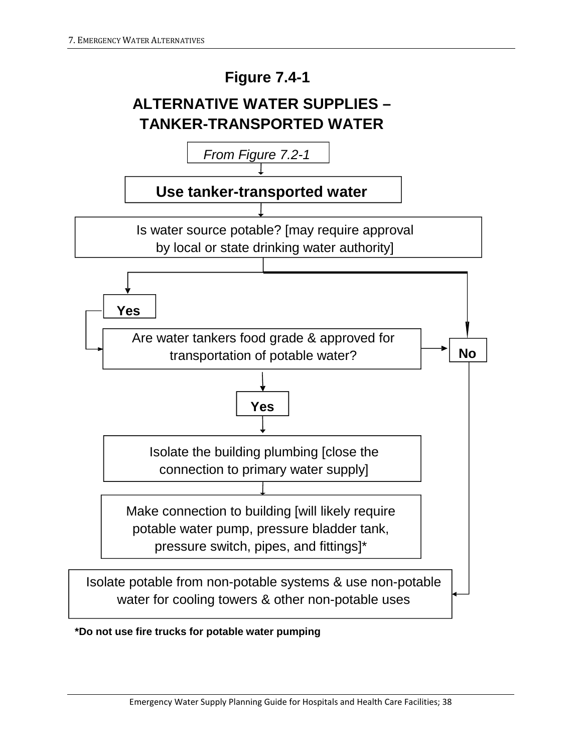## Figure 7.4-1

## ALTERNATIVE WATER SUPPLIES – TANKER-TRANSPORTED WATER

*From Figure 7.2-1*

**Use tanker-transported water**

Is water source potable? [may require approval by local or state drinking water authority]

- **Yes** → Are water tankers food grade & approved for transportation of potable water?
  - **Yes** → Isolate the building plumbing [close the connection to primary water supply]
    - → Make connection to building [will likely require potable water pump, pressure bladder tank, pressure switch, pipes, and fittings]*
  - **No** → Isolate potable from non-potable systems & use non-potable water for cooling towers & other non-potable uses
- **No** → Isolate potable from non-potable systems & use non-potable water for cooling towers & other non-potable uses

**\*Do not use fire trucks for potable water pumping**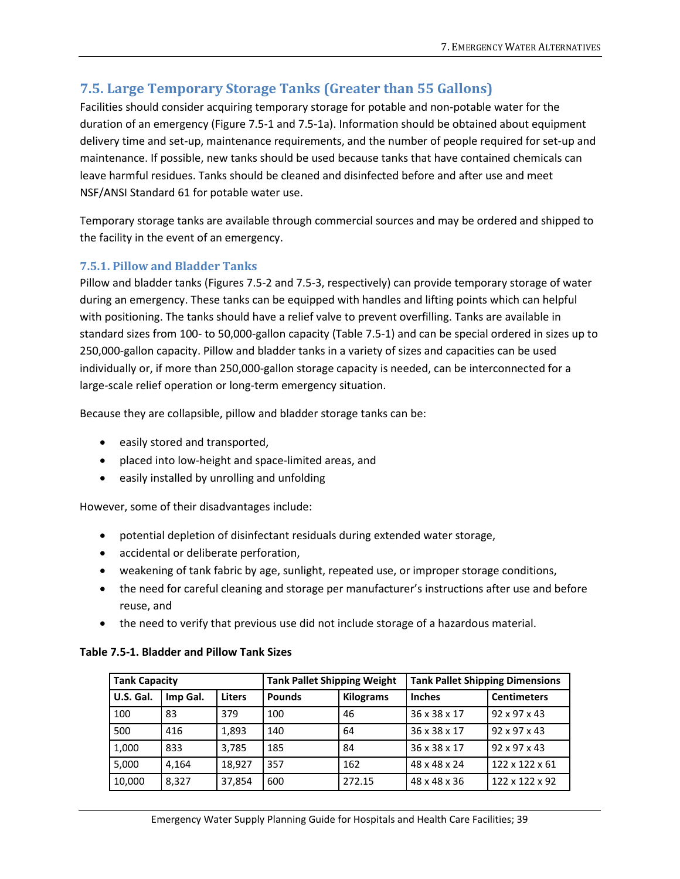## 7.5. Large Temporary Storage Tanks (Greater than 55 Gallons)

Facilities should consider acquiring temporary storage for potable and non-potable water for the duration of an emergency (Figure 7.5-1 and 7.5-1a). Information should be obtained about equipment delivery time and set-up, maintenance requirements, and the number of people required for set-up and maintenance. If possible, new tanks should be used because tanks that have contained chemicals can leave harmful residues. Tanks should be cleaned and disinfected before and after use and meet NSF/ANSI Standard 61 for potable water use.

Temporary storage tanks are available through commercial sources and may be ordered and shipped to the facility in the event of an emergency.

### 7.5.1. Pillow and Bladder Tanks

Pillow and bladder tanks (Figures 7.5-2 and 7.5-3, respectively) can provide temporary storage of water during an emergency. These tanks can be equipped with handles and lifting points which can helpful with positioning. The tanks should have a relief valve to prevent overfilling. Tanks are available in standard sizes from 100- to 50,000-gallon capacity (Table 7.5-1) and can be special ordered in sizes up to 250,000-gallon capacity. Pillow and bladder tanks in a variety of sizes and capacities can be used individually or, if more than 250,000-gallon storage capacity is needed, can be interconnected for a large-scale relief operation or long-term emergency situation.

Because they are collapsible, pillow and bladder storage tanks can be:

- easily stored and transported,
- placed into low-height and space-limited areas, and
- easily installed by unrolling and unfolding

However, some of their disadvantages include:

- potential depletion of disinfectant residuals during extended water storage,
- accidental or deliberate perforation,
- weakening of tank fabric by age, sunlight, repeated use, or improper storage conditions,
- the need for careful cleaning and storage per manufacturer's instructions after use and before reuse, and
- the need to verify that previous use did not include storage of a hazardous material.

**Table 7.5-1. Bladder and Pillow Tank Sizes**

| Tank Capacity | | | Tank Pallet Shipping Weight | | Tank Pallet Shipping Dimensions | |
|---|---|---|---|---|---|---|
| U.S. Gal. | Imp Gal. | Liters | Pounds | Kilograms | Inches | Centimeters |
| 100 | 83 | 379 | 100 | 46 | 36 x 38 x 17 | 92 x 97 x 43 |
| 500 | 416 | 1,893 | 140 | 64 | 36 x 38 x 17 | 92 x 97 x 43 |
| 1,000 | 833 | 3,785 | 185 | 84 | 36 x 38 x 17 | 92 x 97 x 43 |
| 5,000 | 4,164 | 18,927 | 357 | 162 | 48 x 48 x 24 | 122 x 122 x 61 |
| 10,000 | 8,327 | 37,854 | 600 | 272.15 | 48 x 48 x 36 | 122 x 122 x 92 |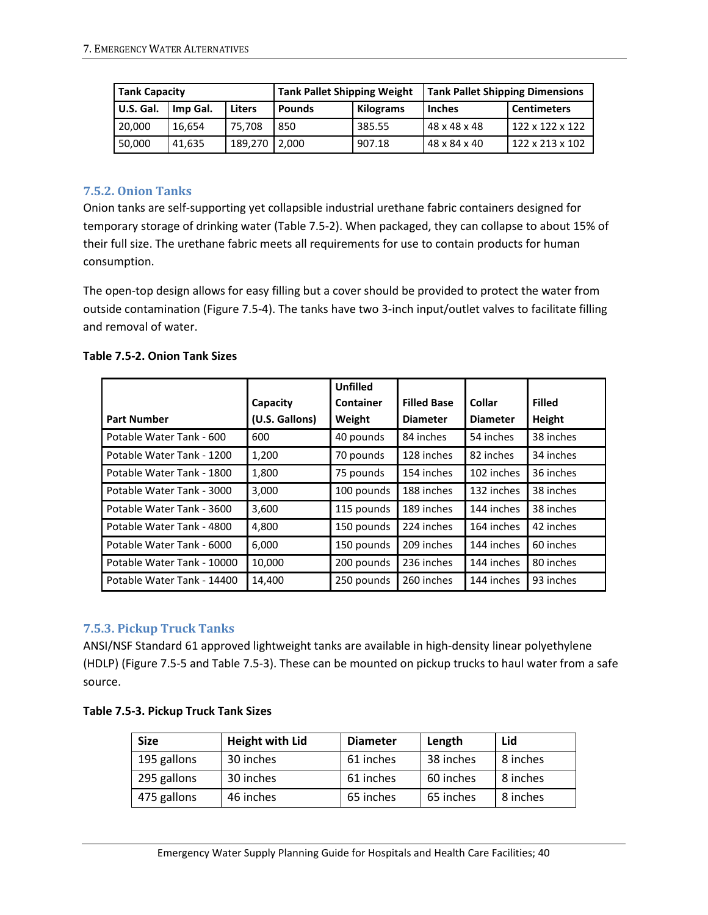| Tank Capacity | | | Tank Pallet Shipping Weight | | Tank Pallet Shipping Dimensions | |
|---|---|---|---|---|---|---|
| U.S. Gal. | Imp Gal. | Liters | Pounds | Kilograms | Inches | Centimeters |
| 20,000 | 16,654 | 75,708 | 850 | 385.55 | 48 x 48 x 48 | 122 x 122 x 122 |
| 50,000 | 41,635 | 189,270 | 2,000 | 907.18 | 48 x 84 x 40 | 122 x 213 x 102 |

### 7.5.2. Onion Tanks

Onion tanks are self-supporting yet collapsible industrial urethane fabric containers designed for temporary storage of drinking water (Table 7.5-2). When packaged, they can collapse to about 15% of their full size. The urethane fabric meets all requirements for use to contain products for human consumption.

The open-top design allows for easy filling but a cover should be provided to protect the water from outside contamination (Figure 7.5-4). The tanks have two 3-inch input/outlet valves to facilitate filling and removal of water.

**Table 7.5-2. Onion Tank Sizes**

| Part Number | Capacity (U.S. Gallons) | Unfilled Container Weight | Filled Base Diameter | Collar Diameter | Filled Height |
|---|---|---|---|---|---|
| Potable Water Tank - 600 | 600 | 40 pounds | 84 inches | 54 inches | 38 inches |
| Potable Water Tank - 1200 | 1,200 | 70 pounds | 128 inches | 82 inches | 34 inches |
| Potable Water Tank - 1800 | 1,800 | 75 pounds | 154 inches | 102 inches | 36 inches |
| Potable Water Tank - 3000 | 3,000 | 100 pounds | 188 inches | 132 inches | 38 inches |
| Potable Water Tank - 3600 | 3,600 | 115 pounds | 189 inches | 144 inches | 38 inches |
| Potable Water Tank - 4800 | 4,800 | 150 pounds | 224 inches | 164 inches | 42 inches |
| Potable Water Tank - 6000 | 6,000 | 150 pounds | 209 inches | 144 inches | 60 inches |
| Potable Water Tank - 10000 | 10,000 | 200 pounds | 236 inches | 144 inches | 80 inches |
| Potable Water Tank - 14400 | 14,400 | 250 pounds | 260 inches | 144 inches | 93 inches |

### 7.5.3. Pickup Truck Tanks

ANSI/NSF Standard 61 approved lightweight tanks are available in high-density linear polyethylene (HDLP) (Figure 7.5-5 and Table 7.5-3). These can be mounted on pickup trucks to haul water from a safe source.

**Table 7.5-3. Pickup Truck Tank Sizes**

| Size | Height with Lid | Diameter | Length | Lid |
|---|---|---|---|---|
| 195 gallons | 30 inches | 61 inches | 38 inches | 8 inches |
| 295 gallons | 30 inches | 61 inches | 60 inches | 8 inches |
| 475 gallons | 46 inches | 65 inches | 65 inches | 8 inches |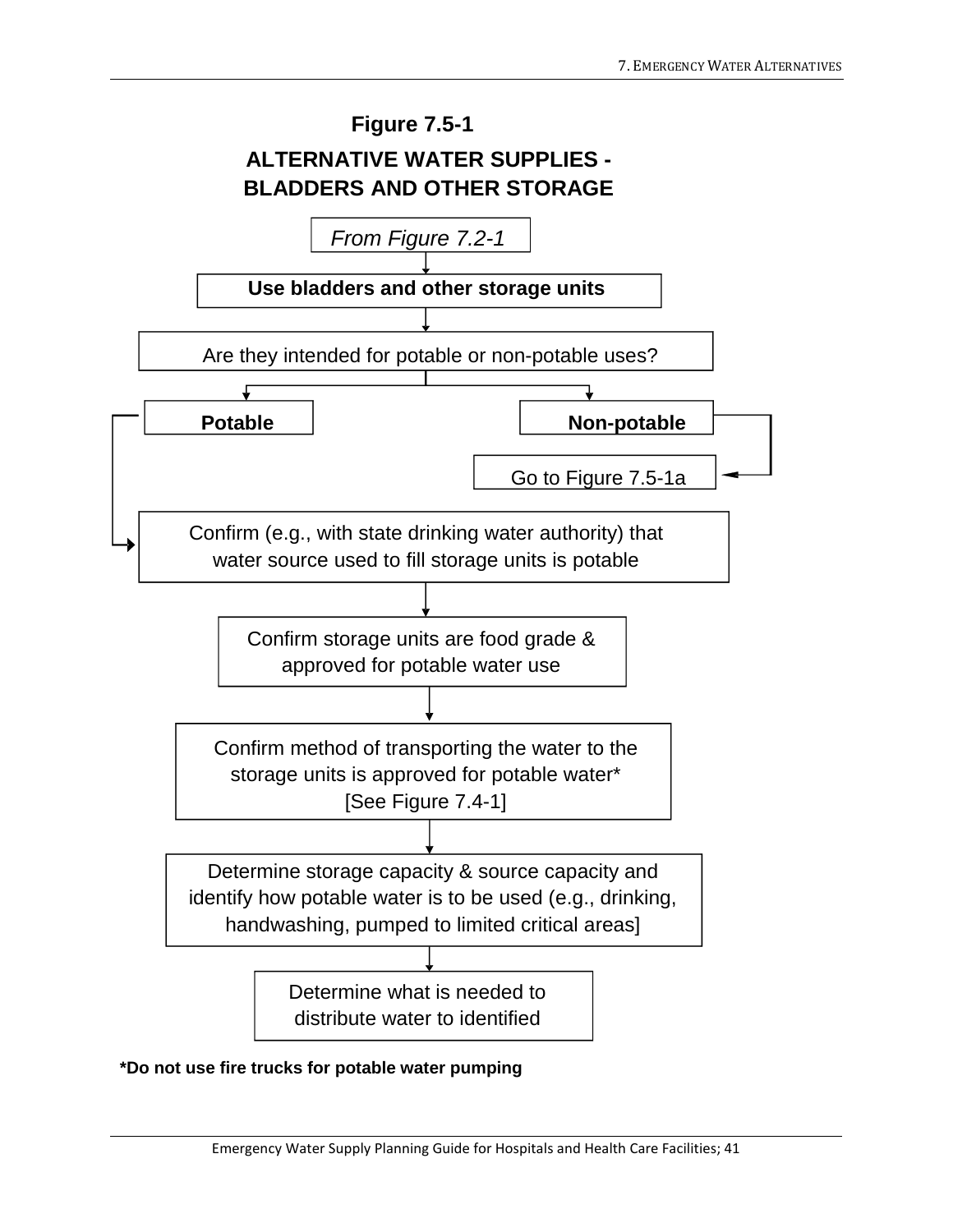**Figure 7.5-1**

**ALTERNATIVE WATER SUPPLIES - BLADDERS AND OTHER STORAGE**

*From Figure 7.2-1*

↓

**Use bladders and other storage units**

↓

Are they intended for potable or non-potable uses?

- **Potable** → Confirm (e.g., with state drinking water authority) that water source used to fill storage units is potable
  - ↓ Confirm storage units are food grade & approved for potable water use
  - ↓ Confirm method of transporting the water to the storage units is approved for potable water* [See Figure 7.4-1]
  - ↓ Determine storage capacity & source capacity and identify how potable water is to be used (e.g., drinking, handwashing, pumped to limited critical areas]
  - ↓ Determine what is needed to distribute water to identified
- **Non-potable** → Go to Figure 7.5-1a

***Do not use fire trucks for potable water pumping**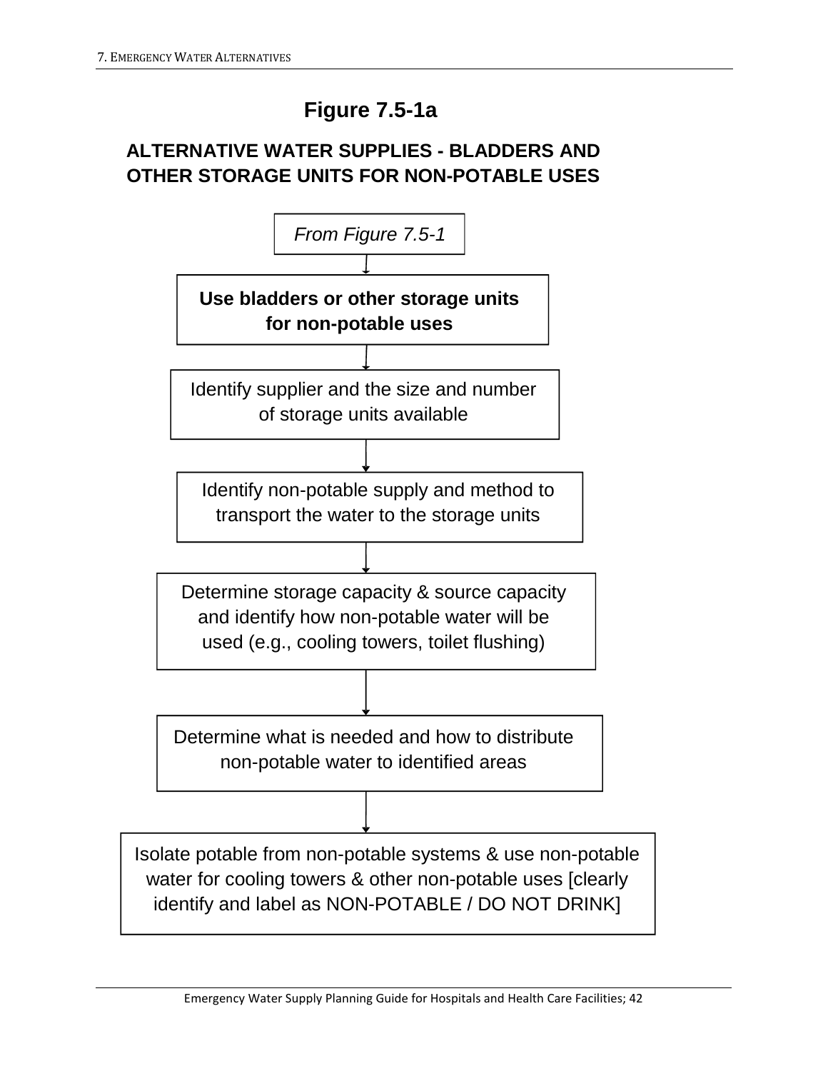# Figure 7.5-1a

## ALTERNATIVE WATER SUPPLIES - BLADDERS AND OTHER STORAGE UNITS FOR NON-POTABLE USES

*From Figure 7.5-1*

↓

**Use bladders or other storage units for non-potable uses**

↓

Identify supplier and the size and number of storage units available

↓

Identify non-potable supply and method to transport the water to the storage units

↓

Determine storage capacity & source capacity and identify how non-potable water will be used (e.g., cooling towers, toilet flushing)

↓

Determine what is needed and how to distribute non-potable water to identified areas

↓

Isolate potable from non-potable systems & use non-potable water for cooling towers & other non-potable uses [clearly identify and label as NON-POTABLE / DO NOT DRINK]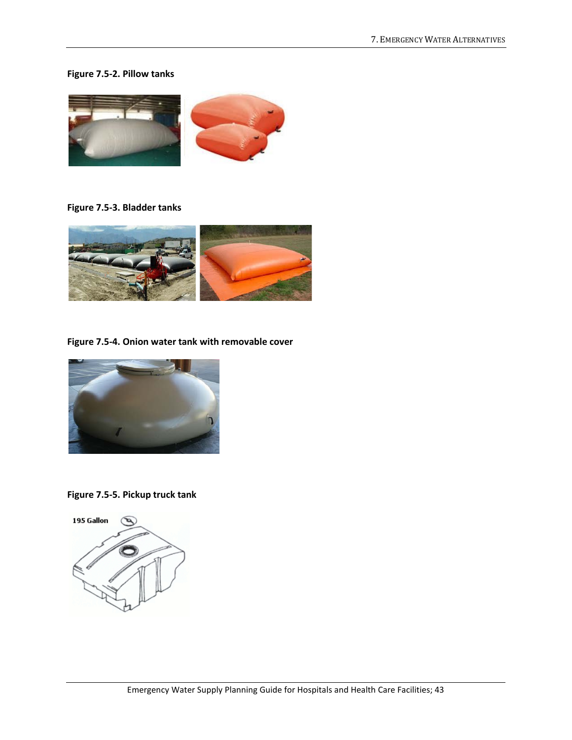**Figure 7.5-2. Pillow tanks**

**Figure 7.5-3. Bladder tanks**

**Figure 7.5-4. Onion water tank with removable cover**

**Figure 7.5-5. Pickup truck tank**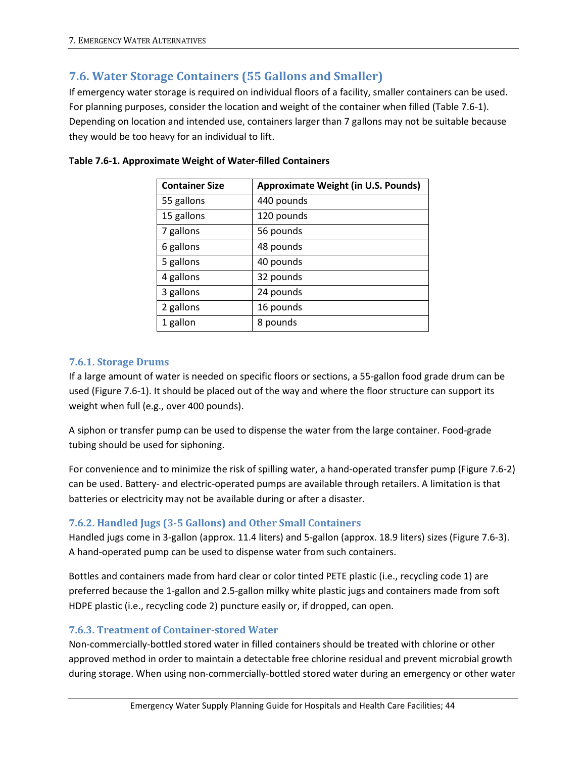## 7.6. Water Storage Containers (55 Gallons and Smaller)

If emergency water storage is required on individual floors of a facility, smaller containers can be used. For planning purposes, consider the location and weight of the container when filled (Table 7.6-1). Depending on location and intended use, containers larger than 7 gallons may not be suitable because they would be too heavy for an individual to lift.

**Table 7.6-1. Approximate Weight of Water-filled Containers**

| Container Size | Approximate Weight (in U.S. Pounds) |
| --- | --- |
| 55 gallons | 440 pounds |
| 15 gallons | 120 pounds |
| 7 gallons | 56 pounds |
| 6 gallons | 48 pounds |
| 5 gallons | 40 pounds |
| 4 gallons | 32 pounds |
| 3 gallons | 24 pounds |
| 2 gallons | 16 pounds |
| 1 gallon | 8 pounds |

### 7.6.1. Storage Drums

If a large amount of water is needed on specific floors or sections, a 55-gallon food grade drum can be used (Figure 7.6-1). It should be placed out of the way and where the floor structure can support its weight when full (e.g., over 400 pounds).

A siphon or transfer pump can be used to dispense the water from the large container. Food-grade tubing should be used for siphoning.

For convenience and to minimize the risk of spilling water, a hand-operated transfer pump (Figure 7.6-2) can be used. Battery- and electric-operated pumps are available through retailers. A limitation is that batteries or electricity may not be available during or after a disaster.

### 7.6.2. Handled Jugs (3-5 Gallons) and Other Small Containers

Handled jugs come in 3-gallon (approx. 11.4 liters) and 5-gallon (approx. 18.9 liters) sizes (Figure 7.6-3). A hand-operated pump can be used to dispense water from such containers.

Bottles and containers made from hard clear or color tinted PETE plastic (i.e., recycling code 1) are preferred because the 1-gallon and 2.5-gallon milky white plastic jugs and containers made from soft HDPE plastic (i.e., recycling code 2) puncture easily or, if dropped, can open.

### 7.6.3. Treatment of Container-stored Water

Non-commercially-bottled stored water in filled containers should be treated with chlorine or other approved method in order to maintain a detectable free chlorine residual and prevent microbial growth during storage. When using non-commercially-bottled stored water during an emergency or other water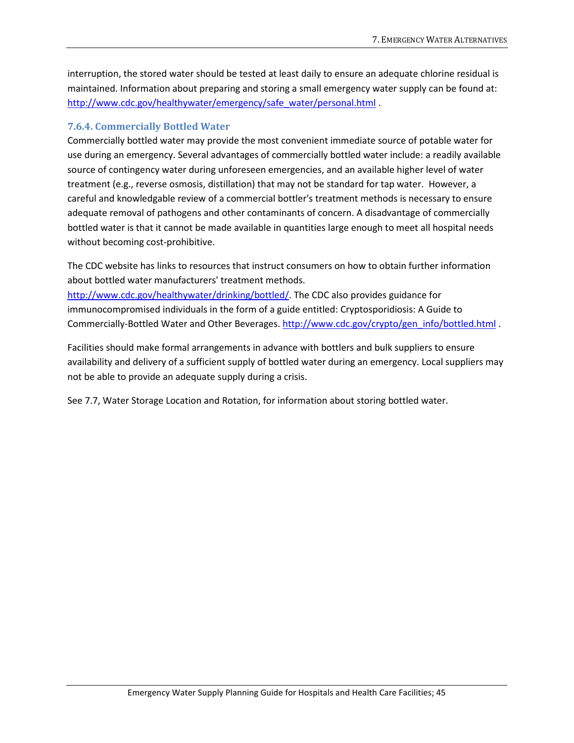interruption, the stored water should be tested at least daily to ensure an adequate chlorine residual is maintained. Information about preparing and storing a small emergency water supply can be found at: http://www.cdc.gov/healthywater/emergency/safe_water/personal.html .

### 7.6.4. Commercially Bottled Water

Commercially bottled water may provide the most convenient immediate source of potable water for use during an emergency. Several advantages of commercially bottled water include: a readily available source of contingency water during unforeseen emergencies, and an available higher level of water treatment (e.g., reverse osmosis, distillation) that may not be standard for tap water. However, a careful and knowledgable review of a commercial bottler's treatment methods is necessary to ensure adequate removal of pathogens and other contaminants of concern. A disadvantage of commercially bottled water is that it cannot be made available in quantities large enough to meet all hospital needs without becoming cost-prohibitive.

The CDC website has links to resources that instruct consumers on how to obtain further information about bottled water manufacturers' treatment methods. http://www.cdc.gov/healthywater/drinking/bottled/. The CDC also provides guidance for immunocompromised individuals in the form of a guide entitled: Cryptosporidiosis: A Guide to Commercially-Bottled Water and Other Beverages. http://www.cdc.gov/crypto/gen_info/bottled.html .

Facilities should make formal arrangements in advance with bottlers and bulk suppliers to ensure availability and delivery of a sufficient supply of bottled water during an emergency. Local suppliers may not be able to provide an adequate supply during a crisis.

See 7.7, Water Storage Location and Rotation, for information about storing bottled water.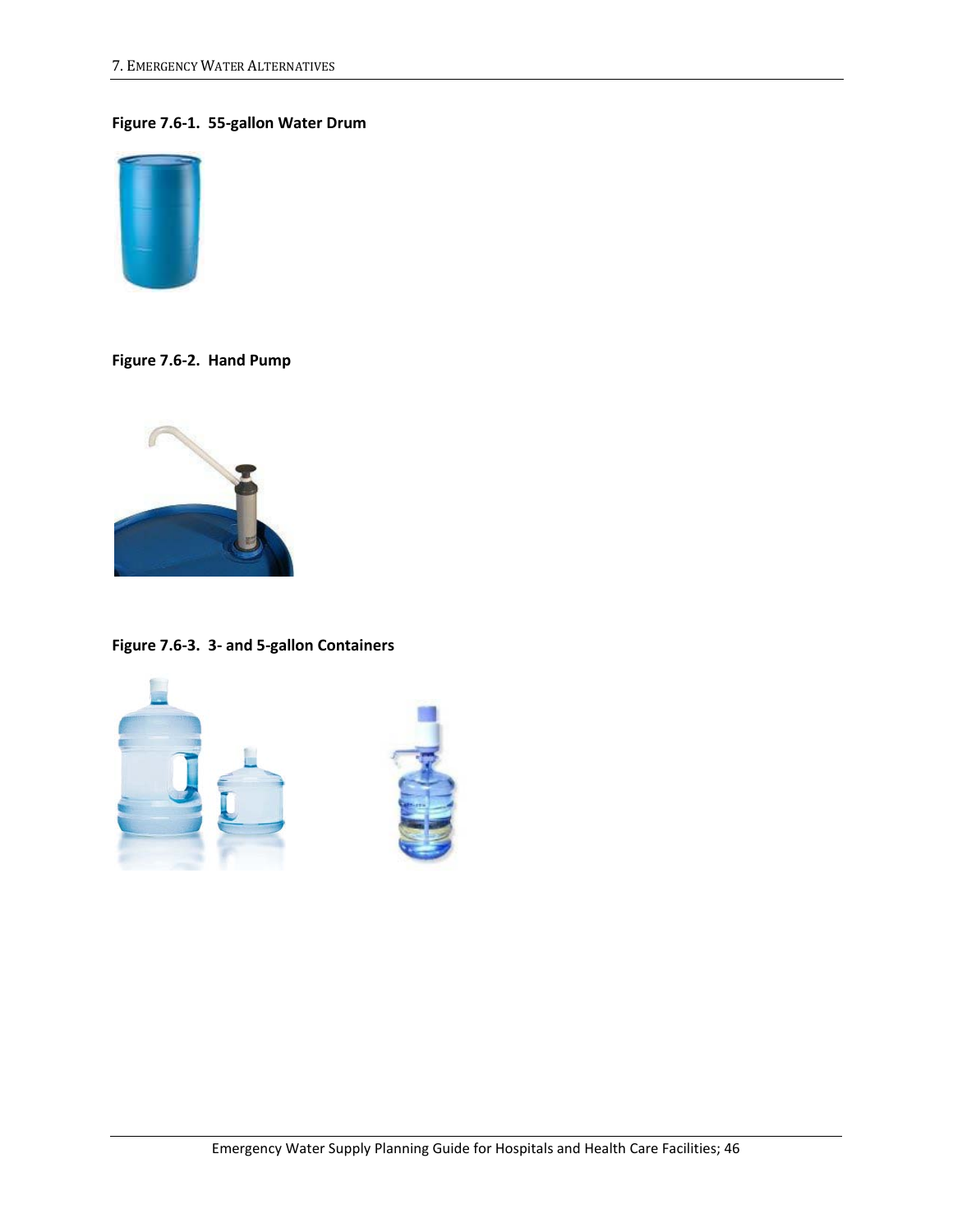**Figure 7.6-1. 55-gallon Water Drum**

**Figure 7.6-2. Hand Pump**

**Figure 7.6-3. 3- and 5-gallon Containers**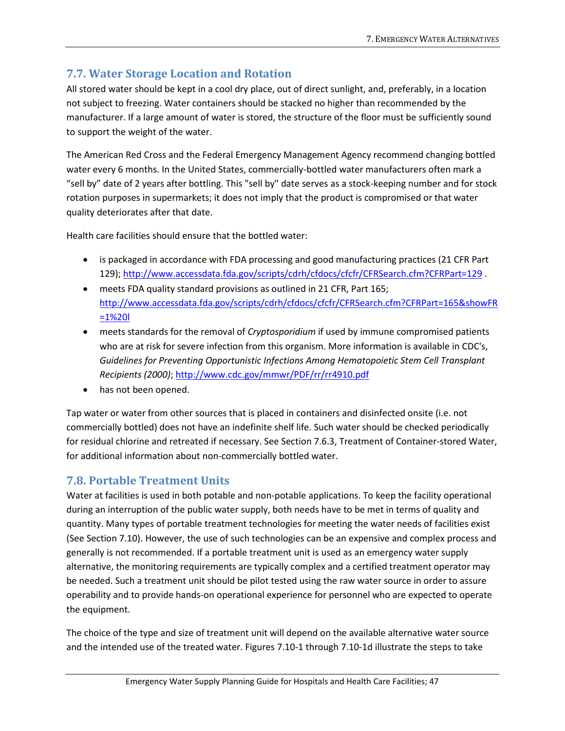## 7.7. Water Storage Location and Rotation

All stored water should be kept in a cool dry place, out of direct sunlight, and, preferably, in a location not subject to freezing. Water containers should be stacked no higher than recommended by the manufacturer. If a large amount of water is stored, the structure of the floor must be sufficiently sound to support the weight of the water.

The American Red Cross and the Federal Emergency Management Agency recommend changing bottled water every 6 months. In the United States, commercially-bottled water manufacturers often mark a "sell by" date of 2 years after bottling. This "sell by" date serves as a stock-keeping number and for stock rotation purposes in supermarkets; it does not imply that the product is compromised or that water quality deteriorates after that date.

Health care facilities should ensure that the bottled water:

- is packaged in accordance with FDA processing and good manufacturing practices (21 CFR Part 129); http://www.accessdata.fda.gov/scripts/cdrh/cfdocs/cfcfr/CFRSearch.cfm?CFRPart=129 .
- meets FDA quality standard provisions as outlined in 21 CFR, Part 165; http://www.accessdata.fda.gov/scripts/cdrh/cfdocs/cfcfr/CFRSearch.cfm?CFRPart=165&showFR=1%20l
- meets standards for the removal of *Cryptosporidium* if used by immune compromised patients who are at risk for severe infection from this organism. More information is available in CDC's, *Guidelines for Preventing Opportunistic Infections Among Hematopoietic Stem Cell Transplant Recipients (2000)*; http://www.cdc.gov/mmwr/PDF/rr/rr4910.pdf
- has not been opened.

Tap water or water from other sources that is placed in containers and disinfected onsite (i.e. not commercially bottled) does not have an indefinite shelf life. Such water should be checked periodically for residual chlorine and retreated if necessary. See Section 7.6.3, Treatment of Container-stored Water, for additional information about non-commercially bottled water.

## 7.8. Portable Treatment Units

Water at facilities is used in both potable and non-potable applications. To keep the facility operational during an interruption of the public water supply, both needs have to be met in terms of quality and quantity. Many types of portable treatment technologies for meeting the water needs of facilities exist (See Section 7.10). However, the use of such technologies can be an expensive and complex process and generally is not recommended. If a portable treatment unit is used as an emergency water supply alternative, the monitoring requirements are typically complex and a certified treatment operator may be needed. Such a treatment unit should be pilot tested using the raw water source in order to assure operability and to provide hands-on operational experience for personnel who are expected to operate the equipment.

The choice of the type and size of treatment unit will depend on the available alternative water source and the intended use of the treated water. Figures 7.10-1 through 7.10-1d illustrate the steps to take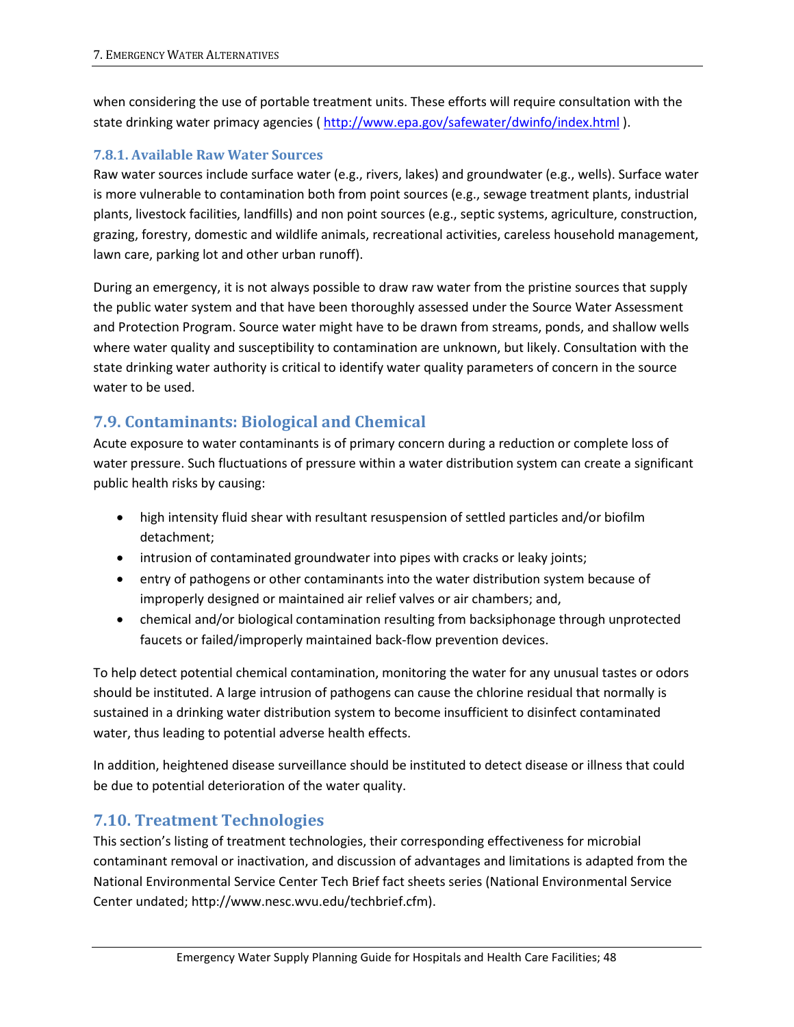when considering the use of portable treatment units. These efforts will require consultation with the state drinking water primacy agencies ( http://www.epa.gov/safewater/dwinfo/index.html ).

### 7.8.1. Available Raw Water Sources

Raw water sources include surface water (e.g., rivers, lakes) and groundwater (e.g., wells). Surface water is more vulnerable to contamination both from point sources (e.g., sewage treatment plants, industrial plants, livestock facilities, landfills) and non point sources (e.g., septic systems, agriculture, construction, grazing, forestry, domestic and wildlife animals, recreational activities, careless household management, lawn care, parking lot and other urban runoff).

During an emergency, it is not always possible to draw raw water from the pristine sources that supply the public water system and that have been thoroughly assessed under the Source Water Assessment and Protection Program. Source water might have to be drawn from streams, ponds, and shallow wells where water quality and susceptibility to contamination are unknown, but likely. Consultation with the state drinking water authority is critical to identify water quality parameters of concern in the source water to be used.

## 7.9. Contaminants: Biological and Chemical

Acute exposure to water contaminants is of primary concern during a reduction or complete loss of water pressure. Such fluctuations of pressure within a water distribution system can create a significant public health risks by causing:

- high intensity fluid shear with resultant resuspension of settled particles and/or biofilm detachment;
- intrusion of contaminated groundwater into pipes with cracks or leaky joints;
- entry of pathogens or other contaminants into the water distribution system because of improperly designed or maintained air relief valves or air chambers; and,
- chemical and/or biological contamination resulting from backsiphonage through unprotected faucets or failed/improperly maintained back-flow prevention devices.

To help detect potential chemical contamination, monitoring the water for any unusual tastes or odors should be instituted. A large intrusion of pathogens can cause the chlorine residual that normally is sustained in a drinking water distribution system to become insufficient to disinfect contaminated water, thus leading to potential adverse health effects.

In addition, heightened disease surveillance should be instituted to detect disease or illness that could be due to potential deterioration of the water quality.

## 7.10. Treatment Technologies

This section's listing of treatment technologies, their corresponding effectiveness for microbial contaminant removal or inactivation, and discussion of advantages and limitations is adapted from the National Environmental Service Center Tech Brief fact sheets series (National Environmental Service Center undated; http://www.nesc.wvu.edu/techbrief.cfm).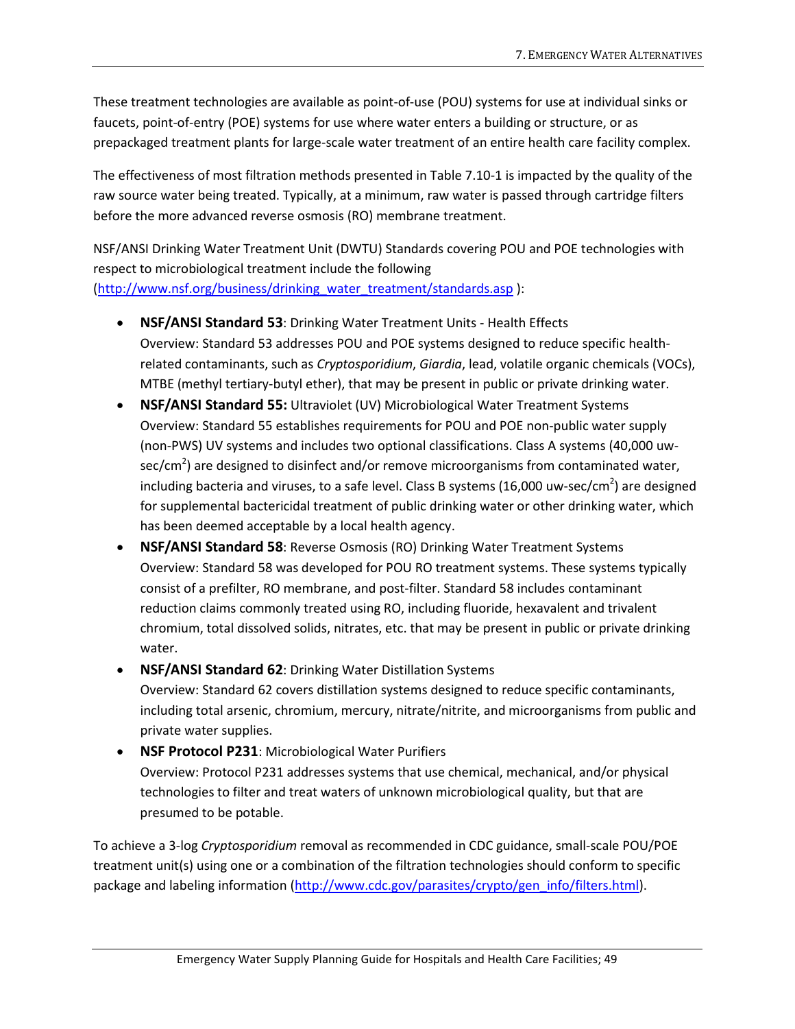These treatment technologies are available as point-of-use (POU) systems for use at individual sinks or faucets, point-of-entry (POE) systems for use where water enters a building or structure, or as prepackaged treatment plants for large-scale water treatment of an entire health care facility complex.

The effectiveness of most filtration methods presented in Table 7.10-1 is impacted by the quality of the raw source water being treated. Typically, at a minimum, raw water is passed through cartridge filters before the more advanced reverse osmosis (RO) membrane treatment.

NSF/ANSI Drinking Water Treatment Unit (DWTU) Standards covering POU and POE technologies with respect to microbiological treatment include the following (http://www.nsf.org/business/drinking_water_treatment/standards.asp ):

- **NSF/ANSI Standard 53**: Drinking Water Treatment Units - Health Effects
  Overview: Standard 53 addresses POU and POE systems designed to reduce specific health-related contaminants, such as *Cryptosporidium*, *Giardia*, lead, volatile organic chemicals (VOCs), MTBE (methyl tertiary-butyl ether), that may be present in public or private drinking water.
- **NSF/ANSI Standard 55:** Ultraviolet (UV) Microbiological Water Treatment Systems
  Overview: Standard 55 establishes requirements for POU and POE non-public water supply (non-PWS) UV systems and includes two optional classifications. Class A systems (40,000 uw-sec/cm$^2$) are designed to disinfect and/or remove microorganisms from contaminated water, including bacteria and viruses, to a safe level. Class B systems (16,000 uw-sec/cm$^2$) are designed for supplemental bactericidal treatment of public drinking water or other drinking water, which has been deemed acceptable by a local health agency.
- **NSF/ANSI Standard 58**: Reverse Osmosis (RO) Drinking Water Treatment Systems
  Overview: Standard 58 was developed for POU RO treatment systems. These systems typically consist of a prefilter, RO membrane, and post-filter. Standard 58 includes contaminant reduction claims commonly treated using RO, including fluoride, hexavalent and trivalent chromium, total dissolved solids, nitrates, etc. that may be present in public or private drinking water.
- **NSF/ANSI Standard 62**: Drinking Water Distillation Systems
  Overview: Standard 62 covers distillation systems designed to reduce specific contaminants, including total arsenic, chromium, mercury, nitrate/nitrite, and microorganisms from public and private water supplies.
- **NSF Protocol P231**: Microbiological Water Purifiers
  Overview: Protocol P231 addresses systems that use chemical, mechanical, and/or physical technologies to filter and treat waters of unknown microbiological quality, but that are presumed to be potable.

To achieve a 3-log *Cryptosporidium* removal as recommended in CDC guidance, small-scale POU/POE treatment unit(s) using one or a combination of the filtration technologies should conform to specific package and labeling information (http://www.cdc.gov/parasites/crypto/gen_info/filters.html).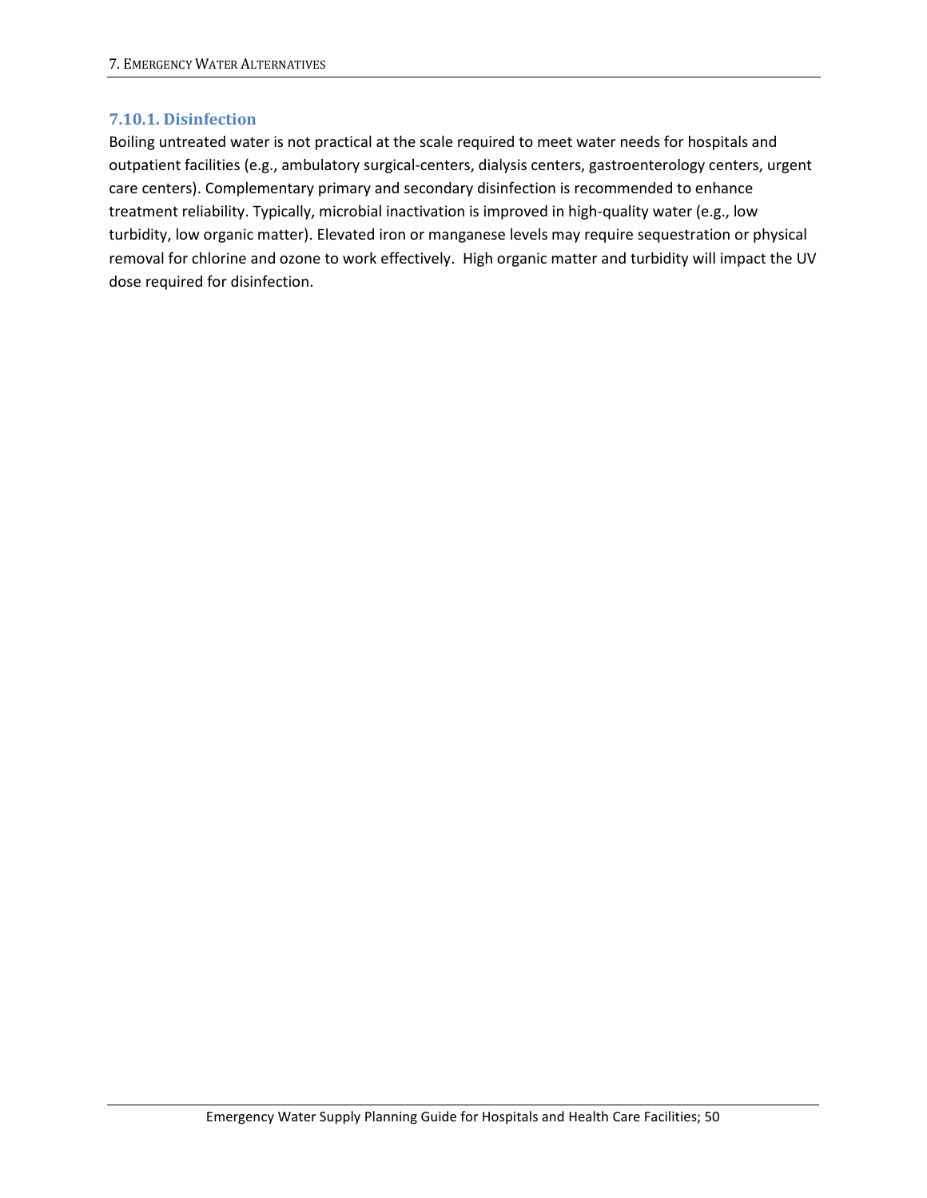### 7.10.1. Disinfection

Boiling untreated water is not practical at the scale required to meet water needs for hospitals and outpatient facilities (e.g., ambulatory surgical-centers, dialysis centers, gastroenterology centers, urgent care centers). Complementary primary and secondary disinfection is recommended to enhance treatment reliability. Typically, microbial inactivation is improved in high-quality water (e.g., low turbidity, low organic matter). Elevated iron or manganese levels may require sequestration or physical removal for chlorine and ozone to work effectively. High organic matter and turbidity will impact the UV dose required for disinfection.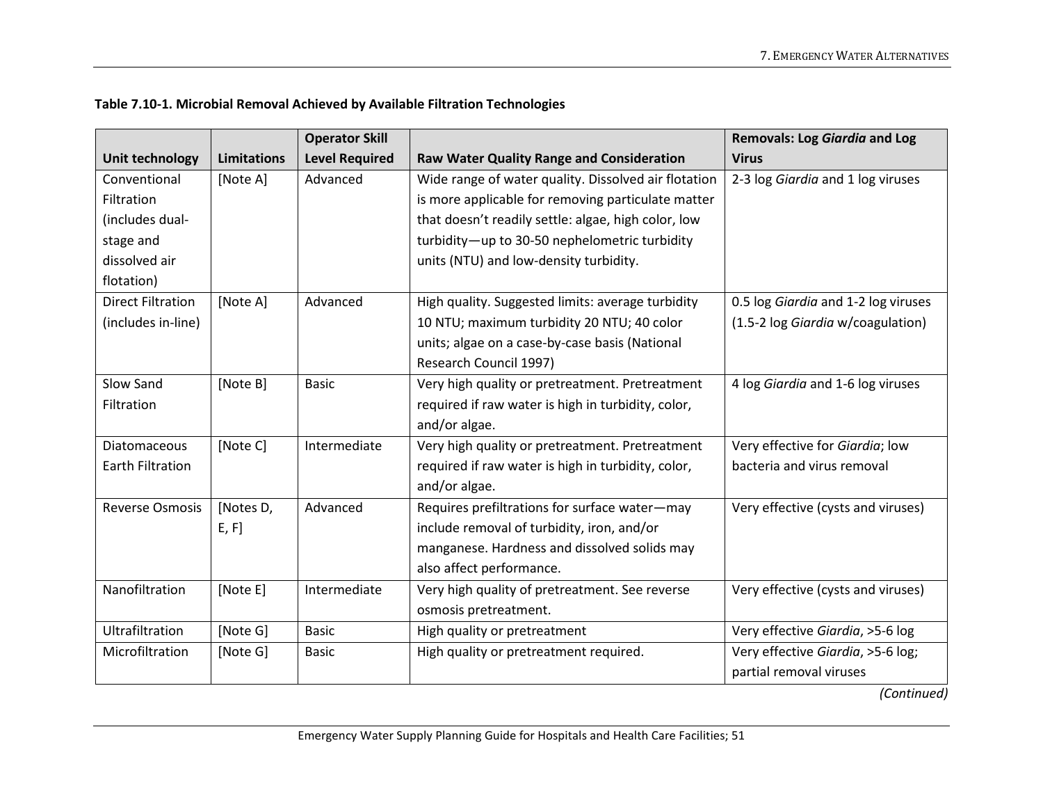**Table 7.10-1. Microbial Removal Achieved by Available Filtration Technologies**

| Unit technology | Limitations | Operator Skill Level Required | Raw Water Quality Range and Consideration | Removals: Log *Giardia* and Log Virus |
|---|---|---|---|---|
| Conventional Filtration (includes dual-stage and dissolved air flotation) | [Note A] | Advanced | Wide range of water quality. Dissolved air flotation is more applicable for removing particulate matter that doesn't readily settle: algae, high color, low turbidity—up to 30-50 nephelometric turbidity units (NTU) and low-density turbidity. | 2-3 log *Giardia* and 1 log viruses |
| Direct Filtration (includes in-line) | [Note A] | Advanced | High quality. Suggested limits: average turbidity 10 NTU; maximum turbidity 20 NTU; 40 color units; algae on a case-by-case basis (National Research Council 1997) | 0.5 log *Giardia* and 1-2 log viruses (1.5-2 log *Giardia* w/coagulation) |
| Slow Sand Filtration | [Note B] | Basic | Very high quality or pretreatment. Pretreatment required if raw water is high in turbidity, color, and/or algae. | 4 log *Giardia* and 1-6 log viruses |
| Diatomaceous Earth Filtration | [Note C] | Intermediate | Very high quality or pretreatment. Pretreatment required if raw water is high in turbidity, color, and/or algae. | Very effective for *Giardia*; low bacteria and virus removal |
| Reverse Osmosis | [Notes D, E, F] | Advanced | Requires prefiltrations for surface water—may include removal of turbidity, iron, and/or manganese. Hardness and dissolved solids may also affect performance. | Very effective (cysts and viruses) |
| Nanofiltration | [Note E] | Intermediate | Very high quality of pretreatment. See reverse osmosis pretreatment. | Very effective (cysts and viruses) |
| Ultrafiltration | [Note G] | Basic | High quality or pretreatment | Very effective *Giardia*, >5-6 log |
| Microfiltration | [Note G] | Basic | High quality or pretreatment required. | Very effective *Giardia*, >5-6 log; partial removal viruses |

*(Continued)*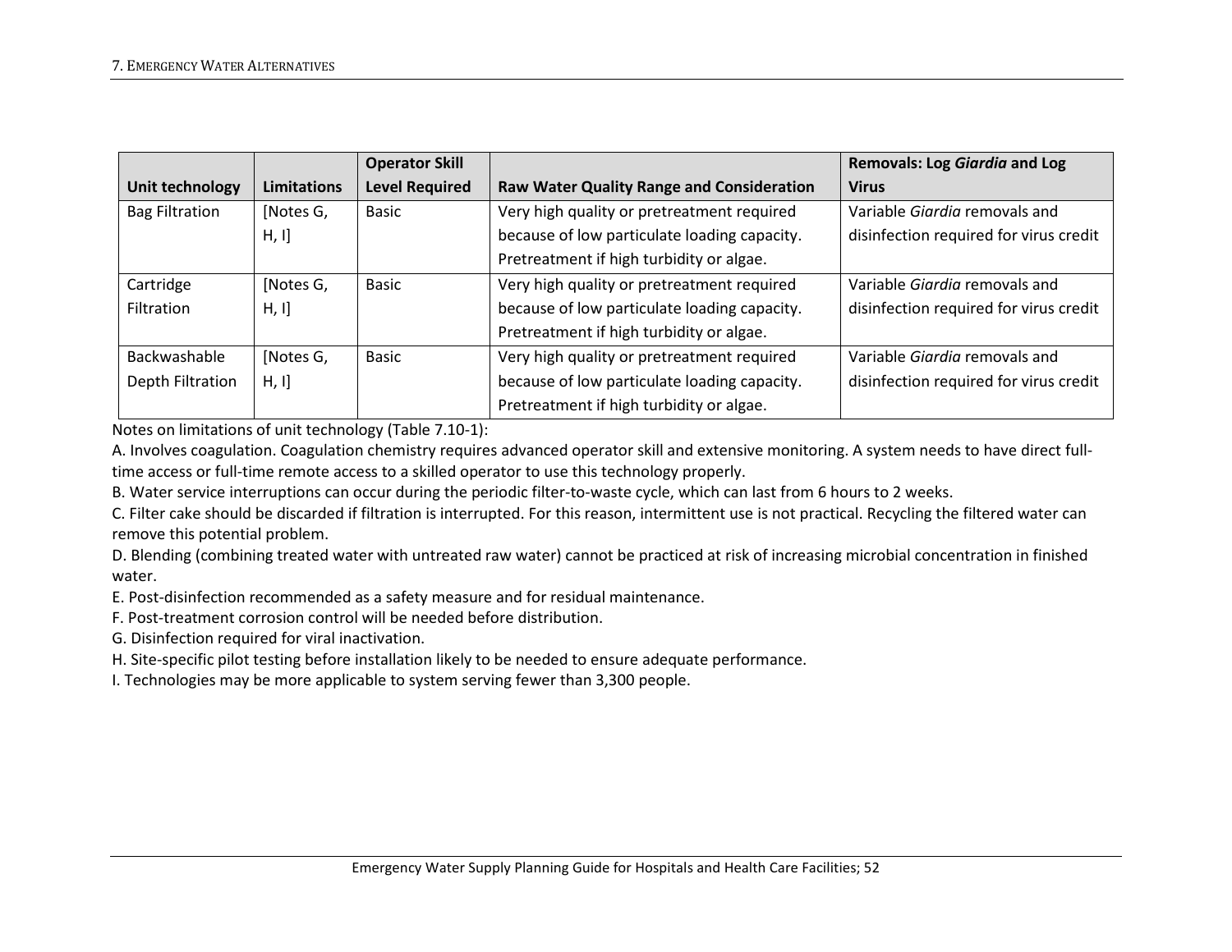| Unit technology | Limitations | Operator Skill Level Required | Raw Water Quality Range and Consideration | Removals: Log *Giardia* and Log Virus |
|---|---|---|---|---|
| Bag Filtration | [Notes G, H, I] | Basic | Very high quality or pretreatment required because of low particulate loading capacity. Pretreatment if high turbidity or algae. | Variable *Giardia* removals and disinfection required for virus credit |
| Cartridge Filtration | [Notes G, H, I] | Basic | Very high quality or pretreatment required because of low particulate loading capacity. Pretreatment if high turbidity or algae. | Variable *Giardia* removals and disinfection required for virus credit |
| Backwashable Depth Filtration | [Notes G, H, I] | Basic | Very high quality or pretreatment required because of low particulate loading capacity. Pretreatment if high turbidity or algae. | Variable *Giardia* removals and disinfection required for virus credit |

Notes on limitations of unit technology (Table 7.10-1):

A. Involves coagulation. Coagulation chemistry requires advanced operator skill and extensive monitoring. A system needs to have direct full-time access or full-time remote access to a skilled operator to use this technology properly.

B. Water service interruptions can occur during the periodic filter-to-waste cycle, which can last from 6 hours to 2 weeks.

C. Filter cake should be discarded if filtration is interrupted. For this reason, intermittent use is not practical. Recycling the filtered water can remove this potential problem.

D. Blending (combining treated water with untreated raw water) cannot be practiced at risk of increasing microbial concentration in finished water.

E. Post-disinfection recommended as a safety measure and for residual maintenance.

F. Post-treatment corrosion control will be needed before distribution.

G. Disinfection required for viral inactivation.

H. Site-specific pilot testing before installation likely to be needed to ensure adequate performance.

I. Technologies may be more applicable to system serving fewer than 3,300 people.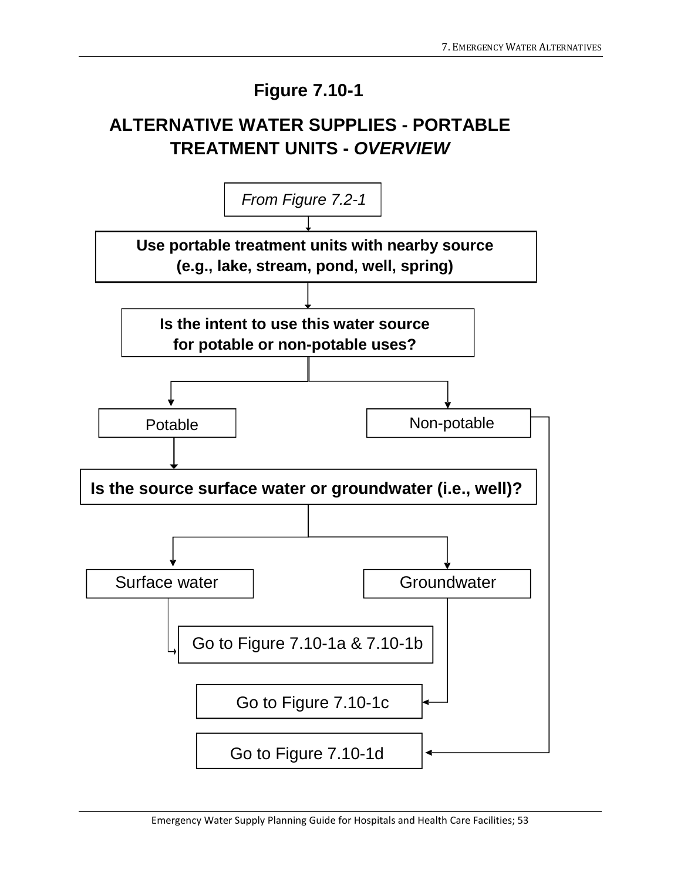## Figure 7.10-1

## ALTERNATIVE WATER SUPPLIES - PORTABLE TREATMENT UNITS - *OVERVIEW*

*From Figure 7.2-1*

**Use portable treatment units with nearby source (e.g., lake, stream, pond, well, spring)**

**Is the intent to use this water source for potable or non-potable uses?**

- Potable
  - **Is the source surface water or groundwater (i.e., well)?**
    - Surface water → Go to Figure 7.10-1a & 7.10-1b
    - Groundwater → Go to Figure 7.10-1c
- Non-potable → Go to Figure 7.10-1d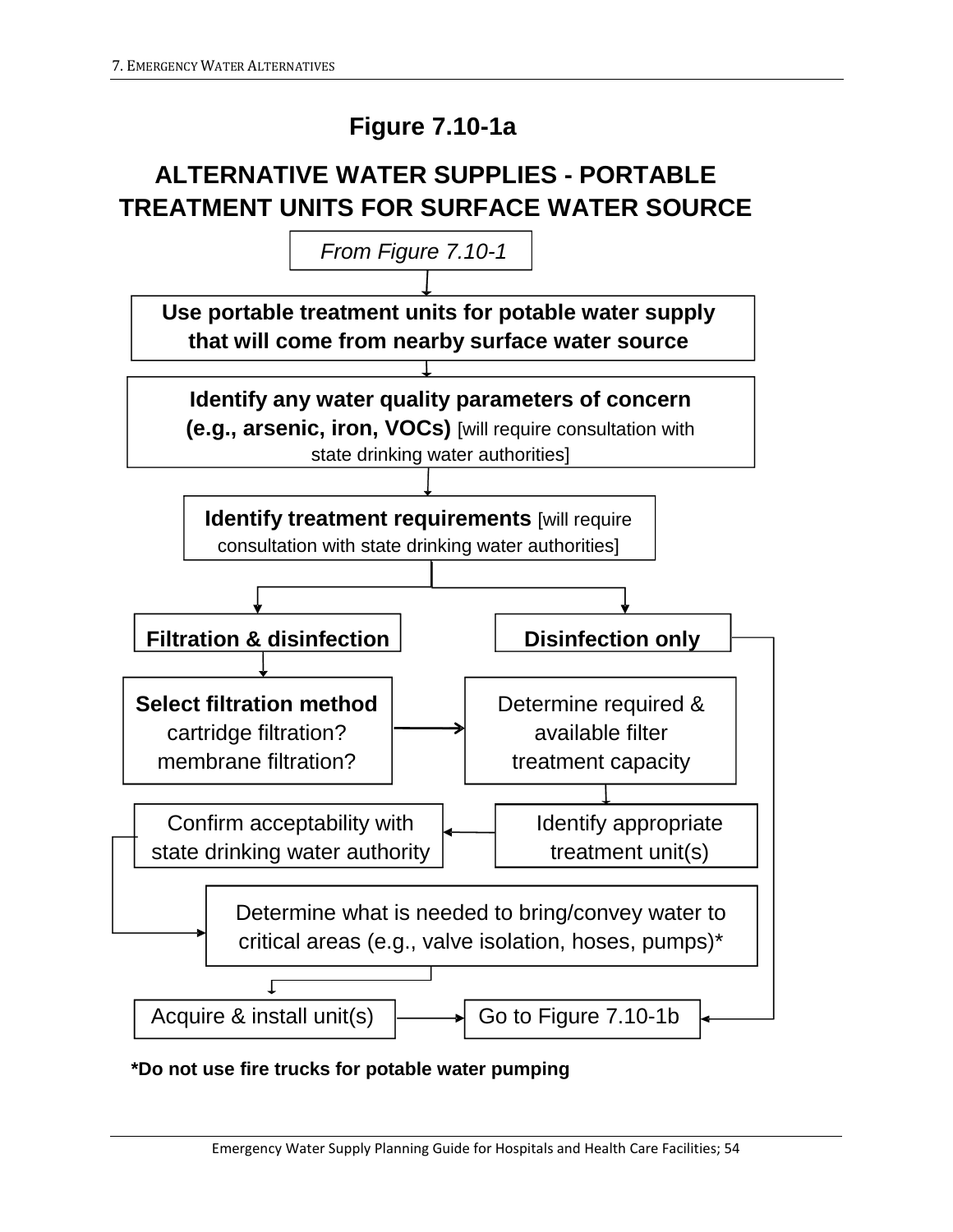# Figure 7.10-1a

## ALTERNATIVE WATER SUPPLIES - PORTABLE TREATMENT UNITS FOR SURFACE WATER SOURCE

*From Figure 7.10-1*

↓

**Use portable treatment units for potable water supply that will come from nearby surface water source**

↓

**Identify any water quality parameters of concern (e.g., arsenic, iron, VOCs)** [will require consultation with state drinking water authorities]

↓

**Identify treatment requirements** [will require consultation with state drinking water authorities]

↓

- **Filtration & disinfection**
  - **Select filtration method** cartridge filtration? membrane filtration?
  - → Determine required & available filter treatment capacity
  - → Identify appropriate treatment unit(s)
  - → Confirm acceptability with state drinking water authority
  - → Determine what is needed to bring/convey water to critical areas (e.g., valve isolation, hoses, pumps)*
  - → Acquire & install unit(s)
  - → Go to Figure 7.10-1b
- **Disinfection only**
  - → Go to Figure 7.10-1b

***Do not use fire trucks for potable water pumping**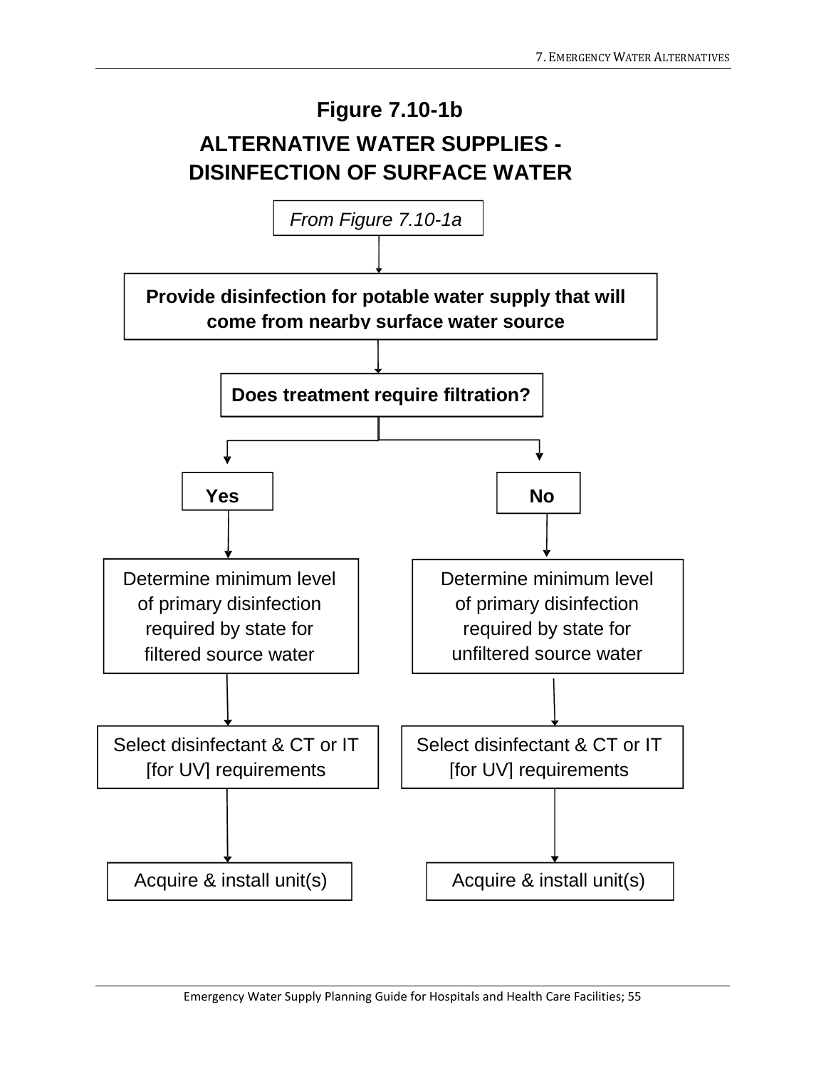# Figure 7.10-1b

## ALTERNATIVE WATER SUPPLIES - DISINFECTION OF SURFACE WATER

*From Figure 7.10-1a*

↓

**Provide disinfection for potable water supply that will come from nearby surface water source**

↓

**Does treatment require filtration?**

**Yes**

↓

Determine minimum level of primary disinfection required by state for filtered source water

↓

Select disinfectant & CT or IT [for UV] requirements

↓

Acquire & install unit(s)

**No**

↓

Determine minimum level of primary disinfection required by state for unfiltered source water

↓

Select disinfectant & CT or IT [for UV] requirements

↓

Acquire & install unit(s)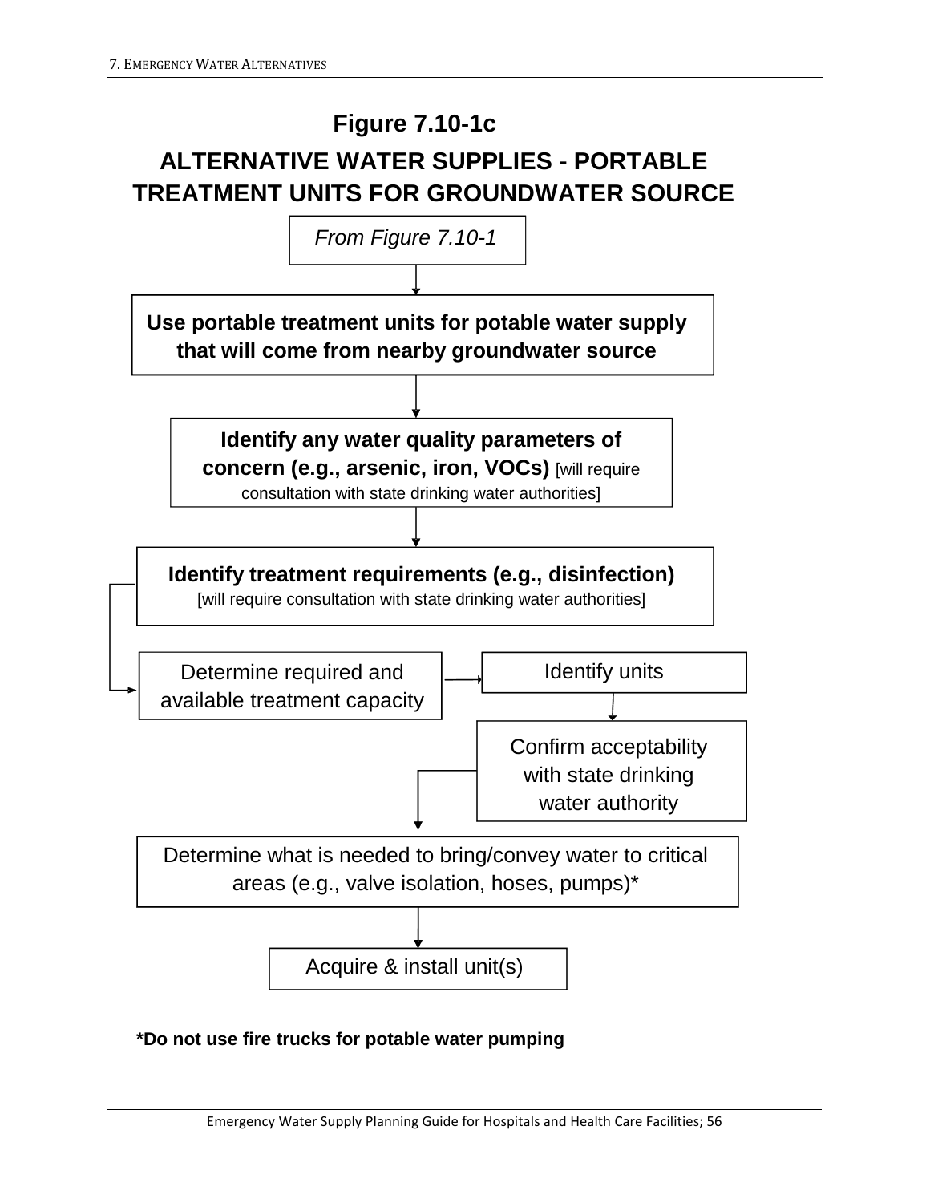# Figure 7.10-1c

## ALTERNATIVE WATER SUPPLIES - PORTABLE TREATMENT UNITS FOR GROUNDWATER SOURCE

*From Figure 7.10-1*

↓

**Use portable treatment units for potable water supply that will come from nearby groundwater source**

↓

**Identify any water quality parameters of concern (e.g., arsenic, iron, VOCs)** [will require consultation with state drinking water authorities]

↓

**Identify treatment requirements (e.g., disinfection)** [will require consultation with state drinking water authorities]

↓

Determine required and available treatment capacity

→

Identify units

↓

Confirm acceptability with state drinking water authority

↓

Determine what is needed to bring/convey water to critical areas (e.g., valve isolation, hoses, pumps)*

↓

Acquire & install unit(s)

**\*Do not use fire trucks for potable water pumping**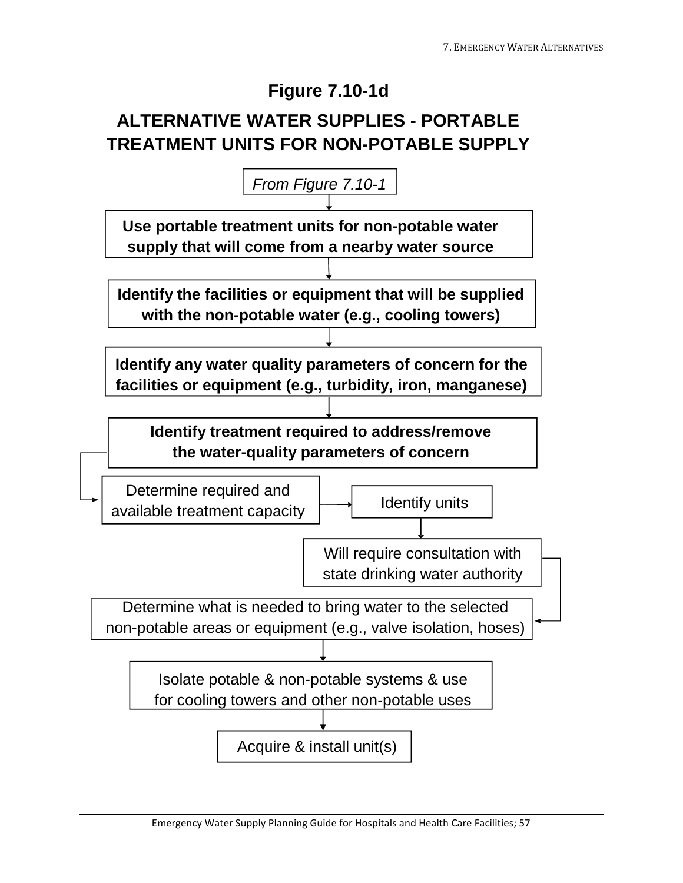# Figure 7.10-1d

## ALTERNATIVE WATER SUPPLIES - PORTABLE TREATMENT UNITS FOR NON-POTABLE SUPPLY

*From Figure 7.10-1*

↓

**Use portable treatment units for non-potable water supply that will come from a nearby water source**

↓

**Identify the facilities or equipment that will be supplied with the non-potable water (e.g., cooling towers)**

↓

**Identify any water quality parameters of concern for the facilities or equipment (e.g., turbidity, iron, manganese)**

↓

**Identify treatment required to address/remove the water-quality parameters of concern**

↓

Determine required and available treatment capacity

→

Identify units

↓

Will require consultation with state drinking water authority

↓

Determine what is needed to bring water to the selected non-potable areas or equipment (e.g., valve isolation, hoses)

↓

Isolate potable & non-potable systems & use for cooling towers and other non-potable uses

↓

Acquire & install unit(s)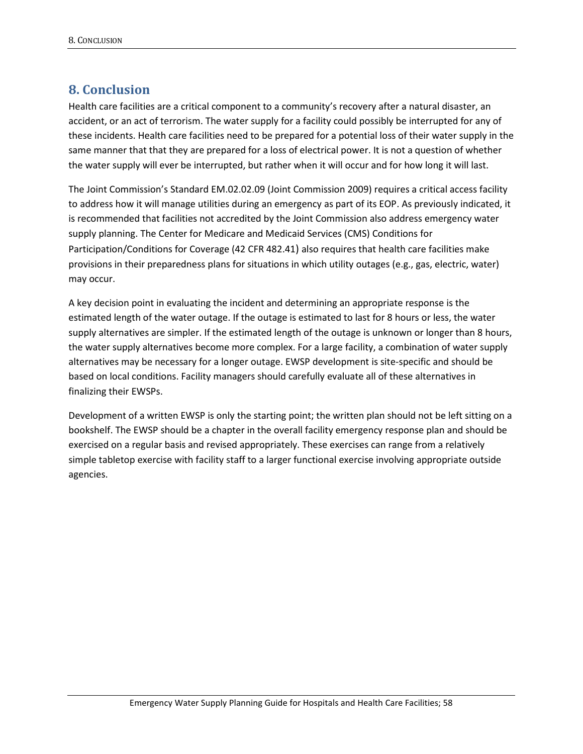# 8. Conclusion

Health care facilities are a critical component to a community's recovery after a natural disaster, an accident, or an act of terrorism. The water supply for a facility could possibly be interrupted for any of these incidents. Health care facilities need to be prepared for a potential loss of their water supply in the same manner that that they are prepared for a loss of electrical power. It is not a question of whether the water supply will ever be interrupted, but rather when it will occur and for how long it will last.

The Joint Commission's Standard EM.02.02.09 (Joint Commission 2009) requires a critical access facility to address how it will manage utilities during an emergency as part of its EOP. As previously indicated, it is recommended that facilities not accredited by the Joint Commission also address emergency water supply planning. The Center for Medicare and Medicaid Services (CMS) Conditions for Participation/Conditions for Coverage (42 CFR 482.41) also requires that health care facilities make provisions in their preparedness plans for situations in which utility outages (e.g., gas, electric, water) may occur.

A key decision point in evaluating the incident and determining an appropriate response is the estimated length of the water outage. If the outage is estimated to last for 8 hours or less, the water supply alternatives are simpler. If the estimated length of the outage is unknown or longer than 8 hours, the water supply alternatives become more complex. For a large facility, a combination of water supply alternatives may be necessary for a longer outage. EWSP development is site-specific and should be based on local conditions. Facility managers should carefully evaluate all of these alternatives in finalizing their EWSPs.

Development of a written EWSP is only the starting point; the written plan should not be left sitting on a bookshelf. The EWSP should be a chapter in the overall facility emergency response plan and should be exercised on a regular basis and revised appropriately. These exercises can range from a relatively simple tabletop exercise with facility staff to a larger functional exercise involving appropriate outside agencies.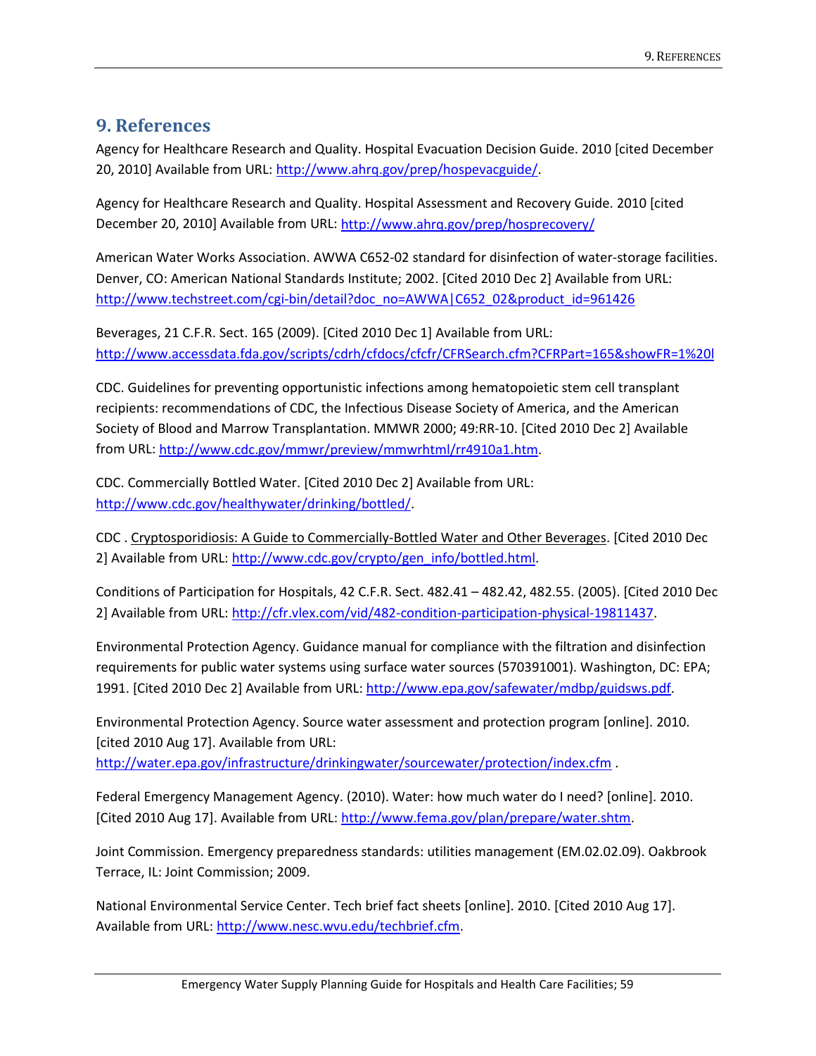# 9. References

Agency for Healthcare Research and Quality. Hospital Evacuation Decision Guide. 2010 [cited December 20, 2010] Available from URL: http://www.ahrq.gov/prep/hospevacguide/.

Agency for Healthcare Research and Quality. Hospital Assessment and Recovery Guide. 2010 [cited December 20, 2010] Available from URL: http://www.ahrq.gov/prep/hosprecovery/

American Water Works Association. AWWA C652-02 standard for disinfection of water-storage facilities. Denver, CO: American National Standards Institute; 2002. [Cited 2010 Dec 2] Available from URL: http://www.techstreet.com/cgi-bin/detail?doc_no=AWWA|C652_02&product_id=961426

Beverages, 21 C.F.R. Sect. 165 (2009). [Cited 2010 Dec 1] Available from URL: http://www.accessdata.fda.gov/scripts/cdrh/cfdocs/cfcfr/CFRSearch.cfm?CFRPart=165&showFR=1%20l

CDC. Guidelines for preventing opportunistic infections among hematopoietic stem cell transplant recipients: recommendations of CDC, the Infectious Disease Society of America, and the American Society of Blood and Marrow Transplantation. MMWR 2000; 49:RR-10. [Cited 2010 Dec 2] Available from URL: http://www.cdc.gov/mmwr/preview/mmwrhtml/rr4910a1.htm.

CDC. Commercially Bottled Water. [Cited 2010 Dec 2] Available from URL: http://www.cdc.gov/healthywater/drinking/bottled/.

CDC . Cryptosporidiosis: A Guide to Commercially-Bottled Water and Other Beverages. [Cited 2010 Dec 2] Available from URL: http://www.cdc.gov/crypto/gen_info/bottled.html.

Conditions of Participation for Hospitals, 42 C.F.R. Sect. 482.41 – 482.42, 482.55. (2005). [Cited 2010 Dec 2] Available from URL: http://cfr.vlex.com/vid/482-condition-participation-physical-19811437.

Environmental Protection Agency. Guidance manual for compliance with the filtration and disinfection requirements for public water systems using surface water sources (570391001). Washington, DC: EPA; 1991. [Cited 2010 Dec 2] Available from URL: http://www.epa.gov/safewater/mdbp/guidsws.pdf.

Environmental Protection Agency. Source water assessment and protection program [online]. 2010. [cited 2010 Aug 17]. Available from URL: http://water.epa.gov/infrastructure/drinkingwater/sourcewater/protection/index.cfm .

Federal Emergency Management Agency. (2010). Water: how much water do I need? [online]. 2010. [Cited 2010 Aug 17]. Available from URL: http://www.fema.gov/plan/prepare/water.shtm.

Joint Commission. Emergency preparedness standards: utilities management (EM.02.02.09). Oakbrook Terrace, IL: Joint Commission; 2009.

National Environmental Service Center. Tech brief fact sheets [online]. 2010. [Cited 2010 Aug 17]. Available from URL: http://www.nesc.wvu.edu/techbrief.cfm.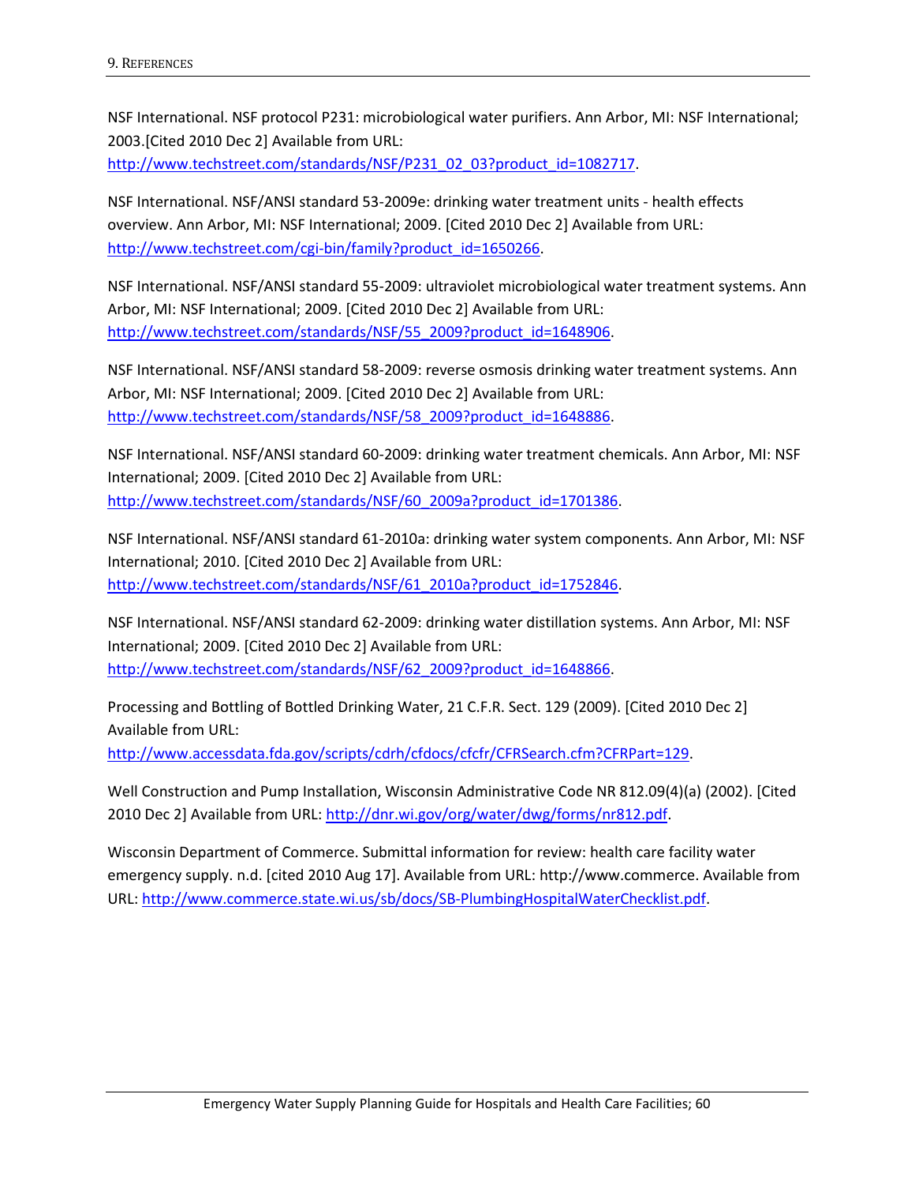NSF International. NSF protocol P231: microbiological water purifiers. Ann Arbor, MI: NSF International; 2003.[Cited 2010 Dec 2] Available from URL: http://www.techstreet.com/standards/NSF/P231_02_03?product_id=1082717.

NSF International. NSF/ANSI standard 53-2009e: drinking water treatment units - health effects overview. Ann Arbor, MI: NSF International; 2009. [Cited 2010 Dec 2] Available from URL: http://www.techstreet.com/cgi-bin/family?product_id=1650266.

NSF International. NSF/ANSI standard 55-2009: ultraviolet microbiological water treatment systems. Ann Arbor, MI: NSF International; 2009. [Cited 2010 Dec 2] Available from URL: http://www.techstreet.com/standards/NSF/55_2009?product_id=1648906.

NSF International. NSF/ANSI standard 58-2009: reverse osmosis drinking water treatment systems. Ann Arbor, MI: NSF International; 2009. [Cited 2010 Dec 2] Available from URL: http://www.techstreet.com/standards/NSF/58_2009?product_id=1648886.

NSF International. NSF/ANSI standard 60-2009: drinking water treatment chemicals. Ann Arbor, MI: NSF International; 2009. [Cited 2010 Dec 2] Available from URL: http://www.techstreet.com/standards/NSF/60_2009a?product_id=1701386.

NSF International. NSF/ANSI standard 61-2010a: drinking water system components. Ann Arbor, MI: NSF International; 2010. [Cited 2010 Dec 2] Available from URL: http://www.techstreet.com/standards/NSF/61_2010a?product_id=1752846.

NSF International. NSF/ANSI standard 62-2009: drinking water distillation systems. Ann Arbor, MI: NSF International; 2009. [Cited 2010 Dec 2] Available from URL: http://www.techstreet.com/standards/NSF/62_2009?product_id=1648866.

Processing and Bottling of Bottled Drinking Water, 21 C.F.R. Sect. 129 (2009). [Cited 2010 Dec 2] Available from URL: http://www.accessdata.fda.gov/scripts/cdrh/cfdocs/cfcfr/CFRSearch.cfm?CFRPart=129.

Well Construction and Pump Installation, Wisconsin Administrative Code NR 812.09(4)(a) (2002). [Cited 2010 Dec 2] Available from URL: http://dnr.wi.gov/org/water/dwg/forms/nr812.pdf.

Wisconsin Department of Commerce. Submittal information for review: health care facility water emergency supply. n.d. [cited 2010 Aug 17]. Available from URL: http://www.commerce. Available from URL: http://www.commerce.state.wi.us/sb/docs/SB-PlumbingHospitalWaterChecklist.pdf.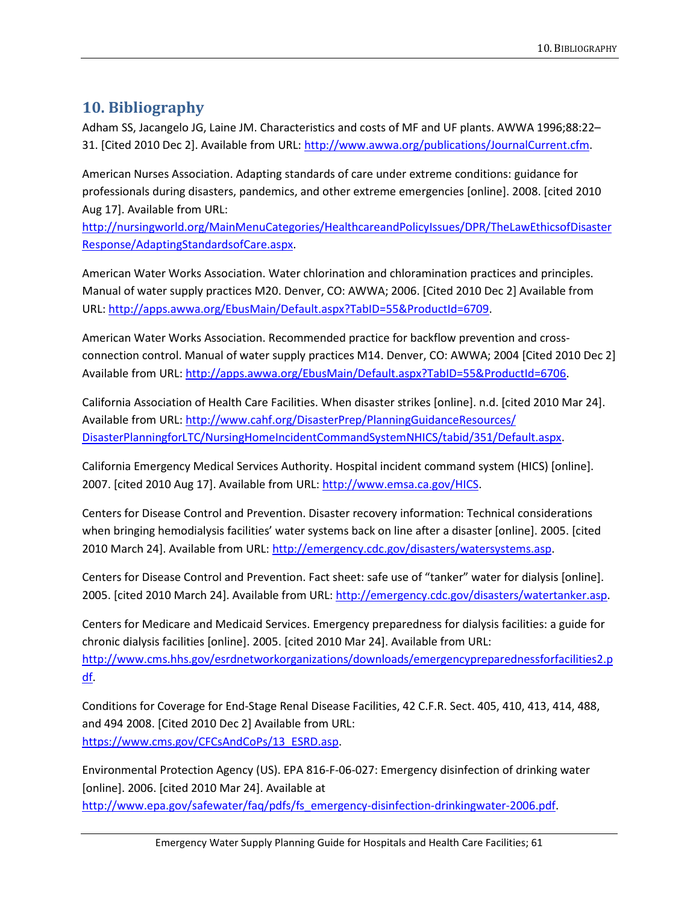# 10. Bibliography

Adham SS, Jacangelo JG, Laine JM. Characteristics and costs of MF and UF plants. AWWA 1996;88:22–31. [Cited 2010 Dec 2]. Available from URL: http://www.awwa.org/publications/JournalCurrent.cfm.

American Nurses Association. Adapting standards of care under extreme conditions: guidance for professionals during disasters, pandemics, and other extreme emergencies [online]. 2008. [cited 2010 Aug 17]. Available from URL: http://nursingworld.org/MainMenuCategories/HealthcareandPolicyIssues/DPR/TheLawEthicsofDisasterResponse/AdaptingStandardsofCare.aspx.

American Water Works Association. Water chlorination and chloramination practices and principles. Manual of water supply practices M20. Denver, CO: AWWA; 2006. [Cited 2010 Dec 2] Available from URL: http://apps.awwa.org/EbusMain/Default.aspx?TabID=55&ProductId=6709.

American Water Works Association. Recommended practice for backflow prevention and cross-connection control. Manual of water supply practices M14. Denver, CO: AWWA; 2004 [Cited 2010 Dec 2] Available from URL: http://apps.awwa.org/EbusMain/Default.aspx?TabID=55&ProductId=6706.

California Association of Health Care Facilities. When disaster strikes [online]. n.d. [cited 2010 Mar 24]. Available from URL: http://www.cahf.org/DisasterPrep/PlanningGuidanceResources/DisasterPlanningforLTC/NursingHomeIncidentCommandSystemNHICS/tabid/351/Default.aspx.

California Emergency Medical Services Authority. Hospital incident command system (HICS) [online]. 2007. [cited 2010 Aug 17]. Available from URL: http://www.emsa.ca.gov/HICS.

Centers for Disease Control and Prevention. Disaster recovery information: Technical considerations when bringing hemodialysis facilities' water systems back on line after a disaster [online]. 2005. [cited 2010 March 24]. Available from URL: http://emergency.cdc.gov/disasters/watersystems.asp.

Centers for Disease Control and Prevention. Fact sheet: safe use of "tanker" water for dialysis [online]. 2005. [cited 2010 March 24]. Available from URL: http://emergency.cdc.gov/disasters/watertanker.asp.

Centers for Medicare and Medicaid Services. Emergency preparedness for dialysis facilities: a guide for chronic dialysis facilities [online]. 2005. [cited 2010 Mar 24]. Available from URL: http://www.cms.hhs.gov/esrdnetworkorganizations/downloads/emergencypreparednessforfacilities2.pdf.

Conditions for Coverage for End-Stage Renal Disease Facilities, 42 C.F.R. Sect. 405, 410, 413, 414, 488, and 494 2008. [Cited 2010 Dec 2] Available from URL: https://www.cms.gov/CFCsAndCoPs/13_ESRD.asp.

Environmental Protection Agency (US). EPA 816-F-06-027: Emergency disinfection of drinking water [online]. 2006. [cited 2010 Mar 24]. Available at http://www.epa.gov/safewater/faq/pdfs/fs_emergency-disinfection-drinkingwater-2006.pdf.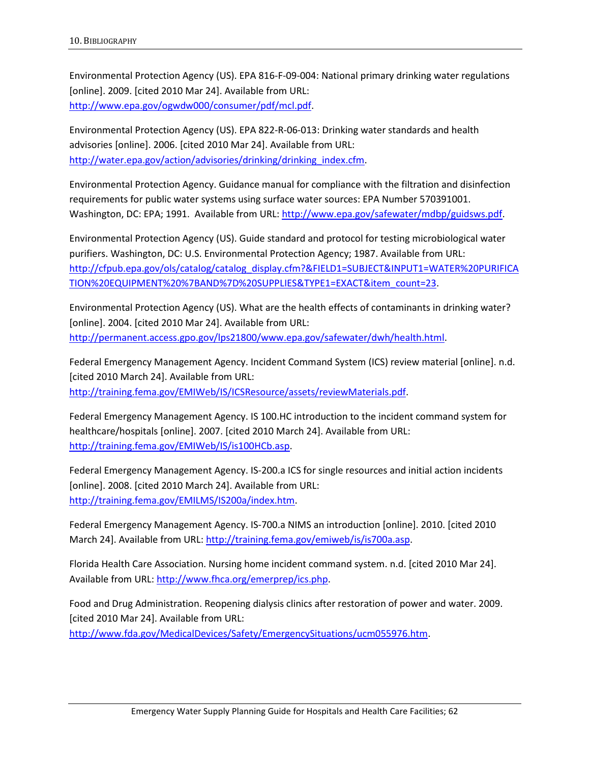Environmental Protection Agency (US). EPA 816-F-09-004: National primary drinking water regulations [online]. 2009. [cited 2010 Mar 24]. Available from URL: http://www.epa.gov/ogwdw000/consumer/pdf/mcl.pdf.

Environmental Protection Agency (US). EPA 822-R-06-013: Drinking water standards and health advisories [online]. 2006. [cited 2010 Mar 24]. Available from URL: http://water.epa.gov/action/advisories/drinking/drinking_index.cfm.

Environmental Protection Agency. Guidance manual for compliance with the filtration and disinfection requirements for public water systems using surface water sources: EPA Number 570391001. Washington, DC: EPA; 1991. Available from URL: http://www.epa.gov/safewater/mdbp/guidsws.pdf.

Environmental Protection Agency (US). Guide standard and protocol for testing microbiological water purifiers. Washington, DC: U.S. Environmental Protection Agency; 1987. Available from URL: http://cfpub.epa.gov/ols/catalog/catalog_display.cfm?&FIELD1=SUBJECT&INPUT1=WATER%20PURIFICATION%20EQUIPMENT%20%7BAND%7D%20SUPPLIES&TYPE1=EXACT&item_count=23.

Environmental Protection Agency (US). What are the health effects of contaminants in drinking water? [online]. 2004. [cited 2010 Mar 24]. Available from URL: http://permanent.access.gpo.gov/lps21800/www.epa.gov/safewater/dwh/health.html.

Federal Emergency Management Agency. Incident Command System (ICS) review material [online]. n.d. [cited 2010 March 24]. Available from URL: http://training.fema.gov/EMIWeb/IS/ICSResource/assets/reviewMaterials.pdf.

Federal Emergency Management Agency. IS 100.HC introduction to the incident command system for healthcare/hospitals [online]. 2007. [cited 2010 March 24]. Available from URL: http://training.fema.gov/EMIWeb/IS/is100HCb.asp.

Federal Emergency Management Agency. IS-200.a ICS for single resources and initial action incidents [online]. 2008. [cited 2010 March 24]. Available from URL: http://training.fema.gov/EMILMS/IS200a/index.htm.

Federal Emergency Management Agency. IS-700.a NIMS an introduction [online]. 2010. [cited 2010 March 24]. Available from URL: http://training.fema.gov/emiweb/is/is700a.asp.

Florida Health Care Association. Nursing home incident command system. n.d. [cited 2010 Mar 24]. Available from URL: http://www.fhca.org/emerprep/ics.php.

Food and Drug Administration. Reopening dialysis clinics after restoration of power and water. 2009. [cited 2010 Mar 24]. Available from URL: http://www.fda.gov/MedicalDevices/Safety/EmergencySituations/ucm055976.htm.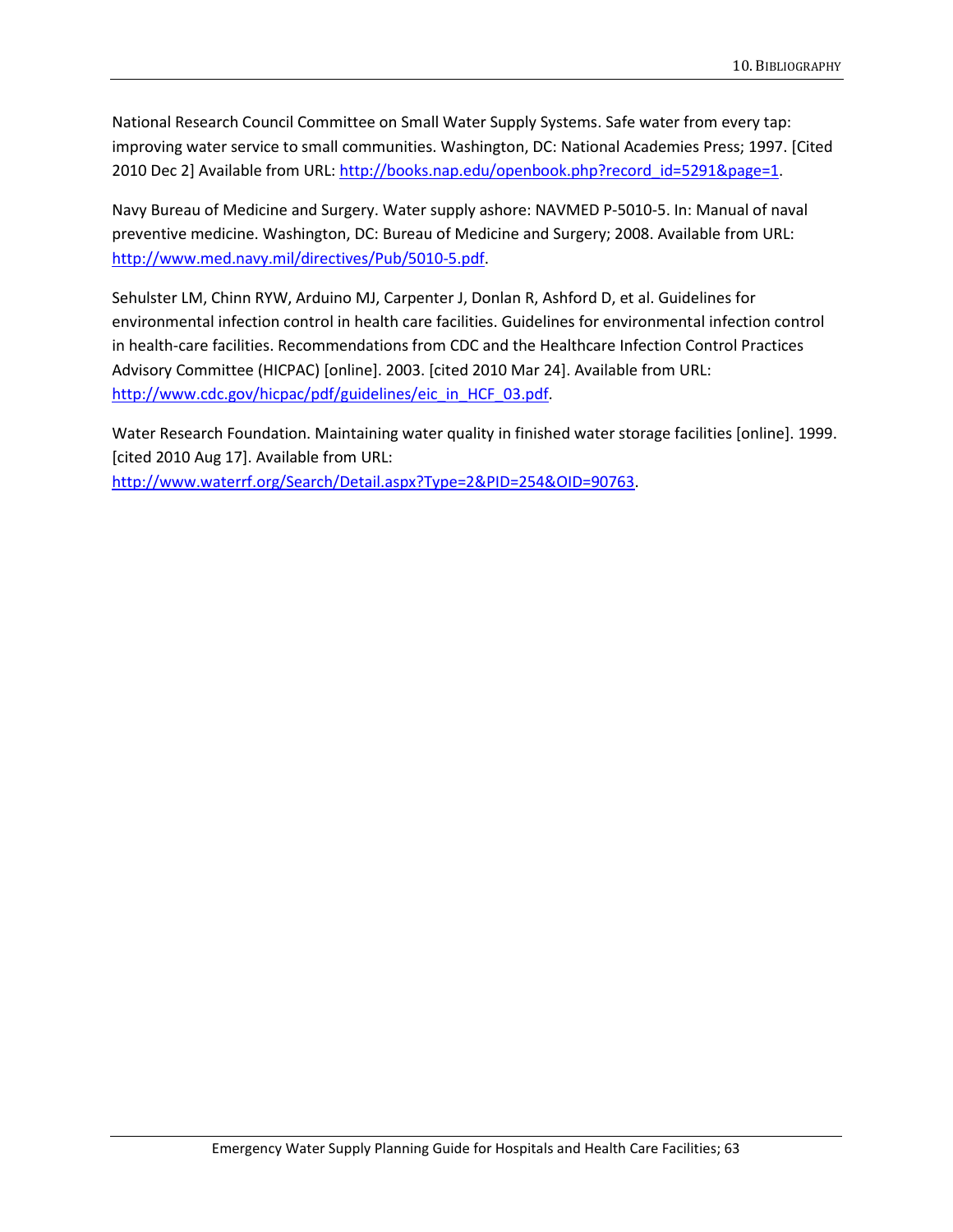National Research Council Committee on Small Water Supply Systems. Safe water from every tap: improving water service to small communities. Washington, DC: National Academies Press; 1997. [Cited 2010 Dec 2] Available from URL: http://books.nap.edu/openbook.php?record_id=5291&page=1.

Navy Bureau of Medicine and Surgery. Water supply ashore: NAVMED P-5010-5. In: Manual of naval preventive medicine. Washington, DC: Bureau of Medicine and Surgery; 2008. Available from URL: http://www.med.navy.mil/directives/Pub/5010-5.pdf.

Sehulster LM, Chinn RYW, Arduino MJ, Carpenter J, Donlan R, Ashford D, et al. Guidelines for environmental infection control in health care facilities. Guidelines for environmental infection control in health-care facilities. Recommendations from CDC and the Healthcare Infection Control Practices Advisory Committee (HICPAC) [online]. 2003. [cited 2010 Mar 24]. Available from URL: http://www.cdc.gov/hicpac/pdf/guidelines/eic_in_HCF_03.pdf.

Water Research Foundation. Maintaining water quality in finished water storage facilities [online]. 1999. [cited 2010 Aug 17]. Available from URL: http://www.waterrf.org/Search/Detail.aspx?Type=2&PID=254&OID=90763.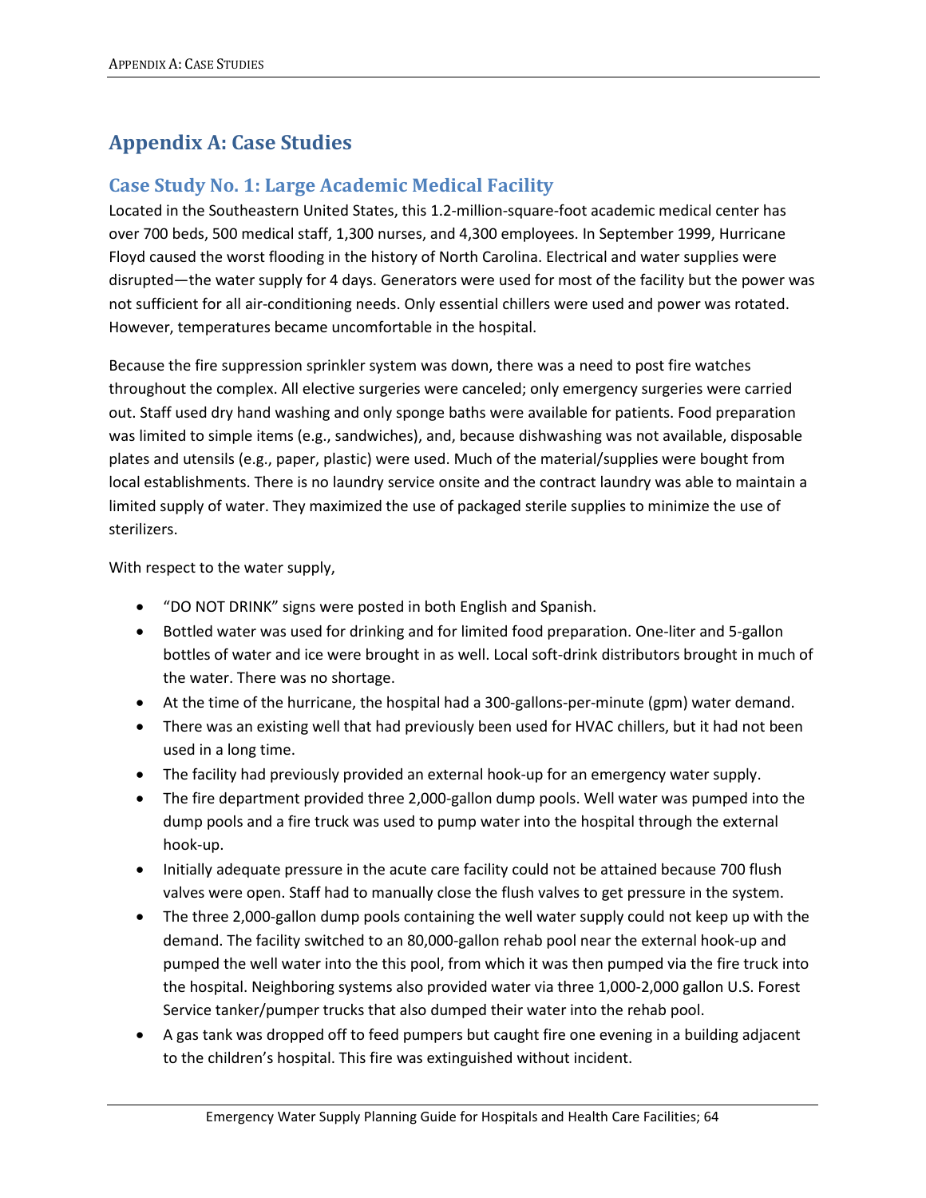# Appendix A: Case Studies

## Case Study No. 1: Large Academic Medical Facility

Located in the Southeastern United States, this 1.2-million-square-foot academic medical center has over 700 beds, 500 medical staff, 1,300 nurses, and 4,300 employees. In September 1999, Hurricane Floyd caused the worst flooding in the history of North Carolina. Electrical and water supplies were disrupted—the water supply for 4 days. Generators were used for most of the facility but the power was not sufficient for all air-conditioning needs. Only essential chillers were used and power was rotated. However, temperatures became uncomfortable in the hospital.

Because the fire suppression sprinkler system was down, there was a need to post fire watches throughout the complex. All elective surgeries were canceled; only emergency surgeries were carried out. Staff used dry hand washing and only sponge baths were available for patients. Food preparation was limited to simple items (e.g., sandwiches), and, because dishwashing was not available, disposable plates and utensils (e.g., paper, plastic) were used. Much of the material/supplies were bought from local establishments. There is no laundry service onsite and the contract laundry was able to maintain a limited supply of water. They maximized the use of packaged sterile supplies to minimize the use of sterilizers.

With respect to the water supply,

- "DO NOT DRINK" signs were posted in both English and Spanish.
- Bottled water was used for drinking and for limited food preparation. One-liter and 5-gallon bottles of water and ice were brought in as well. Local soft-drink distributors brought in much of the water. There was no shortage.
- At the time of the hurricane, the hospital had a 300-gallons-per-minute (gpm) water demand.
- There was an existing well that had previously been used for HVAC chillers, but it had not been used in a long time.
- The facility had previously provided an external hook-up for an emergency water supply.
- The fire department provided three 2,000-gallon dump pools. Well water was pumped into the dump pools and a fire truck was used to pump water into the hospital through the external hook-up.
- Initially adequate pressure in the acute care facility could not be attained because 700 flush valves were open. Staff had to manually close the flush valves to get pressure in the system.
- The three 2,000-gallon dump pools containing the well water supply could not keep up with the demand. The facility switched to an 80,000-gallon rehab pool near the external hook-up and pumped the well water into the this pool, from which it was then pumped via the fire truck into the hospital. Neighboring systems also provided water via three 1,000-2,000 gallon U.S. Forest Service tanker/pumper trucks that also dumped their water into the rehab pool.
- A gas tank was dropped off to feed pumpers but caught fire one evening in a building adjacent to the children's hospital. This fire was extinguished without incident.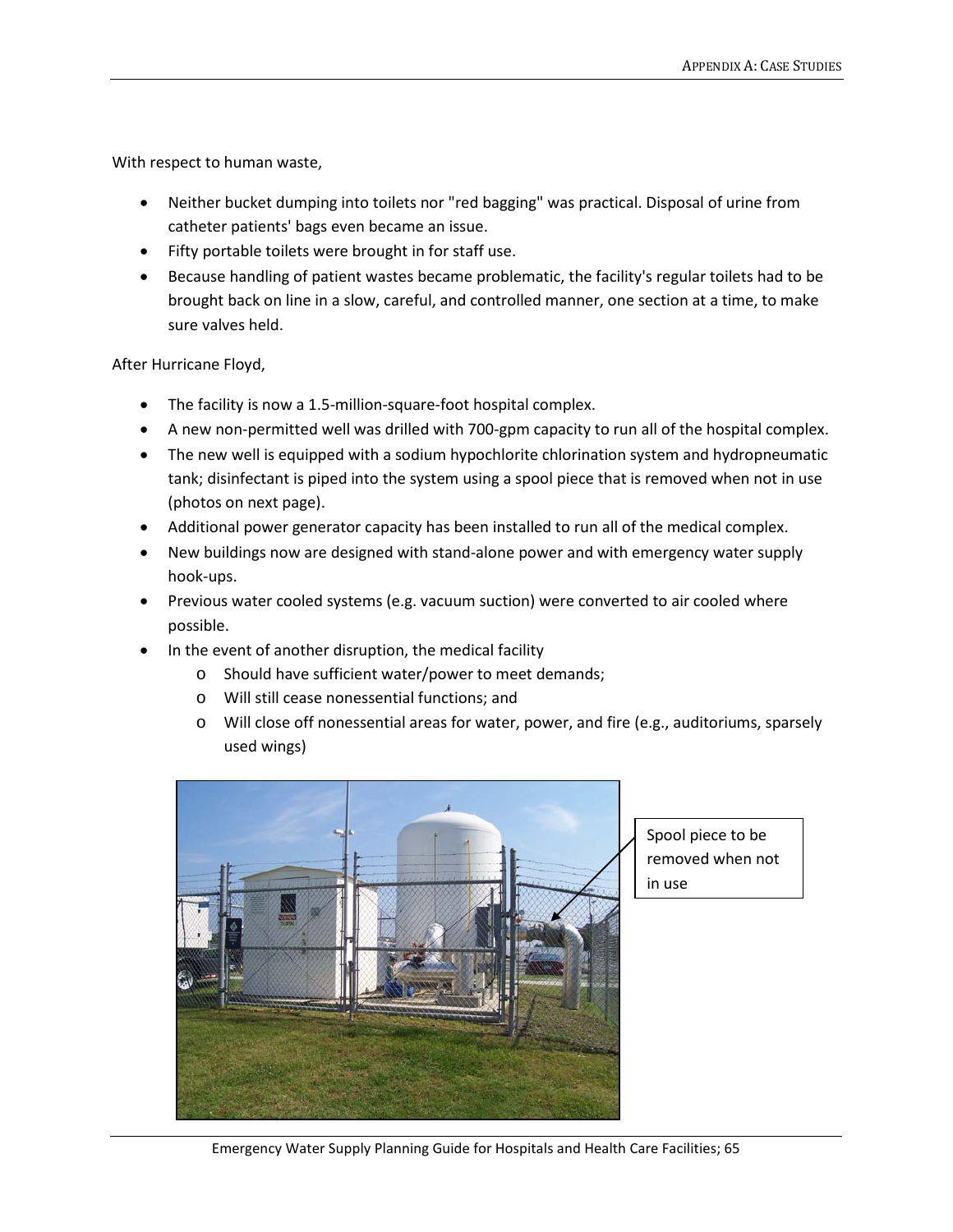With respect to human waste,

- Neither bucket dumping into toilets nor "red bagging" was practical. Disposal of urine from catheter patients' bags even became an issue.
- Fifty portable toilets were brought in for staff use.
- Because handling of patient wastes became problematic, the facility's regular toilets had to be brought back on line in a slow, careful, and controlled manner, one section at a time, to make sure valves held.

After Hurricane Floyd,

- The facility is now a 1.5-million-square-foot hospital complex.
- A new non-permitted well was drilled with 700-gpm capacity to run all of the hospital complex.
- The new well is equipped with a sodium hypochlorite chlorination system and hydropneumatic tank; disinfectant is piped into the system using a spool piece that is removed when not in use (photos on next page).
- Additional power generator capacity has been installed to run all of the medical complex.
- New buildings now are designed with stand-alone power and with emergency water supply hook-ups.
- Previous water cooled systems (e.g. vacuum suction) were converted to air cooled where possible.
- In the event of another disruption, the medical facility
  - Should have sufficient water/power to meet demands;
  - Will still cease nonessential functions; and
  - Will close off nonessential areas for water, power, and fire (e.g., auditoriums, sparsely used wings)

Spool piece to be removed when not in use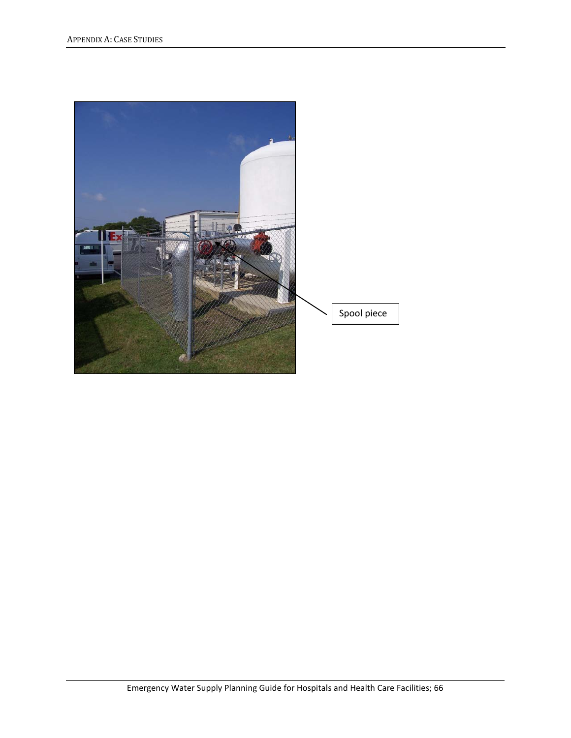Spool piece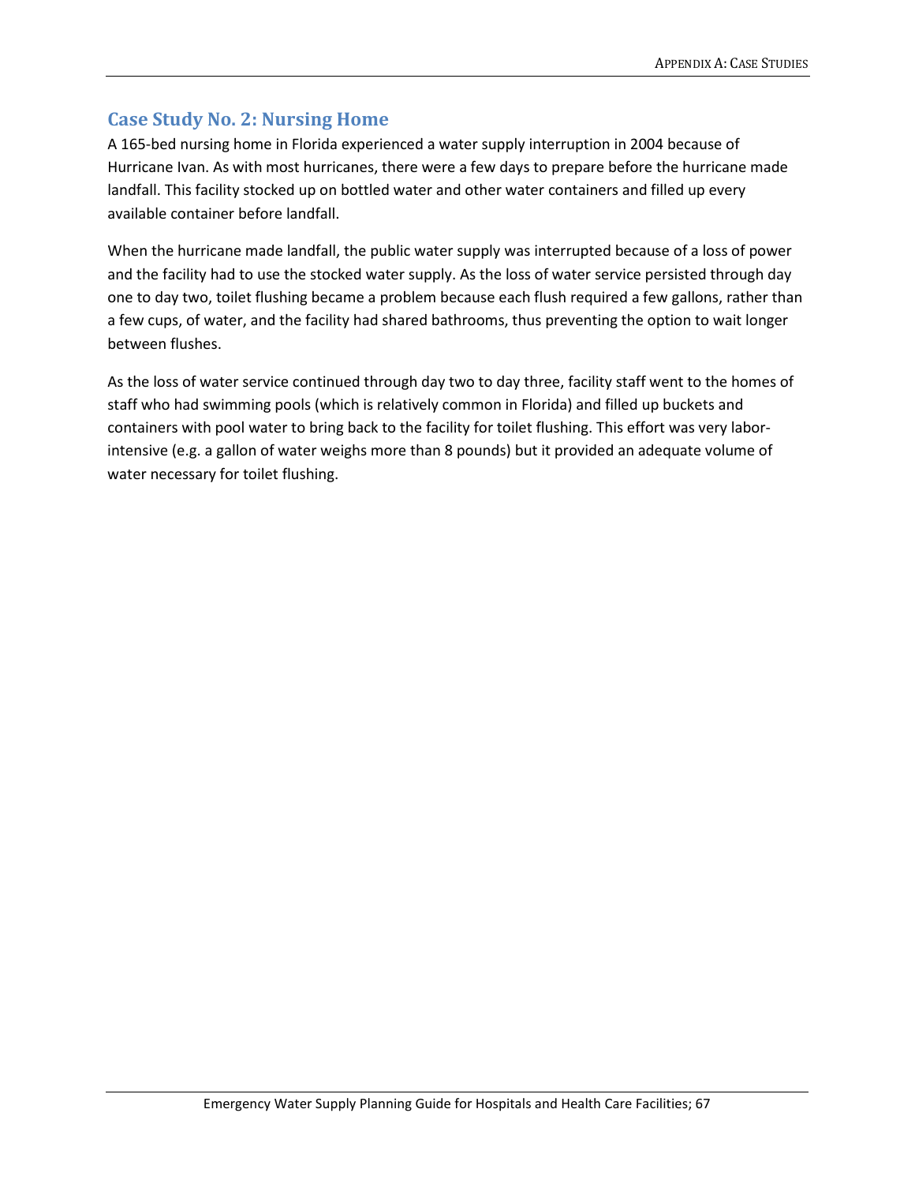## Case Study No. 2: Nursing Home

A 165-bed nursing home in Florida experienced a water supply interruption in 2004 because of Hurricane Ivan. As with most hurricanes, there were a few days to prepare before the hurricane made landfall. This facility stocked up on bottled water and other water containers and filled up every available container before landfall.

When the hurricane made landfall, the public water supply was interrupted because of a loss of power and the facility had to use the stocked water supply. As the loss of water service persisted through day one to day two, toilet flushing became a problem because each flush required a few gallons, rather than a few cups, of water, and the facility had shared bathrooms, thus preventing the option to wait longer between flushes.

As the loss of water service continued through day two to day three, facility staff went to the homes of staff who had swimming pools (which is relatively common in Florida) and filled up buckets and containers with pool water to bring back to the facility for toilet flushing. This effort was very labor-intensive (e.g. a gallon of water weighs more than 8 pounds) but it provided an adequate volume of water necessary for toilet flushing.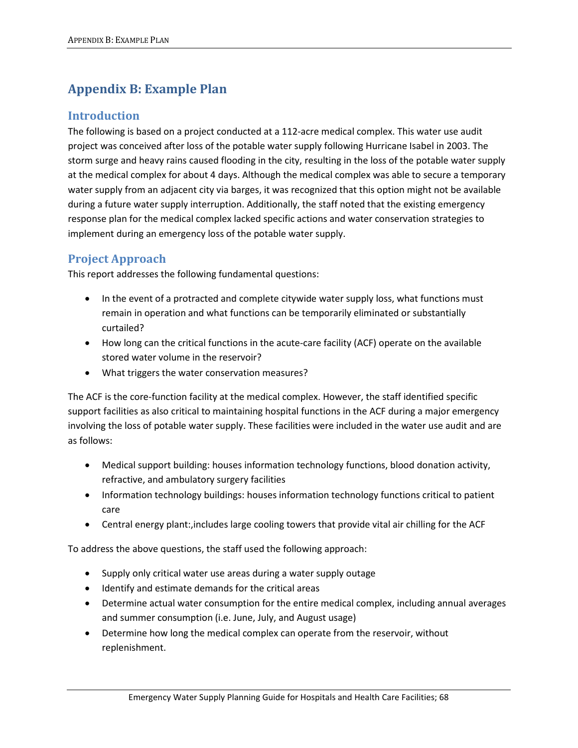# Appendix B: Example Plan

## Introduction

The following is based on a project conducted at a 112-acre medical complex. This water use audit project was conceived after loss of the potable water supply following Hurricane Isabel in 2003. The storm surge and heavy rains caused flooding in the city, resulting in the loss of the potable water supply at the medical complex for about 4 days. Although the medical complex was able to secure a temporary water supply from an adjacent city via barges, it was recognized that this option might not be available during a future water supply interruption. Additionally, the staff noted that the existing emergency response plan for the medical complex lacked specific actions and water conservation strategies to implement during an emergency loss of the potable water supply.

## Project Approach

This report addresses the following fundamental questions:

- In the event of a protracted and complete citywide water supply loss, what functions must remain in operation and what functions can be temporarily eliminated or substantially curtailed?
- How long can the critical functions in the acute-care facility (ACF) operate on the available stored water volume in the reservoir?
- What triggers the water conservation measures?

The ACF is the core-function facility at the medical complex. However, the staff identified specific support facilities as also critical to maintaining hospital functions in the ACF during a major emergency involving the loss of potable water supply. These facilities were included in the water use audit and are as follows:

- Medical support building: houses information technology functions, blood donation activity, refractive, and ambulatory surgery facilities
- Information technology buildings: houses information technology functions critical to patient care
- Central energy plant:,includes large cooling towers that provide vital air chilling for the ACF

To address the above questions, the staff used the following approach:

- Supply only critical water use areas during a water supply outage
- Identify and estimate demands for the critical areas
- Determine actual water consumption for the entire medical complex, including annual averages and summer consumption (i.e. June, July, and August usage)
- Determine how long the medical complex can operate from the reservoir, without replenishment.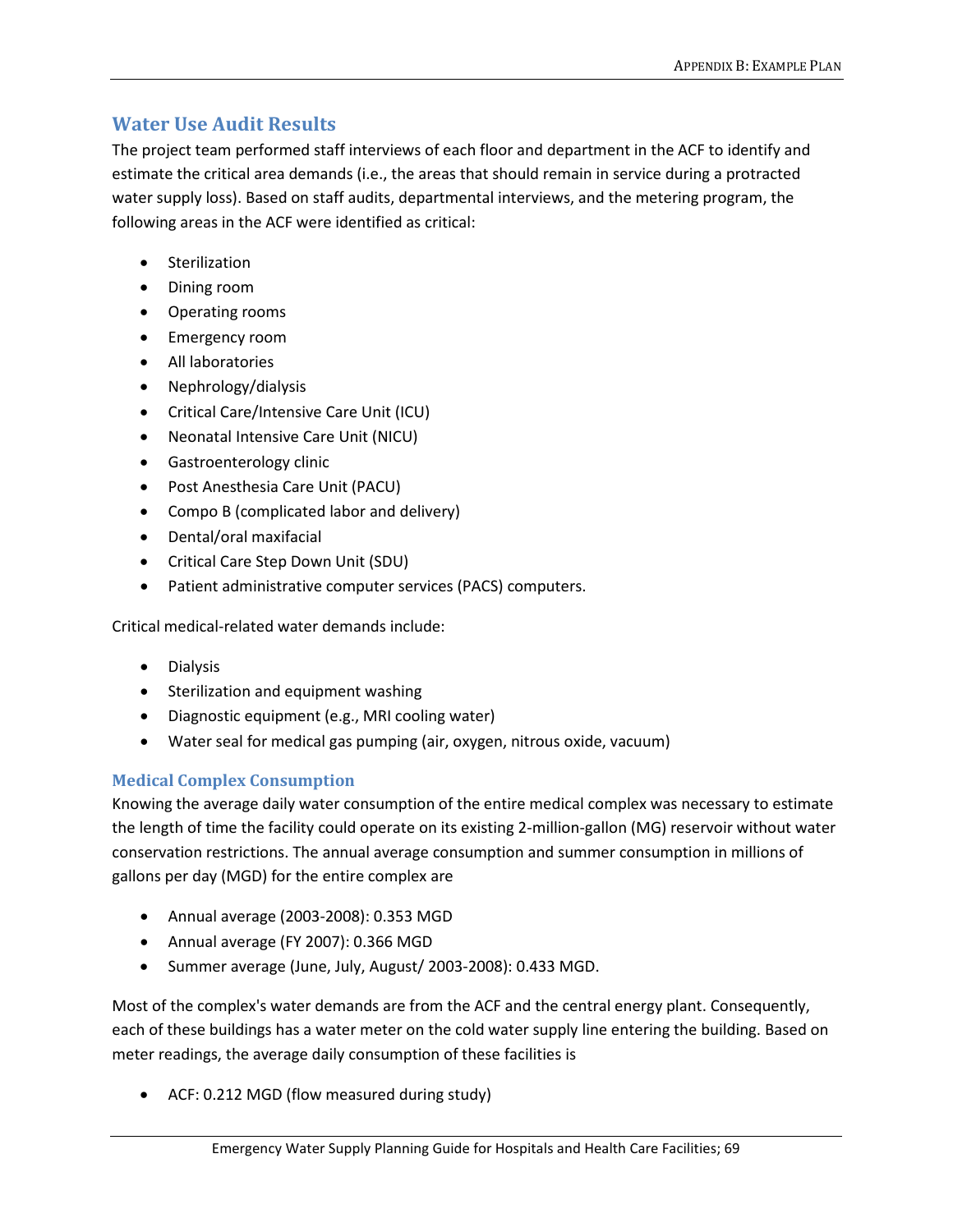## Water Use Audit Results

The project team performed staff interviews of each floor and department in the ACF to identify and estimate the critical area demands (i.e., the areas that should remain in service during a protracted water supply loss). Based on staff audits, departmental interviews, and the metering program, the following areas in the ACF were identified as critical:

- Sterilization
- Dining room
- Operating rooms
- Emergency room
- All laboratories
- Nephrology/dialysis
- Critical Care/Intensive Care Unit (ICU)
- Neonatal Intensive Care Unit (NICU)
- Gastroenterology clinic
- Post Anesthesia Care Unit (PACU)
- Compo B (complicated labor and delivery)
- Dental/oral maxifacial
- Critical Care Step Down Unit (SDU)
- Patient administrative computer services (PACS) computers.

Critical medical-related water demands include:

- Dialysis
- Sterilization and equipment washing
- Diagnostic equipment (e.g., MRI cooling water)
- Water seal for medical gas pumping (air, oxygen, nitrous oxide, vacuum)

### Medical Complex Consumption

Knowing the average daily water consumption of the entire medical complex was necessary to estimate the length of time the facility could operate on its existing 2-million-gallon (MG) reservoir without water conservation restrictions. The annual average consumption and summer consumption in millions of gallons per day (MGD) for the entire complex are

- Annual average (2003-2008): 0.353 MGD
- Annual average (FY 2007): 0.366 MGD
- Summer average (June, July, August/ 2003-2008): 0.433 MGD.

Most of the complex's water demands are from the ACF and the central energy plant. Consequently, each of these buildings has a water meter on the cold water supply line entering the building. Based on meter readings, the average daily consumption of these facilities is

- ACF: 0.212 MGD (flow measured during study)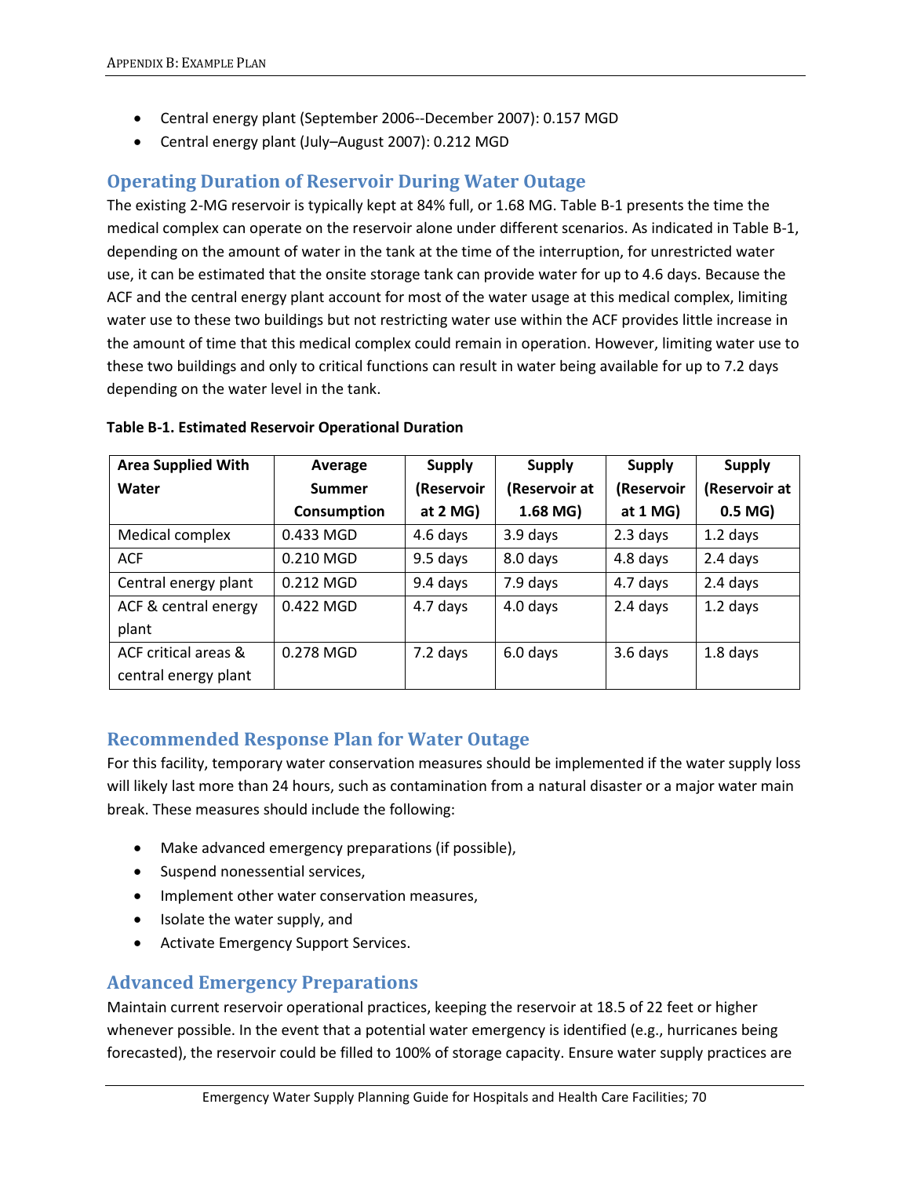- Central energy plant (September 2006--December 2007): 0.157 MGD
- Central energy plant (July–August 2007): 0.212 MGD

## Operating Duration of Reservoir During Water Outage

The existing 2-MG reservoir is typically kept at 84% full, or 1.68 MG. Table B-1 presents the time the medical complex can operate on the reservoir alone under different scenarios. As indicated in Table B-1, depending on the amount of water in the tank at the time of the interruption, for unrestricted water use, it can be estimated that the onsite storage tank can provide water for up to 4.6 days. Because the ACF and the central energy plant account for most of the water usage at this medical complex, limiting water use to these two buildings but not restricting water use within the ACF provides little increase in the amount of time that this medical complex could remain in operation. However, limiting water use to these two buildings and only to critical functions can result in water being available for up to 7.2 days depending on the water level in the tank.

**Table B-1. Estimated Reservoir Operational Duration**

| Area Supplied With Water | Average Summer Consumption | Supply (Reservoir at 2 MG) | Supply (Reservoir at 1.68 MG) | Supply (Reservoir at 1 MG) | Supply (Reservoir at 0.5 MG) |
|---|---|---|---|---|---|
| Medical complex | 0.433 MGD | 4.6 days | 3.9 days | 2.3 days | 1.2 days |
| ACF | 0.210 MGD | 9.5 days | 8.0 days | 4.8 days | 2.4 days |
| Central energy plant | 0.212 MGD | 9.4 days | 7.9 days | 4.7 days | 2.4 days |
| ACF & central energy plant | 0.422 MGD | 4.7 days | 4.0 days | 2.4 days | 1.2 days |
| ACF critical areas & central energy plant | 0.278 MGD | 7.2 days | 6.0 days | 3.6 days | 1.8 days |

## Recommended Response Plan for Water Outage

For this facility, temporary water conservation measures should be implemented if the water supply loss will likely last more than 24 hours, such as contamination from a natural disaster or a major water main break. These measures should include the following:

- Make advanced emergency preparations (if possible),
- Suspend nonessential services,
- Implement other water conservation measures,
- Isolate the water supply, and
- Activate Emergency Support Services.

## Advanced Emergency Preparations

Maintain current reservoir operational practices, keeping the reservoir at 18.5 of 22 feet or higher whenever possible. In the event that a potential water emergency is identified (e.g., hurricanes being forecasted), the reservoir could be filled to 100% of storage capacity. Ensure water supply practices are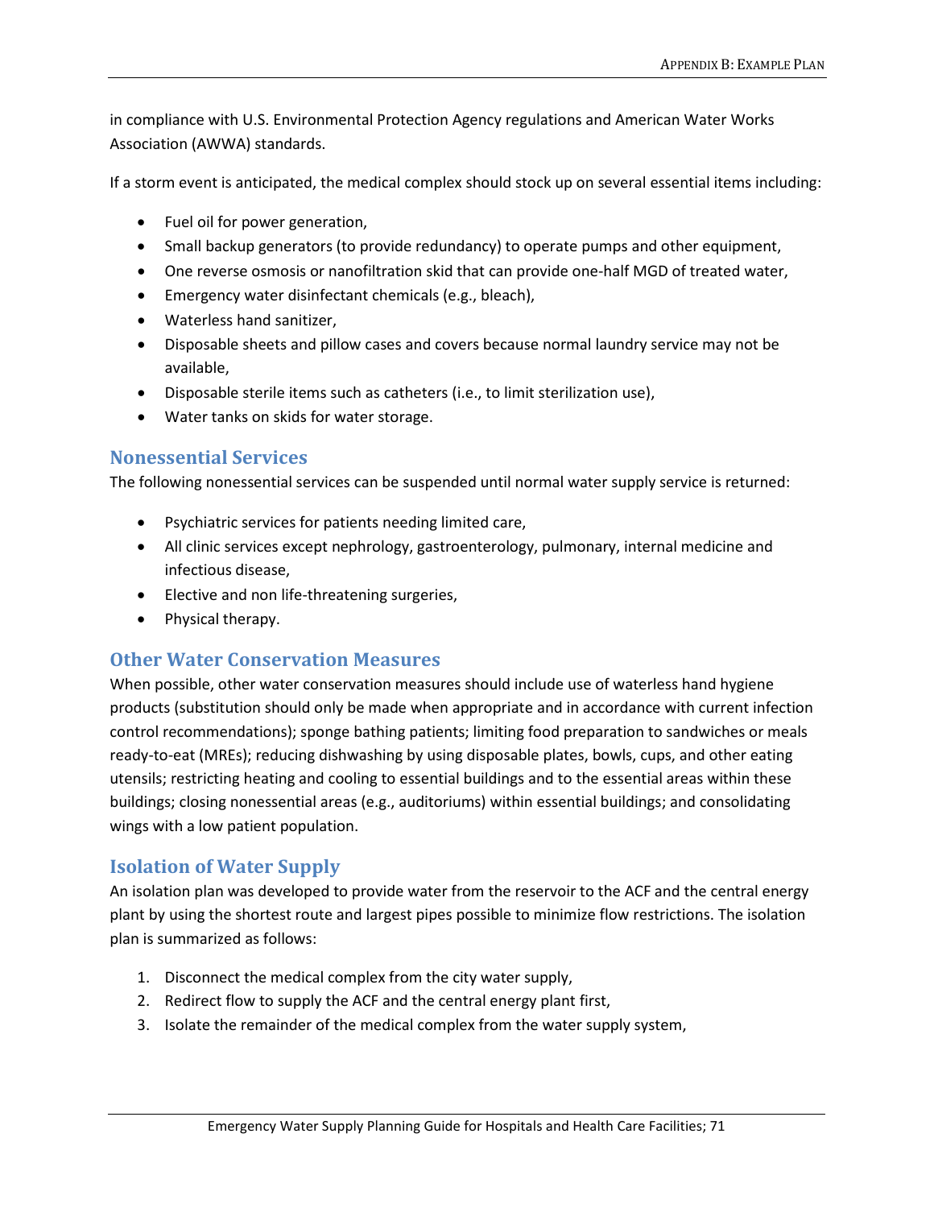in compliance with U.S. Environmental Protection Agency regulations and American Water Works Association (AWWA) standards.

If a storm event is anticipated, the medical complex should stock up on several essential items including:

- Fuel oil for power generation,
- Small backup generators (to provide redundancy) to operate pumps and other equipment,
- One reverse osmosis or nanofiltration skid that can provide one-half MGD of treated water,
- Emergency water disinfectant chemicals (e.g., bleach),
- Waterless hand sanitizer,
- Disposable sheets and pillow cases and covers because normal laundry service may not be available,
- Disposable sterile items such as catheters (i.e., to limit sterilization use),
- Water tanks on skids for water storage.

## Nonessential Services

The following nonessential services can be suspended until normal water supply service is returned:

- Psychiatric services for patients needing limited care,
- All clinic services except nephrology, gastroenterology, pulmonary, internal medicine and infectious disease,
- Elective and non life-threatening surgeries,
- Physical therapy.

## Other Water Conservation Measures

When possible, other water conservation measures should include use of waterless hand hygiene products (substitution should only be made when appropriate and in accordance with current infection control recommendations); sponge bathing patients; limiting food preparation to sandwiches or meals ready-to-eat (MREs); reducing dishwashing by using disposable plates, bowls, cups, and other eating utensils; restricting heating and cooling to essential buildings and to the essential areas within these buildings; closing nonessential areas (e.g., auditoriums) within essential buildings; and consolidating wings with a low patient population.

## Isolation of Water Supply

An isolation plan was developed to provide water from the reservoir to the ACF and the central energy plant by using the shortest route and largest pipes possible to minimize flow restrictions. The isolation plan is summarized as follows:

1. Disconnect the medical complex from the city water supply,
2. Redirect flow to supply the ACF and the central energy plant first,
3. Isolate the remainder of the medical complex from the water supply system,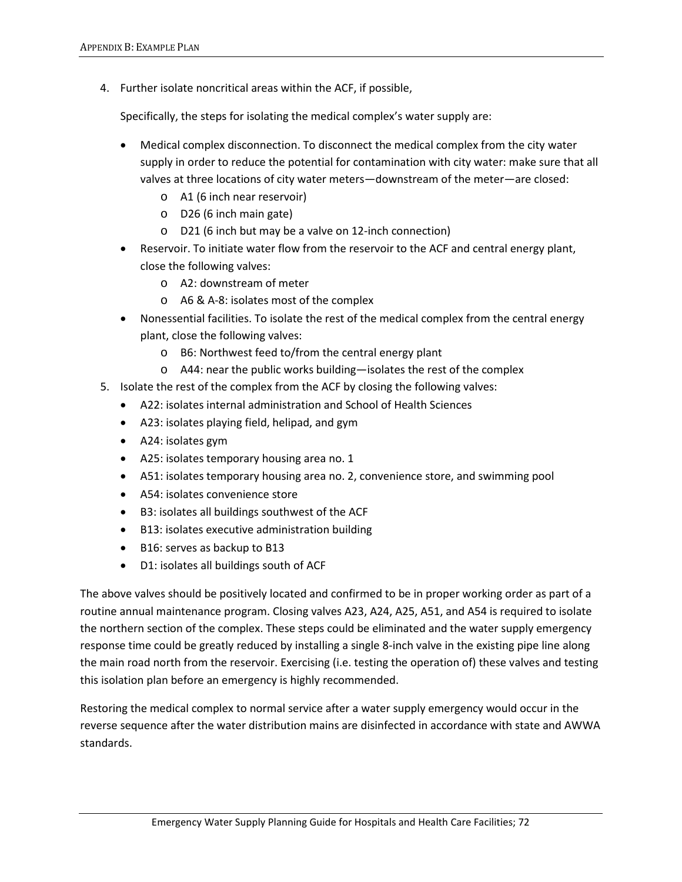4. Further isolate noncritical areas within the ACF, if possible,

   Specifically, the steps for isolating the medical complex's water supply are:

   - Medical complex disconnection. To disconnect the medical complex from the city water supply in order to reduce the potential for contamination with city water: make sure that all valves at three locations of city water meters—downstream of the meter—are closed:
     - A1 (6 inch near reservoir)
     - D26 (6 inch main gate)
     - D21 (6 inch but may be a valve on 12-inch connection)
   - Reservoir. To initiate water flow from the reservoir to the ACF and central energy plant, close the following valves:
     - A2: downstream of meter
     - A6 & A-8: isolates most of the complex
   - Nonessential facilities. To isolate the rest of the medical complex from the central energy plant, close the following valves:
     - B6: Northwest feed to/from the central energy plant
     - A44: near the public works building—isolates the rest of the complex

5. Isolate the rest of the complex from the ACF by closing the following valves:
   - A22: isolates internal administration and School of Health Sciences
   - A23: isolates playing field, helipad, and gym
   - A24: isolates gym
   - A25: isolates temporary housing area no. 1
   - A51: isolates temporary housing area no. 2, convenience store, and swimming pool
   - A54: isolates convenience store
   - B3: isolates all buildings southwest of the ACF
   - B13: isolates executive administration building
   - B16: serves as backup to B13
   - D1: isolates all buildings south of ACF

The above valves should be positively located and confirmed to be in proper working order as part of a routine annual maintenance program. Closing valves A23, A24, A25, A51, and A54 is required to isolate the northern section of the complex. These steps could be eliminated and the water supply emergency response time could be greatly reduced by installing a single 8-inch valve in the existing pipe line along the main road north from the reservoir. Exercising (i.e. testing the operation of) these valves and testing this isolation plan before an emergency is highly recommended.

Restoring the medical complex to normal service after a water supply emergency would occur in the reverse sequence after the water distribution mains are disinfected in accordance with state and AWWA standards.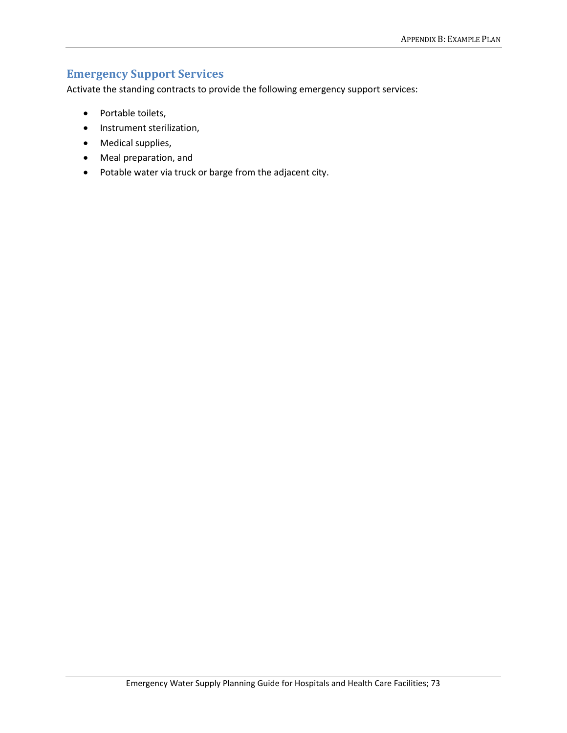## Emergency Support Services

Activate the standing contracts to provide the following emergency support services:

- Portable toilets,
- Instrument sterilization,
- Medical supplies,
- Meal preparation, and
- Potable water via truck or barge from the adjacent city.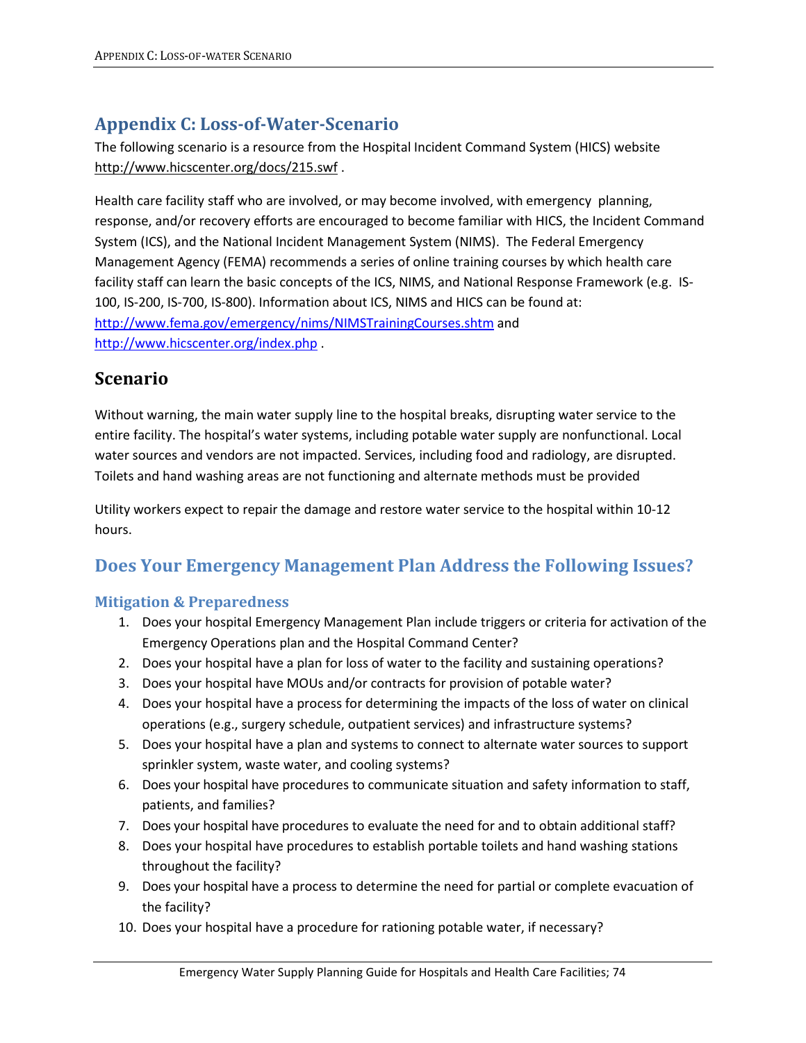# Appendix C: Loss-of-Water-Scenario

The following scenario is a resource from the Hospital Incident Command System (HICS) website http://www.hicscenter.org/docs/215.swf .

Health care facility staff who are involved, or may become involved, with emergency planning, response, and/or recovery efforts are encouraged to become familiar with HICS, the Incident Command System (ICS), and the National Incident Management System (NIMS). The Federal Emergency Management Agency (FEMA) recommends a series of online training courses by which health care facility staff can learn the basic concepts of the ICS, NIMS, and National Response Framework (e.g. IS-100, IS-200, IS-700, IS-800). Information about ICS, NIMS and HICS can be found at: http://www.fema.gov/emergency/nims/NIMSTrainingCourses.shtm and http://www.hicscenter.org/index.php .

## Scenario

Without warning, the main water supply line to the hospital breaks, disrupting water service to the entire facility. The hospital's water systems, including potable water supply are nonfunctional. Local water sources and vendors are not impacted. Services, including food and radiology, are disrupted. Toilets and hand washing areas are not functioning and alternate methods must be provided

Utility workers expect to repair the damage and restore water service to the hospital within 10-12 hours.

## Does Your Emergency Management Plan Address the Following Issues?

### Mitigation & Preparedness

1. Does your hospital Emergency Management Plan include triggers or criteria for activation of the Emergency Operations plan and the Hospital Command Center?
2. Does your hospital have a plan for loss of water to the facility and sustaining operations?
3. Does your hospital have MOUs and/or contracts for provision of potable water?
4. Does your hospital have a process for determining the impacts of the loss of water on clinical operations (e.g., surgery schedule, outpatient services) and infrastructure systems?
5. Does your hospital have a plan and systems to connect to alternate water sources to support sprinkler system, waste water, and cooling systems?
6. Does your hospital have procedures to communicate situation and safety information to staff, patients, and families?
7. Does your hospital have procedures to evaluate the need for and to obtain additional staff?
8. Does your hospital have procedures to establish portable toilets and hand washing stations throughout the facility?
9. Does your hospital have a process to determine the need for partial or complete evacuation of the facility?
10. Does your hospital have a procedure for rationing potable water, if necessary?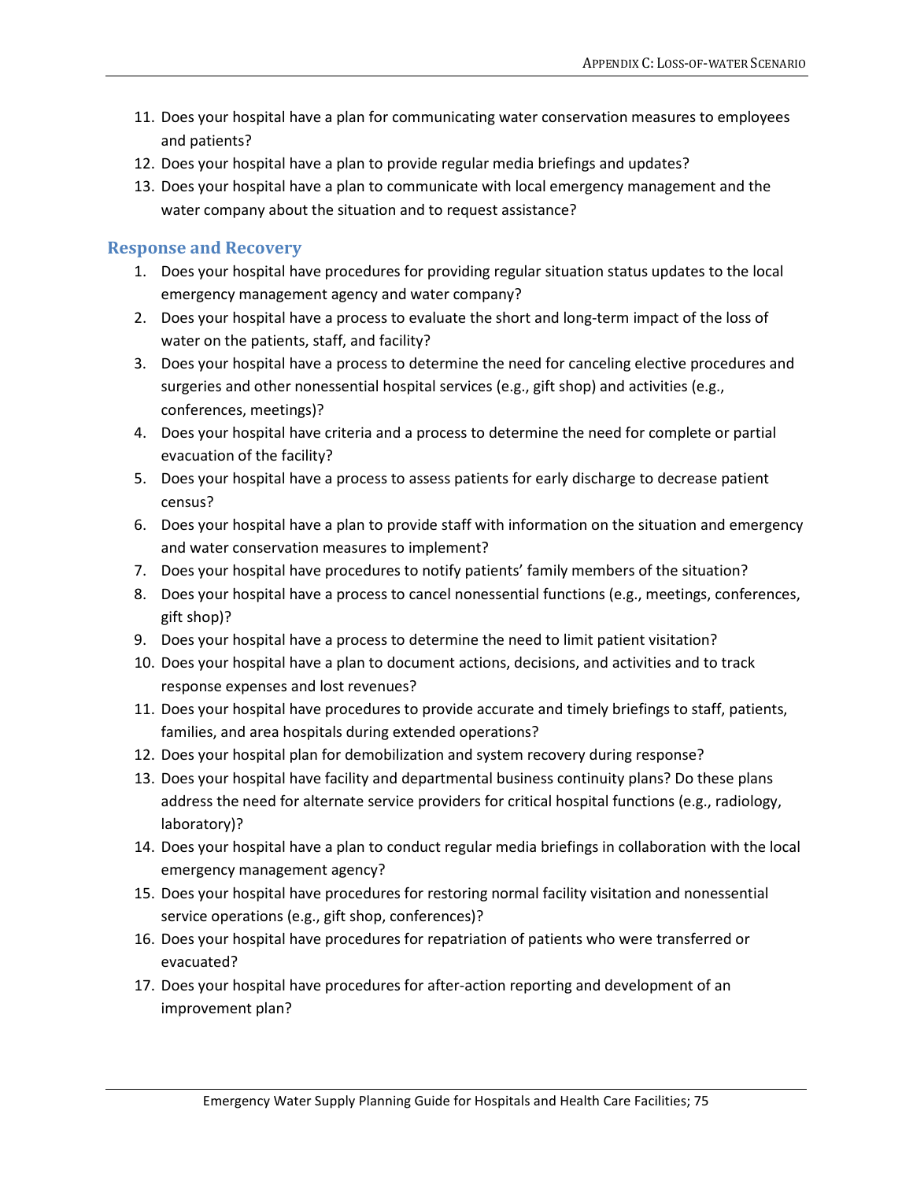11. Does your hospital have a plan for communicating water conservation measures to employees and patients?
12. Does your hospital have a plan to provide regular media briefings and updates?
13. Does your hospital have a plan to communicate with local emergency management and the water company about the situation and to request assistance?

## Response and Recovery

1. Does your hospital have procedures for providing regular situation status updates to the local emergency management agency and water company?
2. Does your hospital have a process to evaluate the short and long-term impact of the loss of water on the patients, staff, and facility?
3. Does your hospital have a process to determine the need for canceling elective procedures and surgeries and other nonessential hospital services (e.g., gift shop) and activities (e.g., conferences, meetings)?
4. Does your hospital have criteria and a process to determine the need for complete or partial evacuation of the facility?
5. Does your hospital have a process to assess patients for early discharge to decrease patient census?
6. Does your hospital have a plan to provide staff with information on the situation and emergency and water conservation measures to implement?
7. Does your hospital have procedures to notify patients' family members of the situation?
8. Does your hospital have a process to cancel nonessential functions (e.g., meetings, conferences, gift shop)?
9. Does your hospital have a process to determine the need to limit patient visitation?
10. Does your hospital have a plan to document actions, decisions, and activities and to track response expenses and lost revenues?
11. Does your hospital have procedures to provide accurate and timely briefings to staff, patients, families, and area hospitals during extended operations?
12. Does your hospital plan for demobilization and system recovery during response?
13. Does your hospital have facility and departmental business continuity plans? Do these plans address the need for alternate service providers for critical hospital functions (e.g., radiology, laboratory)?
14. Does your hospital have a plan to conduct regular media briefings in collaboration with the local emergency management agency?
15. Does your hospital have procedures for restoring normal facility visitation and nonessential service operations (e.g., gift shop, conferences)?
16. Does your hospital have procedures for repatriation of patients who were transferred or evacuated?
17. Does your hospital have procedures for after-action reporting and development of an improvement plan?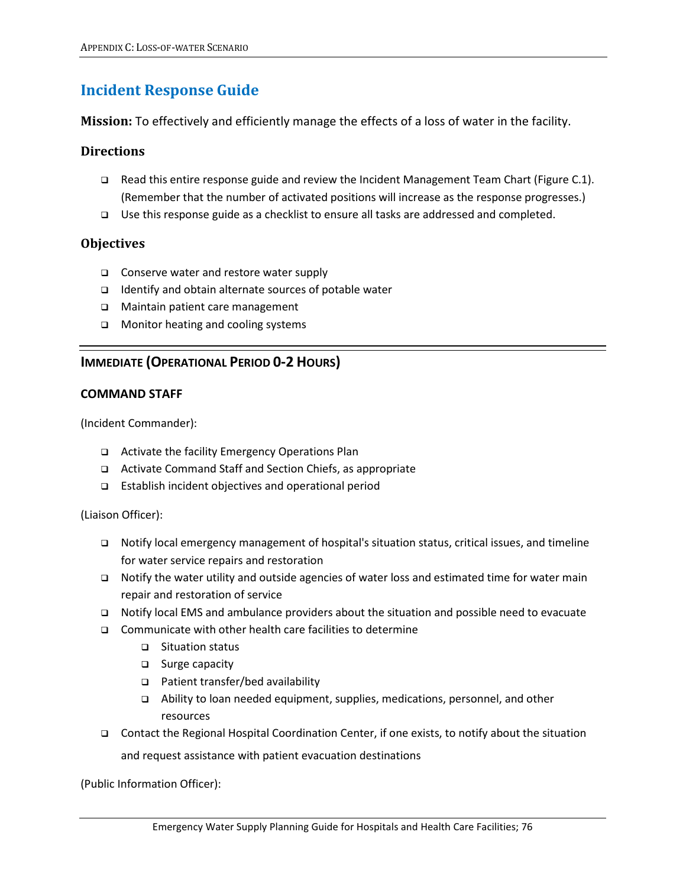## Incident Response Guide

**Mission:** To effectively and efficiently manage the effects of a loss of water in the facility.

### Directions

- Read this entire response guide and review the Incident Management Team Chart (Figure C.1). (Remember that the number of activated positions will increase as the response progresses.)
- Use this response guide as a checklist to ensure all tasks are addressed and completed.

### Objectives

- Conserve water and restore water supply
- Identify and obtain alternate sources of potable water
- Maintain patient care management
- Monitor heating and cooling systems

---

### IMMEDIATE (OPERATIONAL PERIOD 0-2 HOURS)

#### COMMAND STAFF

(Incident Commander):

- Activate the facility Emergency Operations Plan
- Activate Command Staff and Section Chiefs, as appropriate
- Establish incident objectives and operational period

(Liaison Officer):

- Notify local emergency management of hospital's situation status, critical issues, and timeline for water service repairs and restoration
- Notify the water utility and outside agencies of water loss and estimated time for water main repair and restoration of service
- Notify local EMS and ambulance providers about the situation and possible need to evacuate
- Communicate with other health care facilities to determine
  - Situation status
  - Surge capacity
  - Patient transfer/bed availability
  - Ability to loan needed equipment, supplies, medications, personnel, and other resources
- Contact the Regional Hospital Coordination Center, if one exists, to notify about the situation and request assistance with patient evacuation destinations

(Public Information Officer):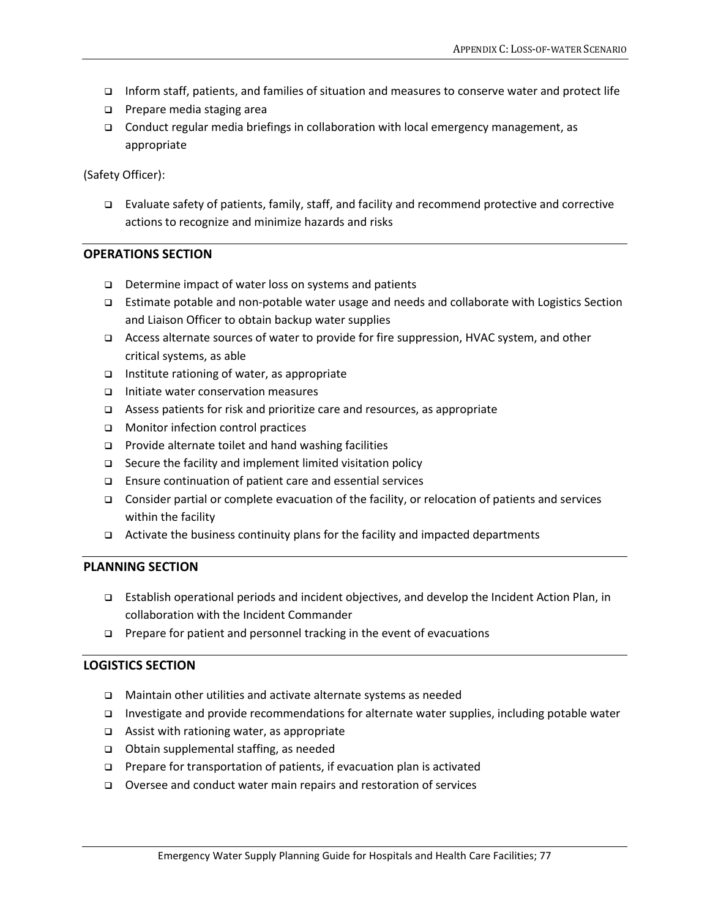- ❑ Inform staff, patients, and families of situation and measures to conserve water and protect life
- ❑ Prepare media staging area
- ❑ Conduct regular media briefings in collaboration with local emergency management, as appropriate

(Safety Officer):

- ❑ Evaluate safety of patients, family, staff, and facility and recommend protective and corrective actions to recognize and minimize hazards and risks

## OPERATIONS SECTION

- ❑ Determine impact of water loss on systems and patients
- ❑ Estimate potable and non-potable water usage and needs and collaborate with Logistics Section and Liaison Officer to obtain backup water supplies
- ❑ Access alternate sources of water to provide for fire suppression, HVAC system, and other critical systems, as able
- ❑ Institute rationing of water, as appropriate
- ❑ Initiate water conservation measures
- ❑ Assess patients for risk and prioritize care and resources, as appropriate
- ❑ Monitor infection control practices
- ❑ Provide alternate toilet and hand washing facilities
- ❑ Secure the facility and implement limited visitation policy
- ❑ Ensure continuation of patient care and essential services
- ❑ Consider partial or complete evacuation of the facility, or relocation of patients and services within the facility
- ❑ Activate the business continuity plans for the facility and impacted departments

## PLANNING SECTION

- ❑ Establish operational periods and incident objectives, and develop the Incident Action Plan, in collaboration with the Incident Commander
- ❑ Prepare for patient and personnel tracking in the event of evacuations

## LOGISTICS SECTION

- ❑ Maintain other utilities and activate alternate systems as needed
- ❑ Investigate and provide recommendations for alternate water supplies, including potable water
- ❑ Assist with rationing water, as appropriate
- ❑ Obtain supplemental staffing, as needed
- ❑ Prepare for transportation of patients, if evacuation plan is activated
- ❑ Oversee and conduct water main repairs and restoration of services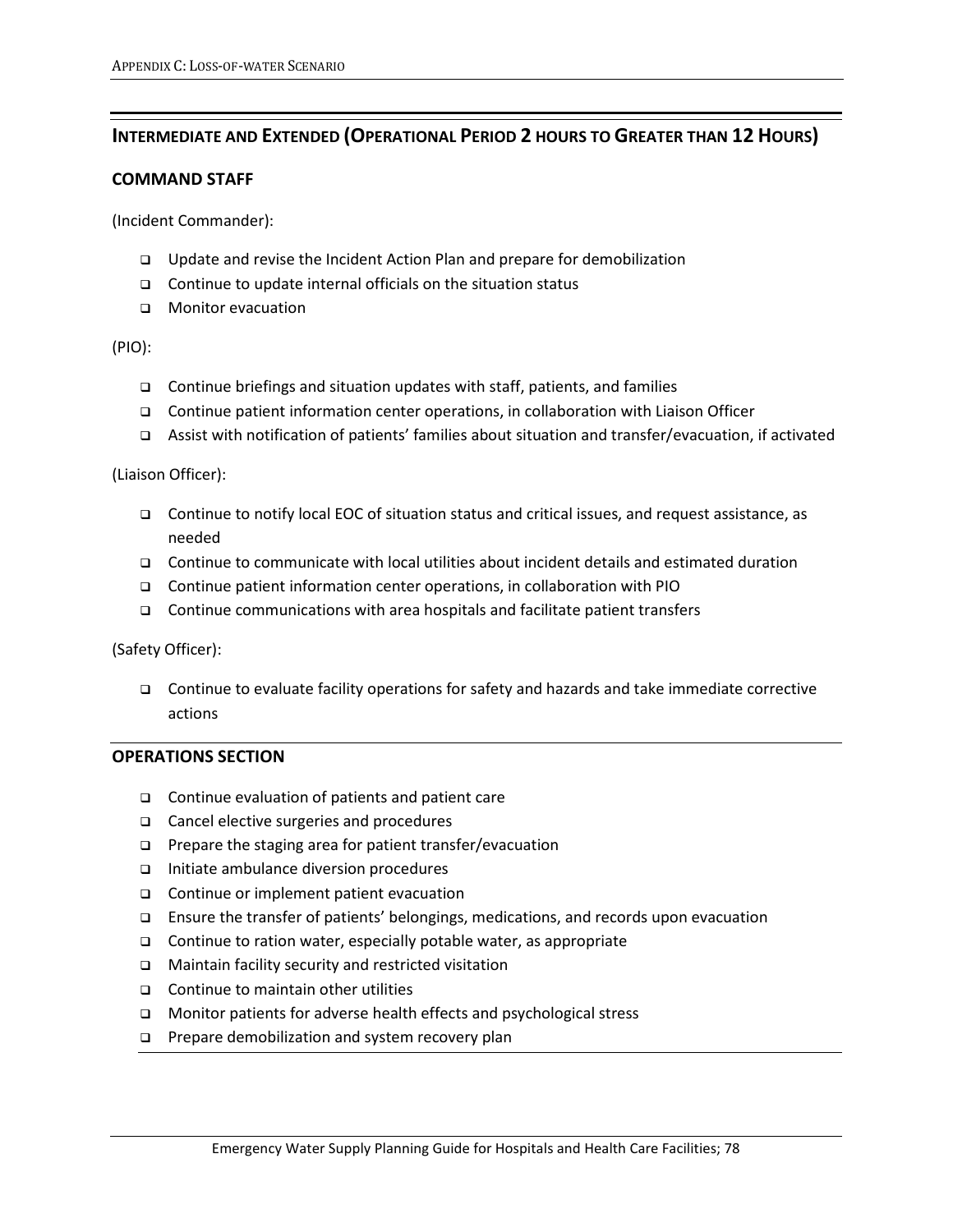## Intermediate and Extended (Operational Period 2 hours to Greater than 12 Hours)

### COMMAND STAFF

(Incident Commander):

- Update and revise the Incident Action Plan and prepare for demobilization
- Continue to update internal officials on the situation status
- Monitor evacuation

(PIO):

- Continue briefings and situation updates with staff, patients, and families
- Continue patient information center operations, in collaboration with Liaison Officer
- Assist with notification of patients' families about situation and transfer/evacuation, if activated

(Liaison Officer):

- Continue to notify local EOC of situation status and critical issues, and request assistance, as needed
- Continue to communicate with local utilities about incident details and estimated duration
- Continue patient information center operations, in collaboration with PIO
- Continue communications with area hospitals and facilitate patient transfers

(Safety Officer):

- Continue to evaluate facility operations for safety and hazards and take immediate corrective actions

### OPERATIONS SECTION

- Continue evaluation of patients and patient care
- Cancel elective surgeries and procedures
- Prepare the staging area for patient transfer/evacuation
- Initiate ambulance diversion procedures
- Continue or implement patient evacuation
- Ensure the transfer of patients' belongings, medications, and records upon evacuation
- Continue to ration water, especially potable water, as appropriate
- Maintain facility security and restricted visitation
- Continue to maintain other utilities
- Monitor patients for adverse health effects and psychological stress
- Prepare demobilization and system recovery plan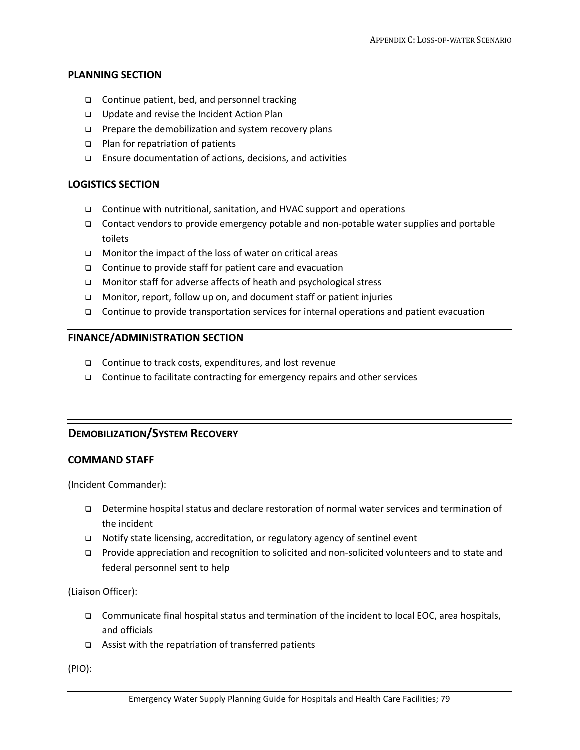#### PLANNING SECTION

- Continue patient, bed, and personnel tracking
- Update and revise the Incident Action Plan
- Prepare the demobilization and system recovery plans
- Plan for repatriation of patients
- Ensure documentation of actions, decisions, and activities

#### LOGISTICS SECTION

- Continue with nutritional, sanitation, and HVAC support and operations
- Contact vendors to provide emergency potable and non-potable water supplies and portable toilets
- Monitor the impact of the loss of water on critical areas
- Continue to provide staff for patient care and evacuation
- Monitor staff for adverse affects of heath and psychological stress
- Monitor, report, follow up on, and document staff or patient injuries
- Continue to provide transportation services for internal operations and patient evacuation

#### FINANCE/ADMINISTRATION SECTION

- Continue to track costs, expenditures, and lost revenue
- Continue to facilitate contracting for emergency repairs and other services

### DEMOBILIZATION/SYSTEM RECOVERY

#### COMMAND STAFF

(Incident Commander):

- Determine hospital status and declare restoration of normal water services and termination of the incident
- Notify state licensing, accreditation, or regulatory agency of sentinel event
- Provide appreciation and recognition to solicited and non-solicited volunteers and to state and federal personnel sent to help

(Liaison Officer):

- Communicate final hospital status and termination of the incident to local EOC, area hospitals, and officials
- Assist with the repatriation of transferred patients

(PIO):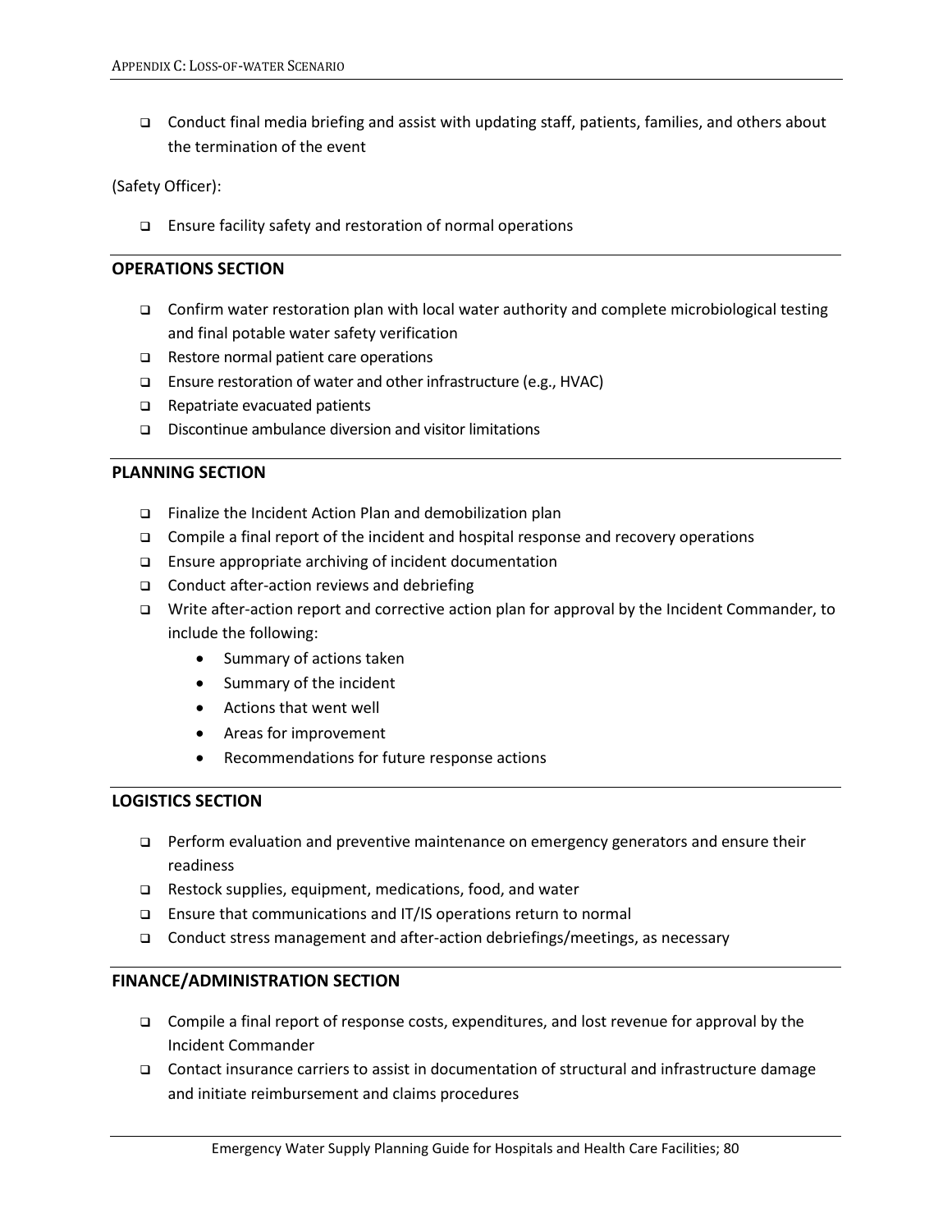- Conduct final media briefing and assist with updating staff, patients, families, and others about the termination of the event

(Safety Officer):

- Ensure facility safety and restoration of normal operations

## OPERATIONS SECTION

- Confirm water restoration plan with local water authority and complete microbiological testing and final potable water safety verification
- Restore normal patient care operations
- Ensure restoration of water and other infrastructure (e.g., HVAC)
- Repatriate evacuated patients
- Discontinue ambulance diversion and visitor limitations

## PLANNING SECTION

- Finalize the Incident Action Plan and demobilization plan
- Compile a final report of the incident and hospital response and recovery operations
- Ensure appropriate archiving of incident documentation
- Conduct after-action reviews and debriefing
- Write after-action report and corrective action plan for approval by the Incident Commander, to include the following:
  - Summary of actions taken
  - Summary of the incident
  - Actions that went well
  - Areas for improvement
  - Recommendations for future response actions

## LOGISTICS SECTION

- Perform evaluation and preventive maintenance on emergency generators and ensure their readiness
- Restock supplies, equipment, medications, food, and water
- Ensure that communications and IT/IS operations return to normal
- Conduct stress management and after-action debriefings/meetings, as necessary

## FINANCE/ADMINISTRATION SECTION

- Compile a final report of response costs, expenditures, and lost revenue for approval by the Incident Commander
- Contact insurance carriers to assist in documentation of structural and infrastructure damage and initiate reimbursement and claims procedures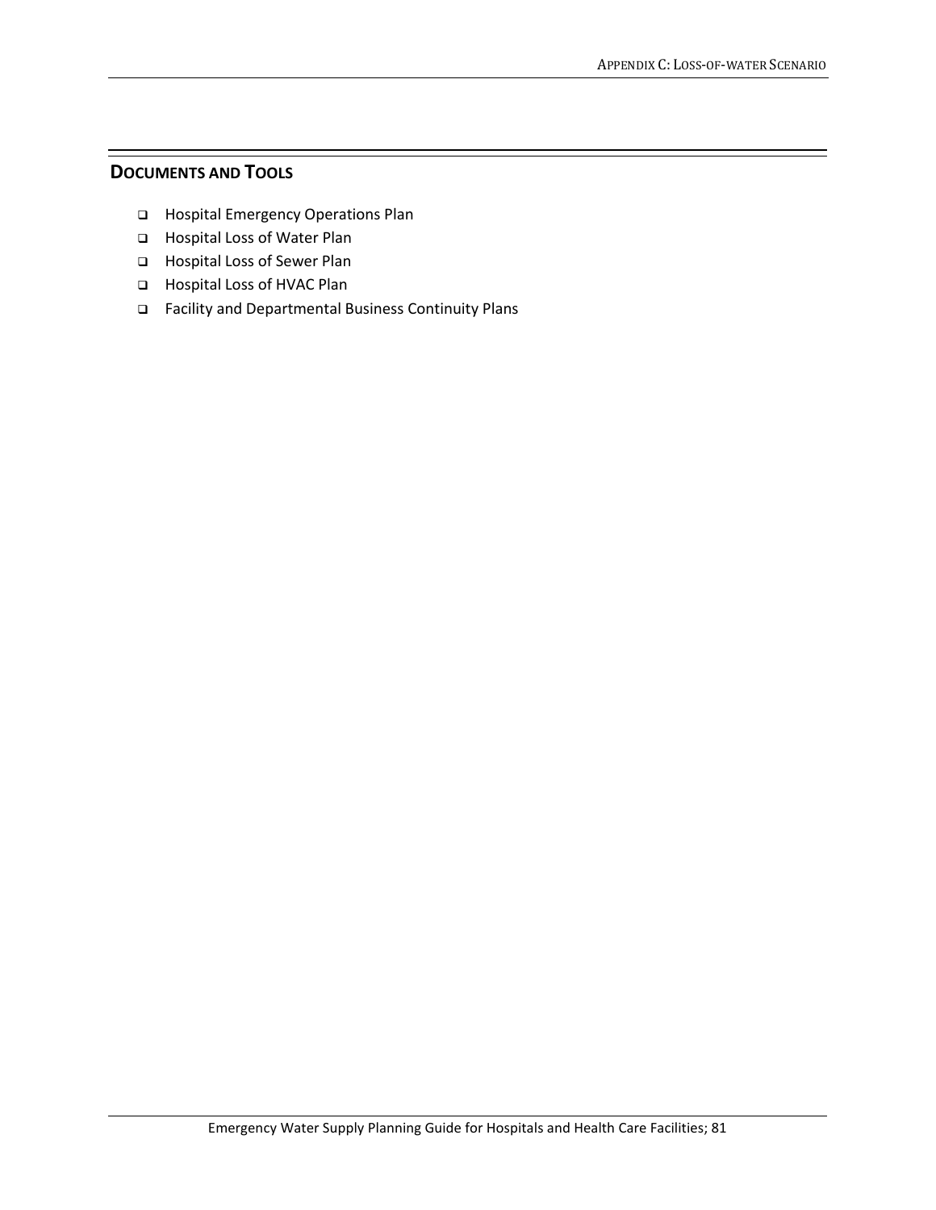## DOCUMENTS AND TOOLS

- Hospital Emergency Operations Plan
- Hospital Loss of Water Plan
- Hospital Loss of Sewer Plan
- Hospital Loss of HVAC Plan
- Facility and Departmental Business Continuity Plans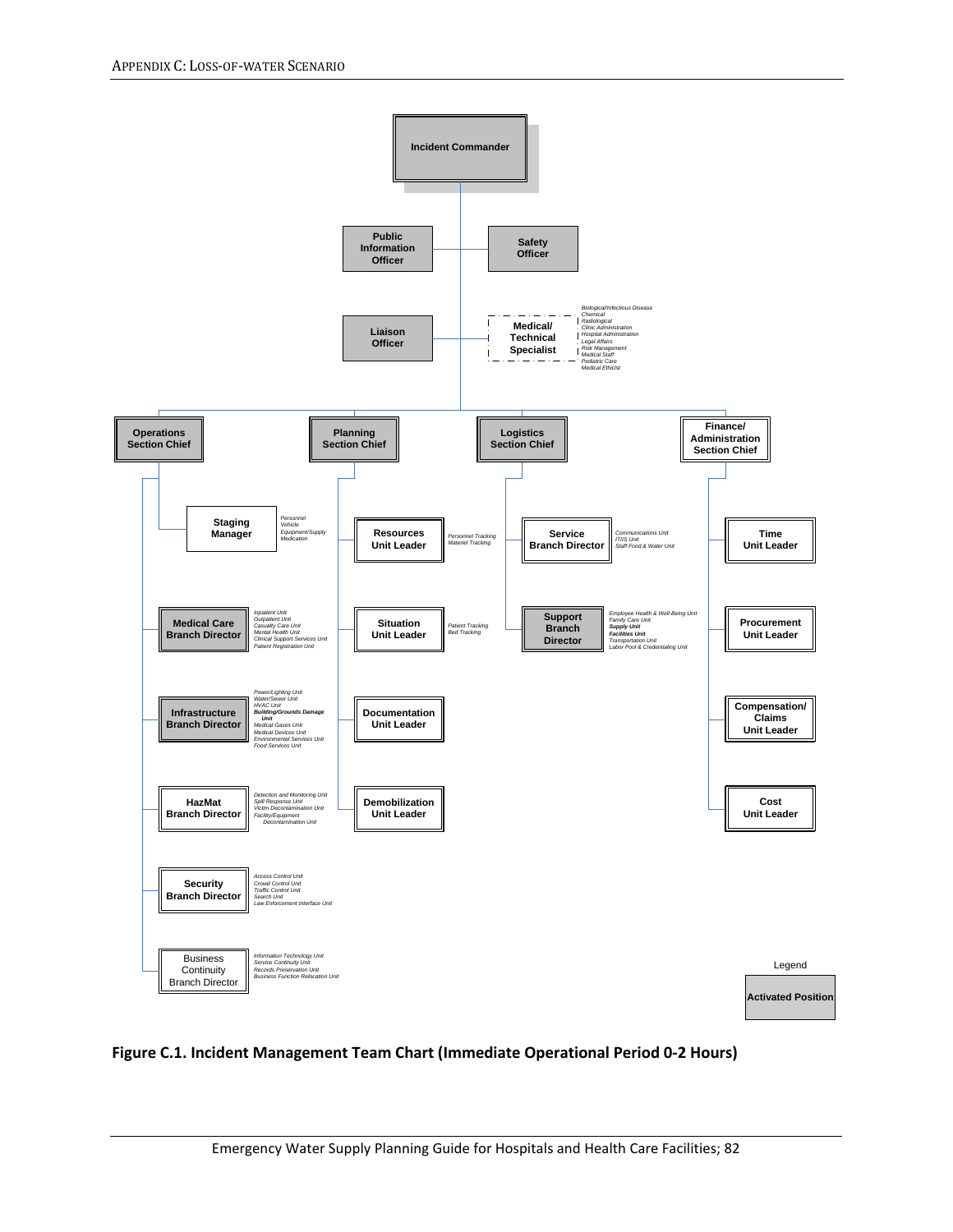**Incident Commander**

- **Public Information Officer**
- **Safety Officer**
- **Liaison Officer**
- **Medical/ Technical Specialist**
  - *Biological/Infectious Disease*
  - *Chemical*
  - *Radiological*
  - *Clinic Administration*
  - *Hospital Administration*
  - *Legal Affairs*
  - *Risk Management*
  - *Medical Staff*
  - *Pediatric Care*
  - *Medical Ethicist*

**Operations Section Chief**

- **Staging Manager**
  - *Personnel*
  - *Vehicle*
  - *Equipment/Supply*
  - *Medication*
- **Medical Care Branch Director**
  - *Inpatient Unit*
  - *Outpatient Unit*
  - *Casualty Care Unit*
  - *Mental Health Unit*
  - *Clinical Support Services Unit*
  - *Patient Registration Unit*
- **Infrastructure Branch Director**
  - *Power/Lighting Unit*
  - *Water/Sewer Unit*
  - *HVAC Unit*
  - ***Building/Grounds Damage Unit***
  - *Medical Gases Unit*
  - *Medical Devices Unit*
  - *Environmental Services Unit*
  - *Food Services Unit*
- **HazMat Branch Director**
  - *Detection and Monitoring Unit*
  - *Spill Response Unit*
  - *Victim Decontamination Unit*
  - *Facility/Equipment Decontamination Unit*
- **Security Branch Director**
  - *Access Control Unit*
  - *Crowd Control Unit*
  - *Traffic Control Unit*
  - *Search Unit*
  - *Law Enforcement Interface Unit*
- Business Continuity Branch Director
  - *Information Technology Unit*
  - *Service Continuity Unit*
  - *Records Preservation Unit*
  - *Business Function Relocation Unit*

**Planning Section Chief**

- **Resources Unit Leader**
  - *Personnel Tracking*
  - *Materiel Tracking*
- **Situation Unit Leader**
  - *Patient Tracking*
  - *Bed Tracking*
- **Documentation Unit Leader**
- **Demobilization Unit Leader**

**Logistics Section Chief**

- **Service Branch Director**
  - *Communications Unit*
  - *IT/IS Unit*
  - *Staff Food & Water Unit*
- **Support Branch Director**
  - *Employee Health & Well-Being Unit*
  - *Family Care Unit*
  - ***Supply Unit***
  - ***Facilities Unit***
  - *Transportation Unit*
  - *Labor Pool & Credentialing Unit*

**Finance/ Administration Section Chief**

- **Time Unit Leader**
- **Procurement Unit Leader**
- **Compensation/ Claims Unit Leader**
- **Cost Unit Leader**

Legend: **Activated Position** (shaded)

**Figure C.1. Incident Management Team Chart (Immediate Operational Period 0-2 Hours)**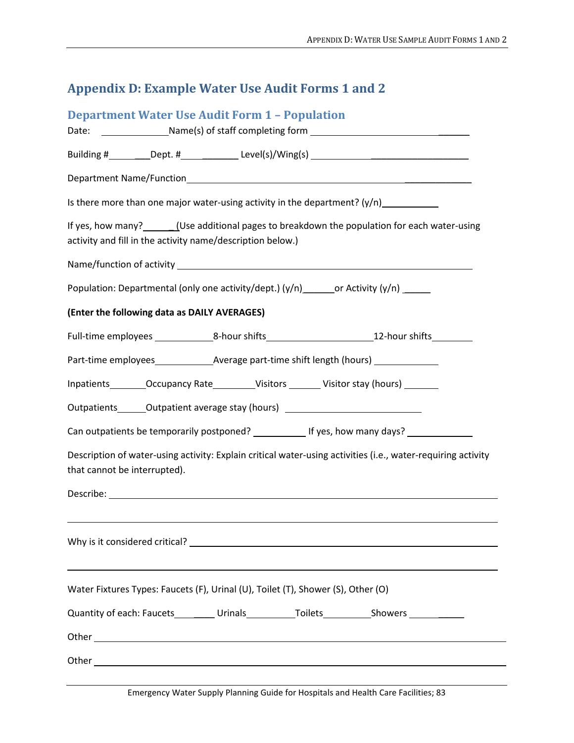# Appendix D: Example Water Use Audit Forms 1 and 2

## Department Water Use Audit Form 1 – Population

Date: ______________ Name(s) of staff completing form ________________________________

Building # __________ Dept. # _____________ Level(s)/Wing(s) ________________________________

Department Name/Function ________________________________________________________________

Is there more than one major water-using activity in the department? (y/n) ___________

If yes, how many? _______ (Use additional pages to breakdown the population for each water-using activity and fill in the activity name/description below.)

Name/function of activity ________________________________________________________________

Population: Departmental (only one activity/dept.) (y/n) ______ or Activity (y/n) _____

**(Enter the following data as DAILY AVERAGES)**

Full-time employees ___________ 8-hour shifts ____________________ 12-hour shifts ________

Part-time employees ___________ Average part-time shift length (hours) ____________

Inpatients _______ Occupancy Rate ________ Visitors ______ Visitor stay (hours) _______

Outpatients ______ Outpatient average stay (hours) __________________________

Can outpatients be temporarily postponed? __________ If yes, how many days? ____________

Description of water-using activity: Explain critical water-using activities (i.e., water-requiring activity that cannot be interrupted).

Describe: ________________________________________________________________

________________________________________________________________

Why is it considered critical? ________________________________________________________________

________________________________________________________________

Water Fixtures Types: Faucets (F), Urinal (U), Toilet (T), Shower (S), Other (O)

Quantity of each: Faucets ________ Urinals _________ Toilets _________ Showers ___________

Other ________________________________________________________________

Other ________________________________________________________________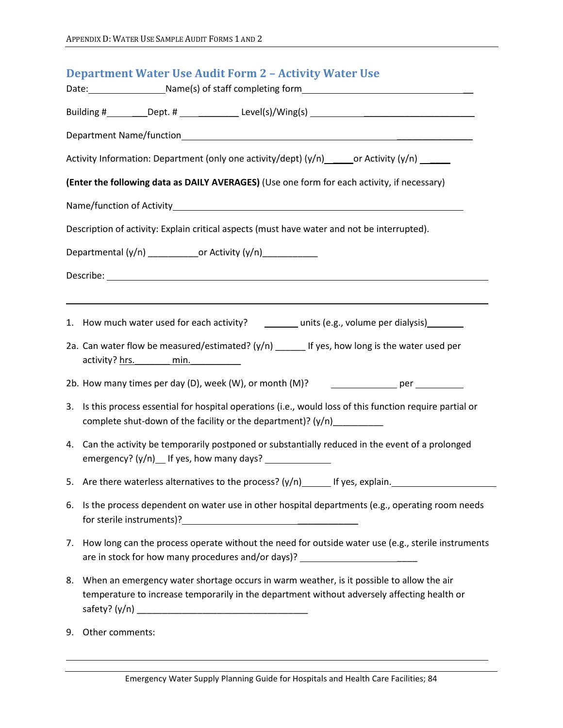## Department Water Use Audit Form 2 – Activity Water Use

Date: _______________ Name(s) of staff completing form _________________________________

Building # __________ Dept. # _____________ Level(s)/Wing(s) _________________________________

Department Name/function ____________________________________________________________

Activity Information: Department (only one activity/dept) (y/n) ______ or Activity (y/n) ______

**(Enter the following data as DAILY AVERAGES)** (Use one form for each activity, if necessary)

Name/function of Activity ____________________________________________________________

Description of activity: Explain critical aspects (must have water and not be interrupted).

Departmental (y/n) __________ or Activity (y/n) ___________

Describe: ____________________________________________________________________________

_____________________________________________________________________________________

1. How much water used for each activity? _______ units (e.g., volume per dialysis) _______

2a. Can water flow be measured/estimated? (y/n) ______ If yes, how long is the water used per activity? hrs. _______ min. __________

2b. How many times per day (D), week (W), or month (M)? _____________ per __________

3. Is this process essential for hospital operations (i.e., would loss of this function require partial or complete shut-down of the facility or the department)? (y/n) __________

4. Can the activity be temporarily postponed or substantially reduced in the event of a prolonged emergency? (y/n) __ If yes, how many days? _____________

5. Are there waterless alternatives to the process? (y/n) ______ If yes, explain. _____________________

6. Is the process dependent on water use in other hospital departments (e.g., operating room needs for sterile instruments)? ___________________________________

7. How long can the process operate without the need for outside water use (e.g., sterile instruments are in stock for how many procedures and/or days)? _________________________

8. When an emergency water shortage occurs in warm weather, is it possible to allow the air temperature to increase temporarily in the department without adversely affecting health or safety? (y/n) __________________________________

9. Other comments:

_____________________________________________________________________________________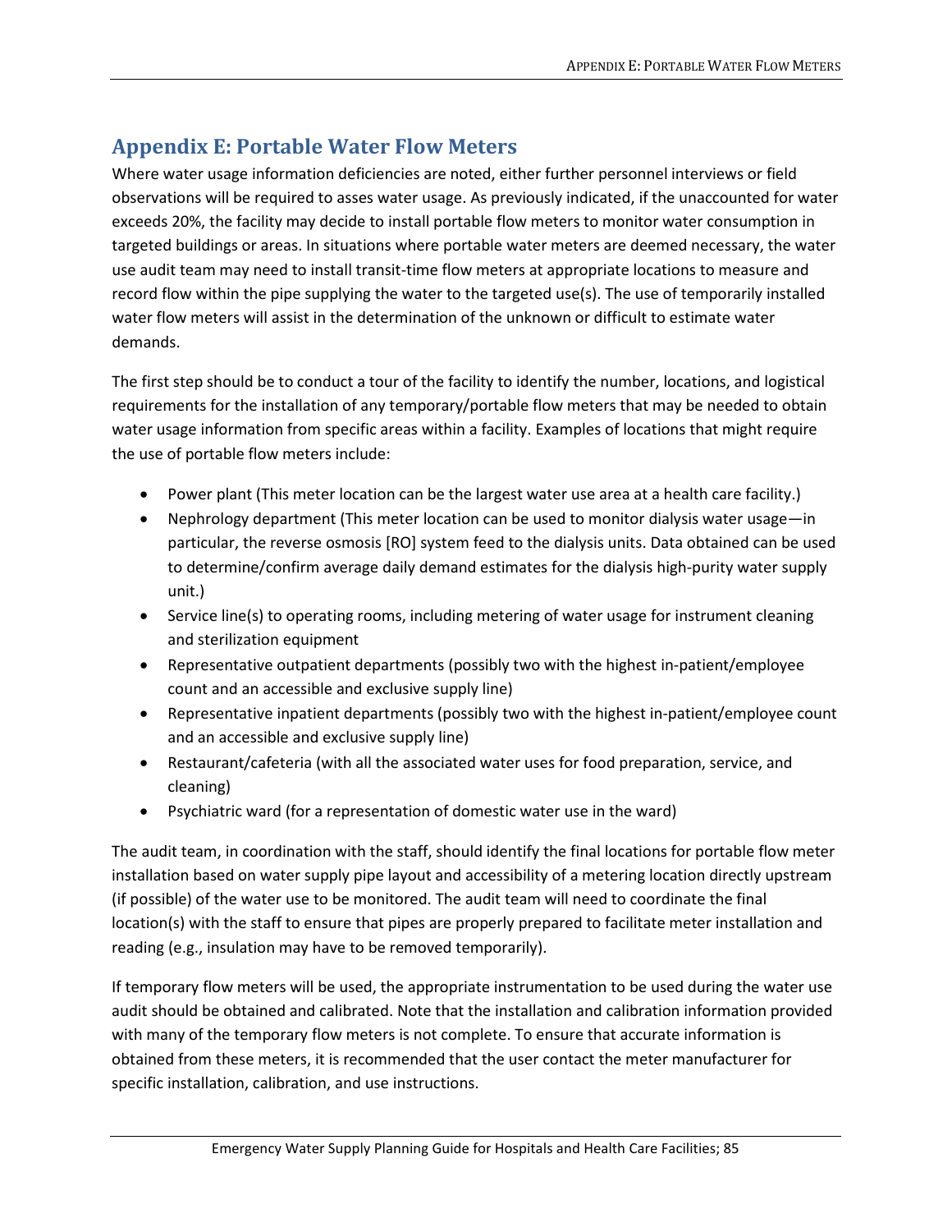# Appendix E: Portable Water Flow Meters

Where water usage information deficiencies are noted, either further personnel interviews or field observations will be required to asses water usage. As previously indicated, if the unaccounted for water exceeds 20%, the facility may decide to install portable flow meters to monitor water consumption in targeted buildings or areas. In situations where portable water meters are deemed necessary, the water use audit team may need to install transit-time flow meters at appropriate locations to measure and record flow within the pipe supplying the water to the targeted use(s). The use of temporarily installed water flow meters will assist in the determination of the unknown or difficult to estimate water demands.

The first step should be to conduct a tour of the facility to identify the number, locations, and logistical requirements for the installation of any temporary/portable flow meters that may be needed to obtain water usage information from specific areas within a facility. Examples of locations that might require the use of portable flow meters include:

- Power plant (This meter location can be the largest water use area at a health care facility.)
- Nephrology department (This meter location can be used to monitor dialysis water usage—in particular, the reverse osmosis [RO] system feed to the dialysis units. Data obtained can be used to determine/confirm average daily demand estimates for the dialysis high-purity water supply unit.)
- Service line(s) to operating rooms, including metering of water usage for instrument cleaning and sterilization equipment
- Representative outpatient departments (possibly two with the highest in-patient/employee count and an accessible and exclusive supply line)
- Representative inpatient departments (possibly two with the highest in-patient/employee count and an accessible and exclusive supply line)
- Restaurant/cafeteria (with all the associated water uses for food preparation, service, and cleaning)
- Psychiatric ward (for a representation of domestic water use in the ward)

The audit team, in coordination with the staff, should identify the final locations for portable flow meter installation based on water supply pipe layout and accessibility of a metering location directly upstream (if possible) of the water use to be monitored. The audit team will need to coordinate the final location(s) with the staff to ensure that pipes are properly prepared to facilitate meter installation and reading (e.g., insulation may have to be removed temporarily).

If temporary flow meters will be used, the appropriate instrumentation to be used during the water use audit should be obtained and calibrated. Note that the installation and calibration information provided with many of the temporary flow meters is not complete. To ensure that accurate information is obtained from these meters, it is recommended that the user contact the meter manufacturer for specific installation, calibration, and use instructions.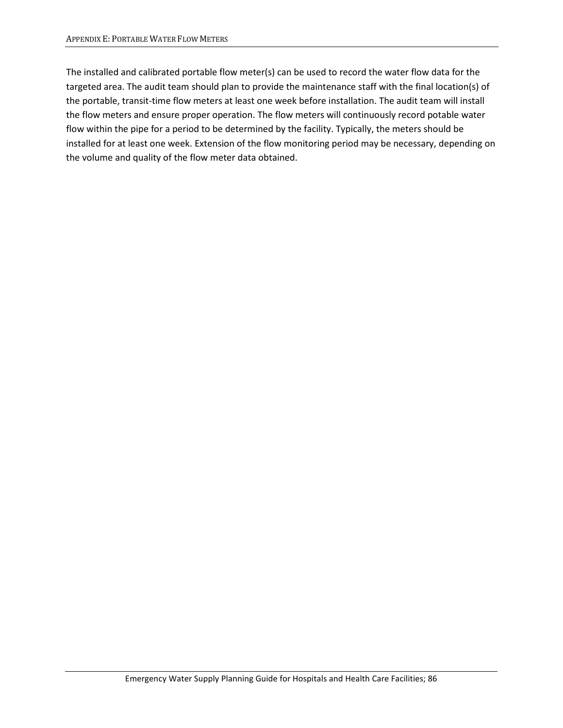The installed and calibrated portable flow meter(s) can be used to record the water flow data for the targeted area. The audit team should plan to provide the maintenance staff with the final location(s) of the portable, transit-time flow meters at least one week before installation. The audit team will install the flow meters and ensure proper operation. The flow meters will continuously record potable water flow within the pipe for a period to be determined by the facility. Typically, the meters should be installed for at least one week. Extension of the flow monitoring period may be necessary, depending on the volume and quality of the flow meter data obtained.